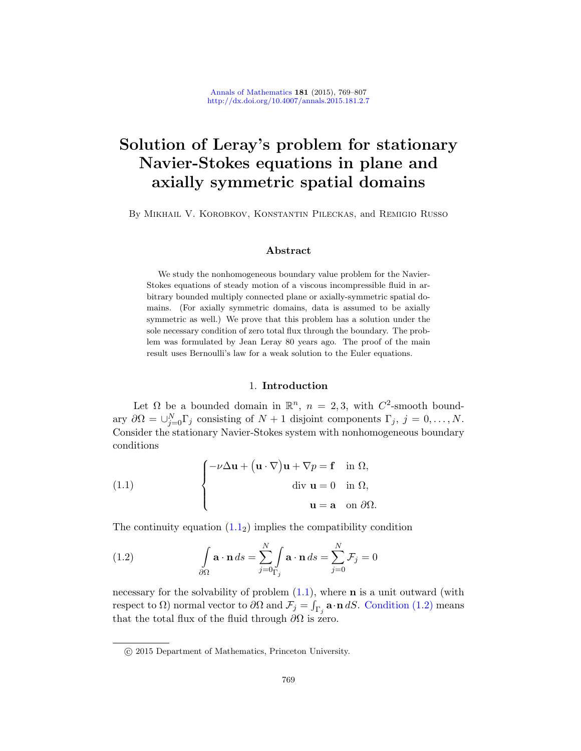# Solution of Leray's problem for stationary Navier-Stokes equations in plane and axially symmetric spatial domains

By Mikhail V. Korobkov, Konstantin Pileckas, and Remigio Russo

### Abstract

We study the nonhomogeneous boundary value problem for the Navier-Stokes equations of steady motion of a viscous incompressible fluid in arbitrary bounded multiply connected plane or axially-symmetric spatial domains. (For axially symmetric domains, data is assumed to be axially symmetric as well.) We prove that this problem has a solution under the sole necessary condition of zero total flux through the boundary. The problem was formulated by Jean Leray 80 years ago. The proof of the main result uses Bernoulli's law for a weak solution to the Euler equations.

## 1. Introduction

Let $\Omega$ be a bounded domain in $\mathbb{R}^n$, $n = 2, 3$, with $C^2$-smooth boundary $\partial\Omega = \cup_{j=0}^{N}\Gamma_j$ consisting of $N+1$ disjoint components $\Gamma_j$, $j = 0, \dots, N$. Consider the stationary Navier-Stokes system with nonhomogeneous boundary conditions

$$
\begin{cases}
-\nu\Delta\mathbf{u} + \big(\mathbf{u}\cdot\nabla\big)\mathbf{u} + \nabla p = \mathbf{f} & \text{in } \Omega,\\
\operatorname{div}\,\mathbf{u} = 0 & \text{in } \Omega,\\
\mathbf{u} = \mathbf{a} & \text{on } \partial\Omega.
\end{cases}
\tag{1.1}
$$

The continuity equation ($1.1_2$) implies the compatibility condition

$$
\int\limits_{\partial\Omega} \mathbf{a}\cdot\mathbf{n}\,ds = \sum_{j=0}^{N}\int\limits_{\Gamma_j} \mathbf{a}\cdot\mathbf{n}\,ds = \sum_{j=0}^{N}\mathcal{F}_j = 0
\tag{1.2}
$$

necessary for the solvability of problem (1.1), where $\mathbf{n}$ is a unit outward (with respect to $\Omega$) normal vector to $\partial\Omega$ and $\mathcal{F}_j = \int_{\Gamma_j}\mathbf{a}\cdot\mathbf{n}\,dS$. Condition (1.2) means that the total flux of the fluid through $\partial\Omega$ is zero.

© 2015 Department of Mathematics, Princeton University.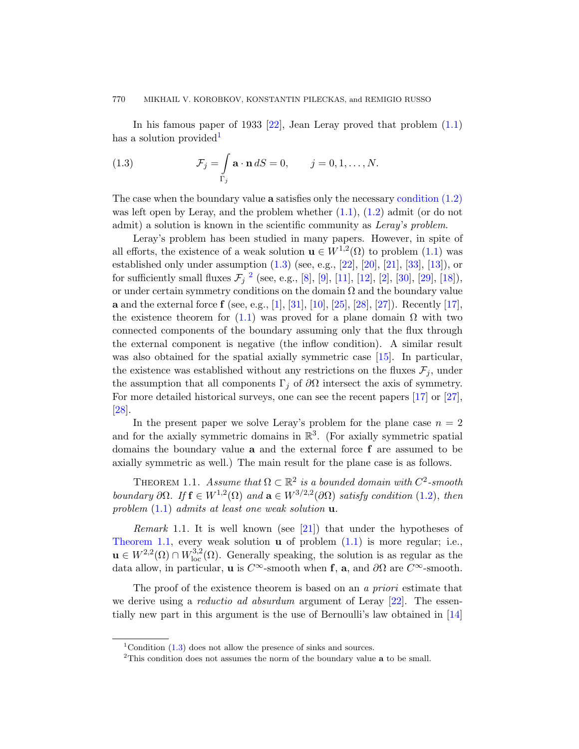In his famous paper of 1933 [22], Jean Leray proved that problem (1.1) has a solution provided[1]

$$
\mathcal{F}_j = \int\limits_{\Gamma_j} \mathbf{a} \cdot \mathbf{n} \, dS = 0, \qquad j = 0, 1, \ldots, N. \tag{1.3}
$$

The case when the boundary value $\mathbf{a}$ satisfies only the necessary condition (1.2) was left open by Leray, and the problem whether (1.1), (1.2) admit (or do not admit) a solution is known in the scientific community as *Leray's problem*.

Leray's problem has been studied in many papers. However, in spite of all efforts, the existence of a weak solution $\mathbf{u} \in W^{1,2}(\Omega)$ to problem (1.1) was established only under assumption (1.3) (see, e.g., [22], [20], [21], [33], [13]), or for sufficiently small fluxes $\mathcal{F}_j$ [2] (see, e.g., [8], [9], [11], [12], [2], [30], [29], [18]), or under certain symmetry conditions on the domain $\Omega$ and the boundary value $\mathbf{a}$ and the external force $\mathbf{f}$ (see, e.g., [1], [31], [10], [25], [28], [27]). Recently [17], the existence theorem for (1.1) was proved for a plane domain $\Omega$ with two connected components of the boundary assuming only that the flux through the external component is negative (the inflow condition). A similar result was also obtained for the spatial axially symmetric case [15]. In particular, the existence was established without any restrictions on the fluxes $\mathcal{F}_j$, under the assumption that all components $\Gamma_j$ of $\partial\Omega$ intersect the axis of symmetry. For more detailed historical surveys, one can see the recent papers [17] or [27], [28].

In the present paper we solve Leray's problem for the plane case $n = 2$ and for the axially symmetric domains in $\mathbb{R}^3$. (For axially symmetric spatial domains the boundary value $\mathbf{a}$ and the external force $\mathbf{f}$ are assumed to be axially symmetric as well.) The main result for the plane case is as follows.

Theorem 1.1. *Assume that $\Omega \subset \mathbb{R}^2$ is a bounded domain with $C^2$-smooth boundary $\partial\Omega$. If $\mathbf{f} \in W^{1,2}(\Omega)$ and $\mathbf{a} \in W^{3/2,2}(\partial\Omega)$ satisfy condition (1.2), then problem (1.1) admits at least one weak solution $\mathbf{u}$.*

*Remark* 1.1. It is well known (see [21]) that under the hypotheses of Theorem 1.1, every weak solution $\mathbf{u}$ of problem (1.1) is more regular; i.e., $\mathbf{u} \in W^{2,2}(\Omega) \cap W^{3,2}_{\text{loc}}(\Omega)$. Generally speaking, the solution is as regular as the data allow, in particular, $\mathbf{u}$ is $C^\infty$-smooth when $\mathbf{f}$, $\mathbf{a}$, and $\partial\Omega$ are $C^\infty$-smooth.

The proof of the existence theorem is based on an *a priori* estimate that we derive using a *reductio ad absurdum* argument of Leray [22]. The essentially new part in this argument is the use of Bernoulli's law obtained in [14]

[1] Condition (1.3) does not allow the presence of sinks and sources.

[2] This condition does not assumes the norm of the boundary value $\mathbf{a}$ to be small.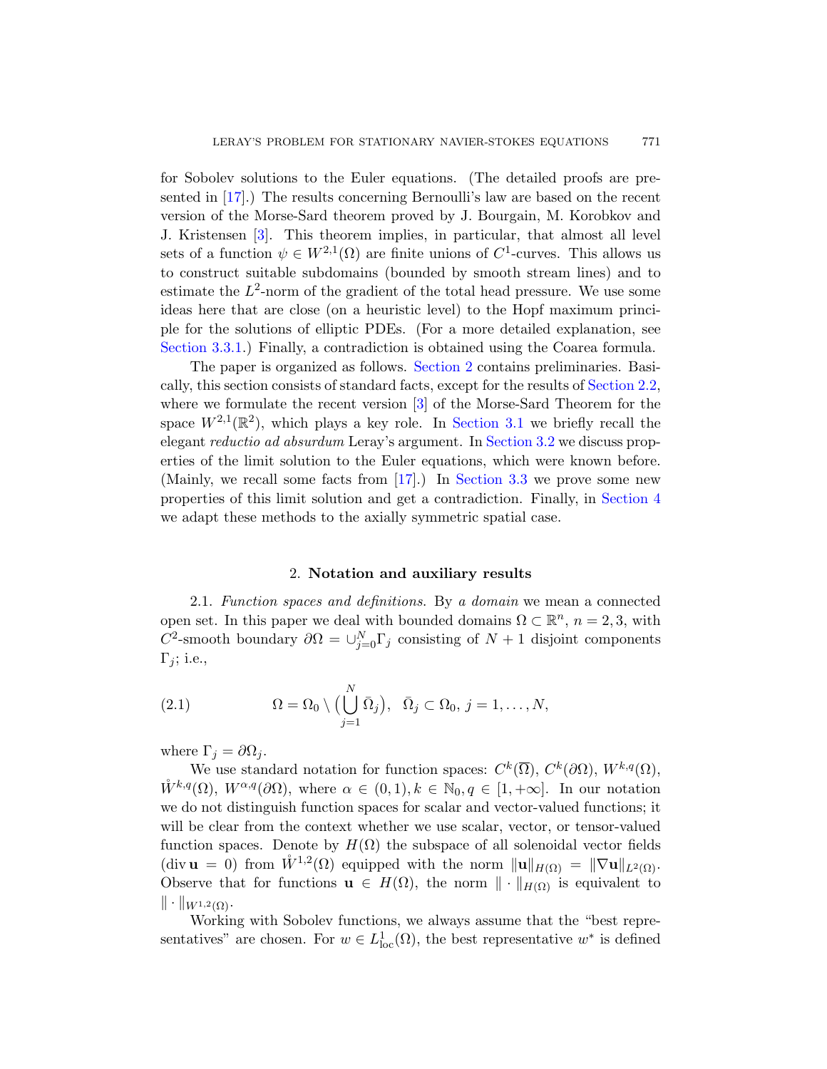for Sobolev solutions to the Euler equations. (The detailed proofs are presented in [17].) The results concerning Bernoulli's law are based on the recent version of the Morse-Sard theorem proved by J. Bourgain, M. Korobkov and J. Kristensen [3]. This theorem implies, in particular, that almost all level sets of a function $\psi \in W^{2,1}(\Omega)$ are finite unions of $C^1$-curves. This allows us to construct suitable subdomains (bounded by smooth stream lines) and to estimate the $L^2$-norm of the gradient of the total head pressure. We use some ideas here that are close (on a heuristic level) to the Hopf maximum principle for the solutions of elliptic PDEs. (For a more detailed explanation, see Section 3.3.1.) Finally, a contradiction is obtained using the Coarea formula.

The paper is organized as follows. Section 2 contains preliminaries. Basically, this section consists of standard facts, except for the results of Section 2.2, where we formulate the recent version [3] of the Morse-Sard Theorem for the space $W^{2,1}(\mathbb{R}^2)$, which plays a key role. In Section 3.1 we briefly recall the elegant *reductio ad absurdum* Leray's argument. In Section 3.2 we discuss properties of the limit solution to the Euler equations, which were known before. (Mainly, we recall some facts from [17].) In Section 3.3 we prove some new properties of this limit solution and get a contradiction. Finally, in Section 4 we adapt these methods to the axially symmetric spatial case.

## 2. Notation and auxiliary results

2.1. *Function spaces and definitions.* By *a domain* we mean a connected open set. In this paper we deal with bounded domains $\Omega \subset \mathbb{R}^n$, $n = 2, 3$, with $C^2$-smooth boundary $\partial\Omega = \cup_{j=0}^{N} \Gamma_j$ consisting of $N+1$ disjoint components $\Gamma_j$; i.e.,

$$
\Omega = \Omega_0 \setminus \Big( \bigcup_{j=1}^{N} \bar{\Omega}_j \Big), \quad \bar{\Omega}_j \subset \Omega_0, \; j = 1, \ldots, N, \tag{2.1}
$$

where $\Gamma_j = \partial\Omega_j$.

We use standard notation for function spaces: $C^k(\overline{\Omega})$, $C^k(\partial\Omega)$, $W^{k,q}(\Omega)$, $\mathring{W}^{k,q}(\Omega)$, $W^{\alpha,q}(\partial\Omega)$, where $\alpha \in (0,1), k \in \mathbb{N}_0, q \in [1, +\infty]$. In our notation we do not distinguish function spaces for scalar and vector-valued functions; it will be clear from the context whether we use scalar, vector, or tensor-valued function spaces. Denote by $H(\Omega)$ the subspace of all solenoidal vector fields ($\operatorname{div} \mathbf{u} = 0$) from $\mathring{W}^{1,2}(\Omega)$ equipped with the norm $\|\mathbf{u}\|_{H(\Omega)} = \|\nabla \mathbf{u}\|_{L^2(\Omega)}$. Observe that for functions $\mathbf{u} \in H(\Omega)$, the norm $\|\cdot\|_{H(\Omega)}$ is equivalent to $\|\cdot\|_{W^{1,2}(\Omega)}$.

Working with Sobolev functions, we always assume that the "best representatives" are chosen. For $w \in L^1_{\mathrm{loc}}(\Omega)$, the best representative $w^*$ is defined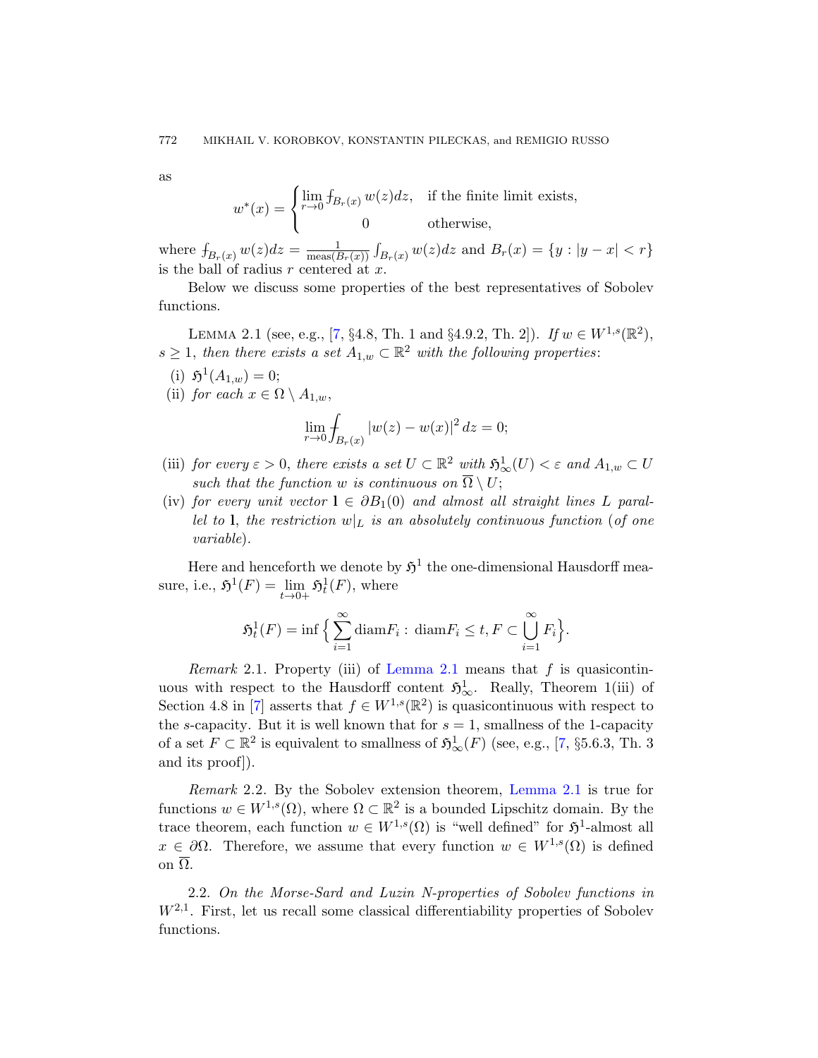as

$$w^*(x) = \begin{cases} \lim\limits_{r\to 0} \fint_{B_r(x)} w(z)dz, & \text{if the finite limit exists,} \\ 0 & \text{otherwise,} \end{cases}$$

where $\fint_{B_r(x)} w(z)dz = \frac{1}{\text{meas}(B_r(x))} \int_{B_r(x)} w(z)dz$ and $B_r(x) = \{y : |y-x| < r\}$ is the ball of radius $r$ centered at $x$.

Below we discuss some properties of the best representatives of Sobolev functions.

LEMMA 2.1 (see, e.g., [7, §4.8, Th. 1 and §4.9.2, Th. 2]). *If $w \in W^{1,s}(\mathbb{R}^2)$, $s \geq 1$, then there exists a set $A_{1,w} \subset \mathbb{R}^2$ with the following properties*:

(i) $\mathfrak{H}^1(A_{1,w}) = 0$;

(ii) *for each $x \in \Omega \setminus A_{1,w}$,*

$$\lim_{r\to 0} \fint_{B_r(x)} |w(z) - w(x)|^2 \, dz = 0;$$

(iii) *for every $\varepsilon > 0$, there exists a set $U \subset \mathbb{R}^2$ with $\mathfrak{H}^1_\infty(U) < \varepsilon$ and $A_{1,w} \subset U$ such that the function $w$ is continuous on $\overline{\Omega} \setminus U$;*

(iv) *for every unit vector $\mathbf{l} \in \partial B_1(0)$ and almost all straight lines $L$ parallel to $\mathbf{l}$, the restriction $w|_L$ is an absolutely continuous function (of one variable).*

Here and henceforth we denote by $\mathfrak{H}^1$ the one-dimensional Hausdorff measure, i.e., $\mathfrak{H}^1(F) = \lim\limits_{t\to 0+} \mathfrak{H}^1_t(F)$, where

$$\mathfrak{H}^1_t(F) = \inf\Big\{ \sum_{i=1}^{\infty} \text{diam} F_i : \text{diam} F_i \leq t, F \subset \bigcup_{i=1}^{\infty} F_i \Big\}.$$

*Remark* 2.1. Property (iii) of Lemma 2.1 means that $f$ is quasicontinuous with respect to the Hausdorff content $\mathfrak{H}^1_\infty$. Really, Theorem 1(iii) of Section 4.8 in [7] asserts that $f \in W^{1,s}(\mathbb{R}^2)$ is quasicontinuous with respect to the $s$-capacity. But it is well known that for $s = 1$, smallness of the 1-capacity of a set $F \subset \mathbb{R}^2$ is equivalent to smallness of $\mathfrak{H}^1_\infty(F)$ (see, e.g., [7, §5.6.3, Th. 3 and its proof]).

*Remark* 2.2. By the Sobolev extension theorem, Lemma 2.1 is true for functions $w \in W^{1,s}(\Omega)$, where $\Omega \subset \mathbb{R}^2$ is a bounded Lipschitz domain. By the trace theorem, each function $w \in W^{1,s}(\Omega)$ is "well defined" for $\mathfrak{H}^1$-almost all $x \in \partial\Omega$. Therefore, we assume that every function $w \in W^{1,s}(\Omega)$ is defined on $\overline{\Omega}$.

2.2. *On the Morse-Sard and Luzin N-properties of Sobolev functions in* $W^{2,1}$. First, let us recall some classical differentiability properties of Sobolev functions.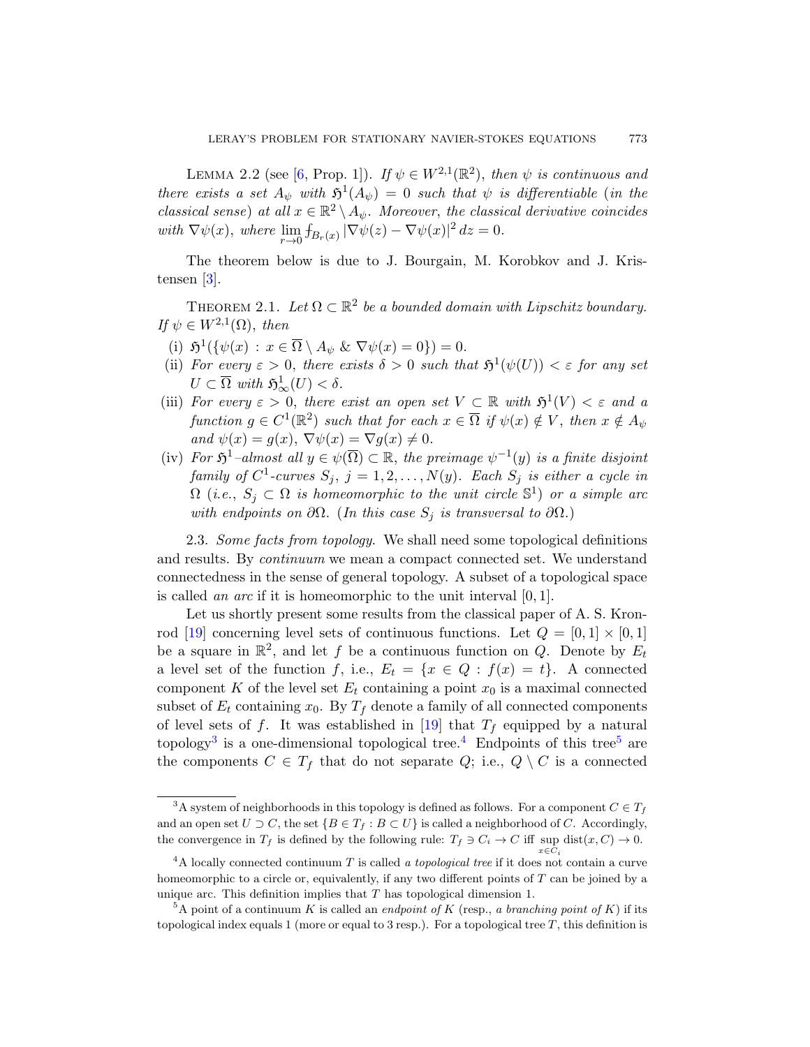Lemma 2.2 (see [6, Prop. 1]). *If $\psi \in W^{2,1}(\mathbb{R}^2)$, then $\psi$ is continuous and there exists a set $A_\psi$ with $\mathfrak{H}^1(A_\psi) = 0$ such that $\psi$ is differentiable (in the classical sense) at all $x \in \mathbb{R}^2 \setminus A_\psi$. Moreover, the classical derivative coincides with $\nabla\psi(x)$, where $\lim\limits_{r\to 0} ⨍_{B_r(x)} |\nabla\psi(z) - \nabla\psi(x)|^2\, dz = 0$.*

The theorem below is due to J. Bourgain, M. Korobkov and J. Kristensen [3].

Theorem 2.1. *Let $\Omega \subset \mathbb{R}^2$ be a bounded domain with Lipschitz boundary. If $\psi \in W^{2,1}(\Omega)$, then*

(i) *$\mathfrak{H}^1(\{\psi(x) : x \in \overline{\Omega} \setminus A_\psi \ \&\ \nabla\psi(x) = 0\}) = 0$.*

(ii) *For every $\varepsilon > 0$, there exists $\delta > 0$ such that $\mathfrak{H}^1(\psi(U)) < \varepsilon$ for any set $U \subset \overline{\Omega}$ with $\mathfrak{H}^1_\infty(U) < \delta$.*

(iii) *For every $\varepsilon > 0$, there exist an open set $V \subset \mathbb{R}$ with $\mathfrak{H}^1(V) < \varepsilon$ and a function $g \in C^1(\mathbb{R}^2)$ such that for each $x \in \overline{\Omega}$ if $\psi(x) \notin V$, then $x \notin A_\psi$ and $\psi(x) = g(x)$, $\nabla\psi(x) = \nabla g(x) \neq 0$.*

(iv) *For $\mathfrak{H}^1$–almost all $y \in \psi(\overline{\Omega}) \subset \mathbb{R}$, the preimage $\psi^{-1}(y)$ is a finite disjoint family of $C^1$-curves $S_j$, $j = 1, 2, \ldots, N(y)$. Each $S_j$ is either a cycle in $\Omega$ (i.e., $S_j \subset \Omega$ is homeomorphic to the unit circle $\mathbb{S}^1$) or a simple arc with endpoints on $\partial\Omega$. (In this case $S_j$ is transversal to $\partial\Omega$.)*

2.3. *Some facts from topology*. We shall need some topological definitions and results. By *continuum* we mean a compact connected set. We understand connectedness in the sense of general topology. A subset of a topological space is called *an arc* if it is homeomorphic to the unit interval $[0, 1]$.

Let us shortly present some results from the classical paper of A. S. Kronrod [19] concerning level sets of continuous functions. Let $Q = [0, 1] \times [0, 1]$ be a square in $\mathbb{R}^2$, and let $f$ be a continuous function on $Q$. Denote by $E_t$ a level set of the function $f$, i.e., $E_t = \{x \in Q : f(x) = t\}$. A connected component $K$ of the level set $E_t$ containing a point $x_0$ is a maximal connected subset of $E_t$ containing $x_0$. By $T_f$ denote a family of all connected components of level sets of $f$. It was established in [19] that $T_f$ equipped by a natural topology[3] is a one-dimensional topological tree.[4] Endpoints of this tree[5] are the components $C \in T_f$ that do not separate $Q$; i.e., $Q \setminus C$ is a connected

---

[3] A system of neighborhoods in this topology is defined as follows. For a component $C \in T_f$ and an open set $U \supset C$, the set $\{B \in T_f : B \subset U\}$ is called a neighborhood of $C$. Accordingly, the convergence in $T_f$ is defined by the following rule: $T_f \ni C_i \to C$ iff $\sup\limits_{x \in C_i} \operatorname{dist}(x, C) \to 0$.

[4] A locally connected continuum $T$ is called *a topological tree* if it does not contain a curve homeomorphic to a circle or, equivalently, if any two different points of $T$ can be joined by a unique arc. This definition implies that $T$ has topological dimension 1.

[5] A point of a continuum $K$ is called an *endpoint of $K$* (resp., *a branching point of $K$*) if its topological index equals 1 (more or equal to 3 resp.). For a topological tree $T$, this definition is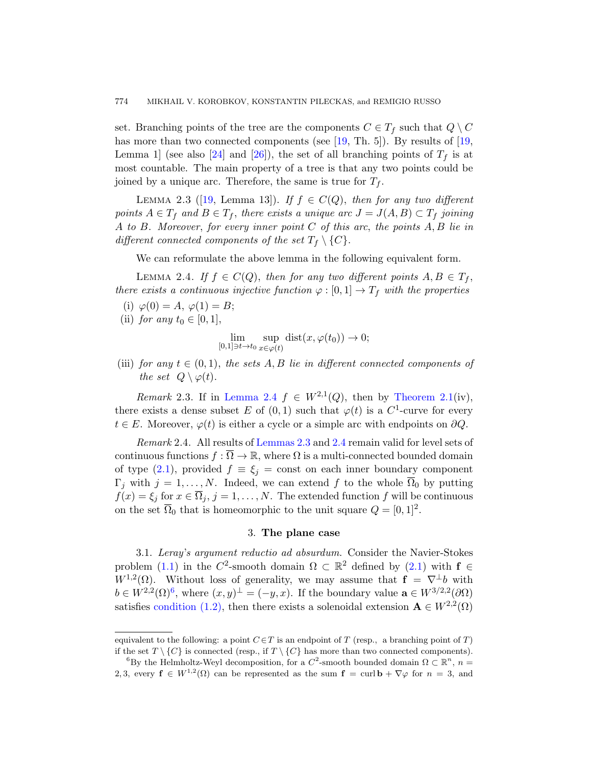set. Branching points of the tree are the components $C \in T_f$ such that $Q \setminus C$ has more than two connected components (see [19, Th. 5]). By results of [19, Lemma 1] (see also [24] and [26]), the set of all branching points of $T_f$ is at most countable. The main property of a tree is that any two points could be joined by a unique arc. Therefore, the same is true for $T_f$.

LEMMA 2.3 ([19, Lemma 13]). *If $f \in C(Q)$, then for any two different points $A \in T_f$ and $B \in T_f$, there exists a unique arc $J = J(A, B) \subset T_f$ joining $A$ to $B$. Moreover, for every inner point $C$ of this arc, the points $A, B$ lie in different connected components of the set $T_f \setminus \{C\}$.*

We can reformulate the above lemma in the following equivalent form.

LEMMA 2.4. *If $f \in C(Q)$, then for any two different points $A, B \in T_f$, there exists a continuous injective function $\varphi : [0, 1] \to T_f$ with the properties*

(i) $\varphi(0) = A$, $\varphi(1) = B$;

(ii) *for any $t_0 \in [0, 1]$,*

$$\lim_{[0,1] \ni t \to t_0} \sup_{x \in \varphi(t)} \operatorname{dist}(x, \varphi(t_0)) \to 0;$$

(iii) *for any $t \in (0, 1)$, the sets $A, B$ lie in different connected components of the set $Q \setminus \varphi(t)$.*

*Remark* 2.3. If in Lemma 2.4 $f \in W^{2,1}(Q)$, then by Theorem 2.1(iv), there exists a dense subset $E$ of $(0, 1)$ such that $\varphi(t)$ is a $C^1$-curve for every $t \in E$. Moreover, $\varphi(t)$ is either a cycle or a simple arc with endpoints on $\partial Q$.

*Remark* 2.4. All results of Lemmas 2.3 and 2.4 remain valid for level sets of continuous functions $f : \overline{\Omega} \to \mathbb{R}$, where $\Omega$ is a multi-connected bounded domain of type (2.1), provided $f \equiv \xi_j = \text{const}$ on each inner boundary component $\Gamma_j$ with $j = 1, \dots, N$. Indeed, we can extend $f$ to the whole $\overline{\Omega}_0$ by putting $f(x) = \xi_j$ for $x \in \overline{\Omega}_j$, $j = 1, \dots, N$. The extended function $f$ will be continuous on the set $\overline{\Omega}_0$ that is homeomorphic to the unit square $Q = [0, 1]^2$.

## 3. The plane case

3.1. *Leray's argument reductio ad absurdum.* Consider the Navier-Stokes problem (1.1) in the $C^2$-smooth domain $\Omega \subset \mathbb{R}^2$ defined by (2.1) with $\mathbf{f} \in W^{1,2}(\Omega)$. Without loss of generality, we may assume that $\mathbf{f} = \nabla^{\perp} b$ with $b \in W^{2,2}(\Omega)$[6], where $(x, y)^{\perp} = (-y, x)$. If the boundary value $\mathbf{a} \in W^{3/2,2}(\partial\Omega)$ satisfies condition (1.2), then there exists a solenoidal extension $\mathbf{A} \in W^{2,2}(\Omega)$

---

equivalent to the following: a point $C \in T$ is an endpoint of $T$ (resp., a branching point of $T$) if the set $T \setminus \{C\}$ is connected (resp., if $T \setminus \{C\}$ has more than two connected components).

[6] By the Helmholtz-Weyl decomposition, for a $C^2$-smooth bounded domain $\Omega \subset \mathbb{R}^n$, $n = 2, 3$, every $\mathbf{f} \in W^{1,2}(\Omega)$ can be represented as the sum $\mathbf{f} = \operatorname{curl} \mathbf{b} + \nabla \varphi$ for $n = 3$, and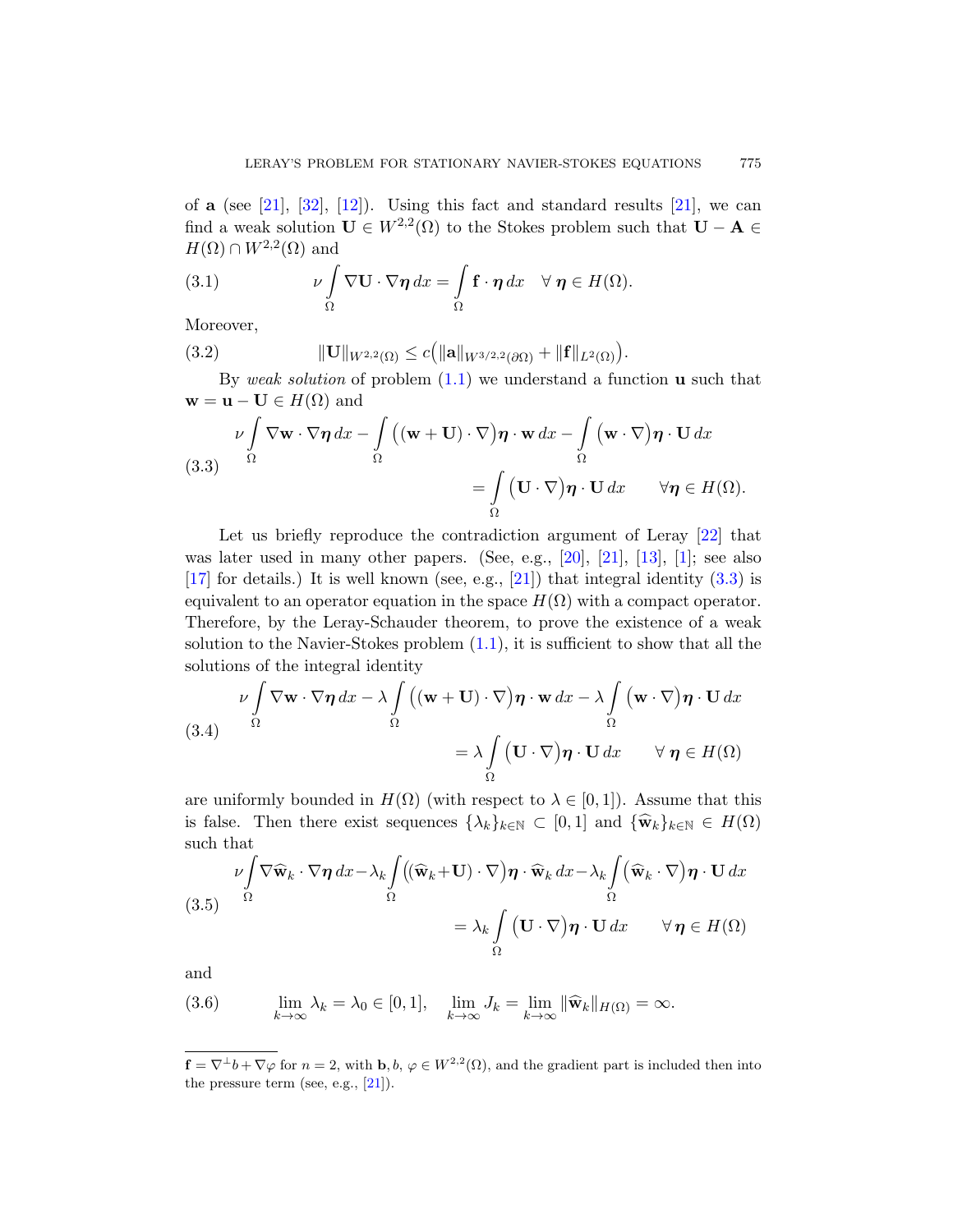of $\mathbf{a}$ (see [21], [32], [12]). Using this fact and standard results [21], we can find a weak solution $\mathbf{U} \in W^{2,2}(\Omega)$ to the Stokes problem such that $\mathbf{U} - \mathbf{A} \in H(\Omega) \cap W^{2,2}(\Omega)$ and

$$\nu \int_\Omega \nabla \mathbf{U} \cdot \nabla \boldsymbol{\eta}\, dx = \int_\Omega \mathbf{f} \cdot \boldsymbol{\eta}\, dx \quad \forall\, \boldsymbol{\eta} \in H(\Omega). \tag{3.1}$$

Moreover,

$$\|\mathbf{U}\|_{W^{2,2}(\Omega)} \leq c\big(\|\mathbf{a}\|_{W^{3/2,2}(\partial\Omega)} + \|\mathbf{f}\|_{L^2(\Omega)}\big). \tag{3.2}$$

By *weak solution* of problem (1.1) we understand a function $\mathbf{u}$ such that $\mathbf{w} = \mathbf{u} - \mathbf{U} \in H(\Omega)$ and

$$\begin{aligned}\nu \int_\Omega \nabla \mathbf{w} \cdot \nabla \boldsymbol{\eta}\, dx - \int_\Omega \big((\mathbf{w} + \mathbf{U}) \cdot \nabla\big)\boldsymbol{\eta} \cdot \mathbf{w}\, dx - \int_\Omega \big(\mathbf{w} \cdot \nabla\big)\boldsymbol{\eta} \cdot \mathbf{U}\, dx \\ = \int_\Omega \big(\mathbf{U} \cdot \nabla\big)\boldsymbol{\eta} \cdot \mathbf{U}\, dx \qquad \forall \boldsymbol{\eta} \in H(\Omega).\end{aligned} \tag{3.3}$$

Let us briefly reproduce the contradiction argument of Leray [22] that was later used in many other papers. (See, e.g., [20], [21], [13], [1]; see also [17] for details.) It is well known (see, e.g., [21]) that integral identity (3.3) is equivalent to an operator equation in the space $H(\Omega)$ with a compact operator. Therefore, by the Leray-Schauder theorem, to prove the existence of a weak solution to the Navier-Stokes problem (1.1), it is sufficient to show that all the solutions of the integral identity

$$\begin{aligned}\nu \int_\Omega \nabla \mathbf{w} \cdot \nabla \boldsymbol{\eta}\, dx - \lambda \int_\Omega \big((\mathbf{w} + \mathbf{U}) \cdot \nabla\big)\boldsymbol{\eta} \cdot \mathbf{w}\, dx - \lambda \int_\Omega \big(\mathbf{w} \cdot \nabla\big)\boldsymbol{\eta} \cdot \mathbf{U}\, dx \\ = \lambda \int_\Omega \big(\mathbf{U} \cdot \nabla\big)\boldsymbol{\eta} \cdot \mathbf{U}\, dx \qquad \forall\, \boldsymbol{\eta} \in H(\Omega)\end{aligned} \tag{3.4}$$

are uniformly bounded in $H(\Omega)$ (with respect to $\lambda \in [0,1]$). Assume that this is false. Then there exist sequences $\{\lambda_k\}_{k\in\mathbb{N}} \subset [0,1]$ and $\{\widehat{\mathbf{w}}_k\}_{k\in\mathbb{N}} \in H(\Omega)$ such that

$$\begin{aligned}\nu\int_\Omega \nabla \widehat{\mathbf{w}}_k \cdot \nabla \boldsymbol{\eta}\, dx - \lambda_k \int_\Omega \big((\widehat{\mathbf{w}}_k + \mathbf{U}) \cdot \nabla\big)\boldsymbol{\eta} \cdot \widehat{\mathbf{w}}_k\, dx - \lambda_k \int_\Omega \big(\widehat{\mathbf{w}}_k \cdot \nabla\big)\boldsymbol{\eta} \cdot \mathbf{U}\, dx \\ = \lambda_k \int_\Omega \big(\mathbf{U} \cdot \nabla\big)\boldsymbol{\eta} \cdot \mathbf{U}\, dx \qquad \forall\, \boldsymbol{\eta} \in H(\Omega)\end{aligned} \tag{3.5}$$

and

$$\lim_{k\to\infty} \lambda_k = \lambda_0 \in [0,1], \quad \lim_{k\to\infty} J_k = \lim_{k\to\infty} \|\widehat{\mathbf{w}}_k\|_{H(\Omega)} = \infty. \tag{3.6}$$

---

$\mathbf{f} = \nabla^\perp b + \nabla\varphi$ for $n = 2$, with $\mathbf{b}, b, \varphi \in W^{2,2}(\Omega)$, and the gradient part is included then into the pressure term (see, e.g., [21]).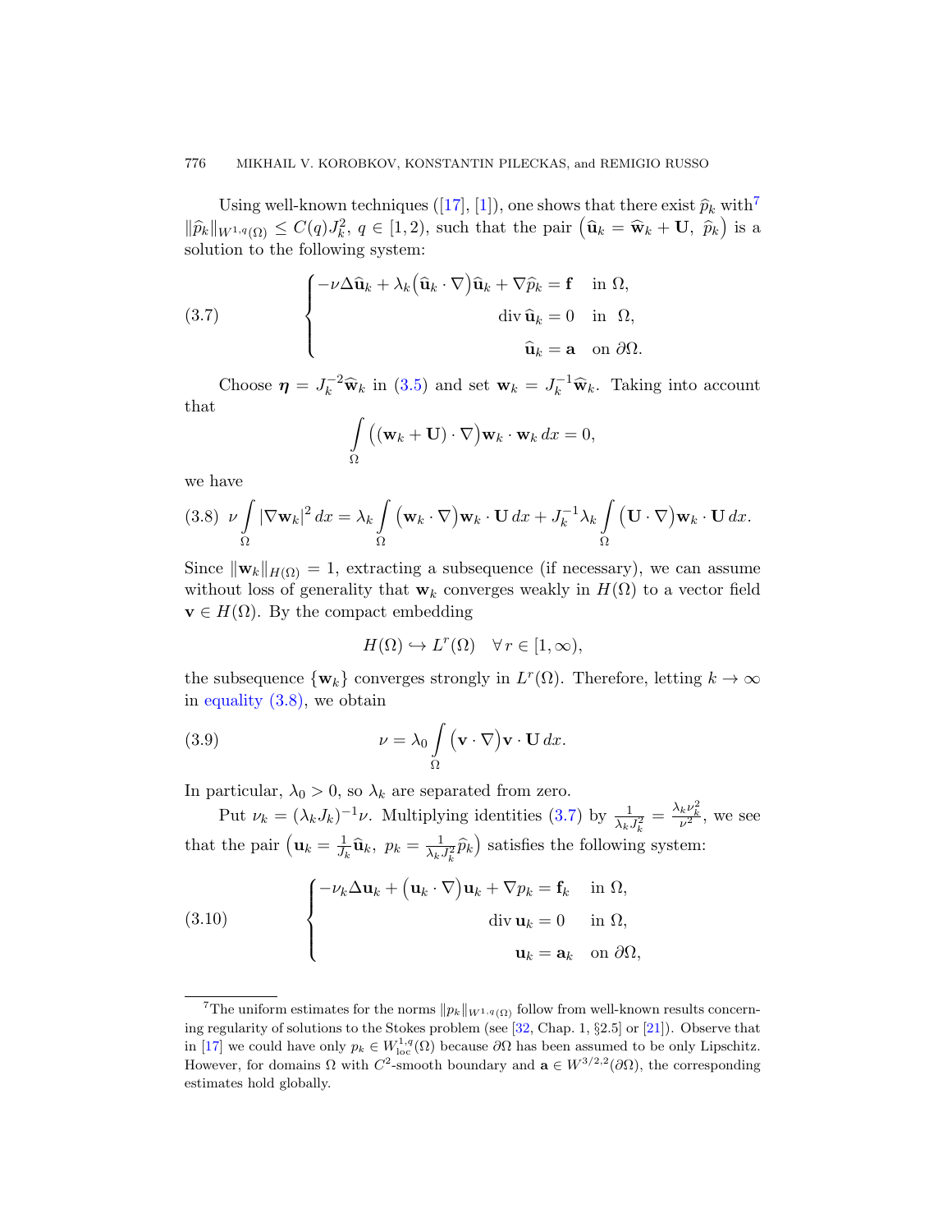Using well-known techniques ([17], [1]), one shows that there exist $\widehat{p}_k$ with[7] $\|\widehat{p}_k\|_{W^{1,q}(\Omega)} \le C(q)J_k^2$, $q \in [1,2)$, such that the pair $\big(\widehat{\mathbf{u}}_k = \widehat{\mathbf{w}}_k + \mathbf{U},\ \widehat{p}_k\big)$ is a solution to the following system:

$$
\begin{cases}
-\nu\Delta\widehat{\mathbf{u}}_k + \lambda_k\big(\widehat{\mathbf{u}}_k\cdot\nabla\big)\widehat{\mathbf{u}}_k + \nabla\widehat{p}_k = \mathbf{f} & \text{in } \Omega,\\
\operatorname{div}\widehat{\mathbf{u}}_k = 0 & \text{in } \Omega,\\
\widehat{\mathbf{u}}_k = \mathbf{a} & \text{on } \partial\Omega.
\end{cases}
\tag{3.7}
$$

Choose $\boldsymbol{\eta} = J_k^{-2}\widehat{\mathbf{w}}_k$ in (3.5) and set $\mathbf{w}_k = J_k^{-1}\widehat{\mathbf{w}}_k$. Taking into account that

$$
\int\limits_\Omega \Big((\mathbf{w}_k + \mathbf{U})\cdot\nabla\Big)\mathbf{w}_k\cdot\mathbf{w}_k\,dx = 0,
$$

we have

$$
\nu\int\limits_\Omega |\nabla\mathbf{w}_k|^2\,dx = \lambda_k\int\limits_\Omega \Big(\mathbf{w}_k\cdot\nabla\Big)\mathbf{w}_k\cdot\mathbf{U}\,dx + J_k^{-1}\lambda_k\int\limits_\Omega \Big(\mathbf{U}\cdot\nabla\Big)\mathbf{w}_k\cdot\mathbf{U}\,dx.
\tag{3.8}
$$

Since $\|\mathbf{w}_k\|_{H(\Omega)} = 1$, extracting a subsequence (if necessary), we can assume without loss of generality that $\mathbf{w}_k$ converges weakly in $H(\Omega)$ to a vector field $\mathbf{v} \in H(\Omega)$. By the compact embedding

$$
H(\Omega) \hookrightarrow L^r(\Omega) \quad \forall\, r \in [1,\infty),
$$

the subsequence $\{\mathbf{w}_k\}$ converges strongly in $L^r(\Omega)$. Therefore, letting $k \to \infty$ in equality (3.8), we obtain

$$
\nu = \lambda_0\int\limits_\Omega \Big(\mathbf{v}\cdot\nabla\Big)\mathbf{v}\cdot\mathbf{U}\,dx.
\tag{3.9}
$$

In particular, $\lambda_0 > 0$, so $\lambda_k$ are separated from zero.

Put $\nu_k = (\lambda_k J_k)^{-1}\nu$. Multiplying identities (3.7) by $\frac{1}{\lambda_k J_k^2} = \frac{\lambda_k\nu_k^2}{\nu^2}$, we see that the pair $\big(\mathbf{u}_k = \frac{1}{J_k}\widehat{\mathbf{u}}_k,\ p_k = \frac{1}{\lambda_k J_k^2}\widehat{p}_k\big)$ satisfies the following system:

$$
\begin{cases}
-\nu_k\Delta\mathbf{u}_k + \Big(\mathbf{u}_k\cdot\nabla\Big)\mathbf{u}_k + \nabla p_k = \mathbf{f}_k & \text{in } \Omega,\\
\operatorname{div}\mathbf{u}_k = 0 & \text{in } \Omega,\\
\mathbf{u}_k = \mathbf{a}_k & \text{on } \partial\Omega,
\end{cases}
\tag{3.10}
$$

[7] The uniform estimates for the norms $\|p_k\|_{W^{1,q}(\Omega)}$ follow from well-known results concerning regularity of solutions to the Stokes problem (see [32, Chap. 1, §2.5] or [21]). Observe that in [17] we could have only $p_k \in W^{1,q}_{\rm loc}(\Omega)$ because $\partial\Omega$ has been assumed to be only Lipschitz. However, for domains $\Omega$ with $C^2$-smooth boundary and $\mathbf{a} \in W^{3/2,2}(\partial\Omega)$, the corresponding estimates hold globally.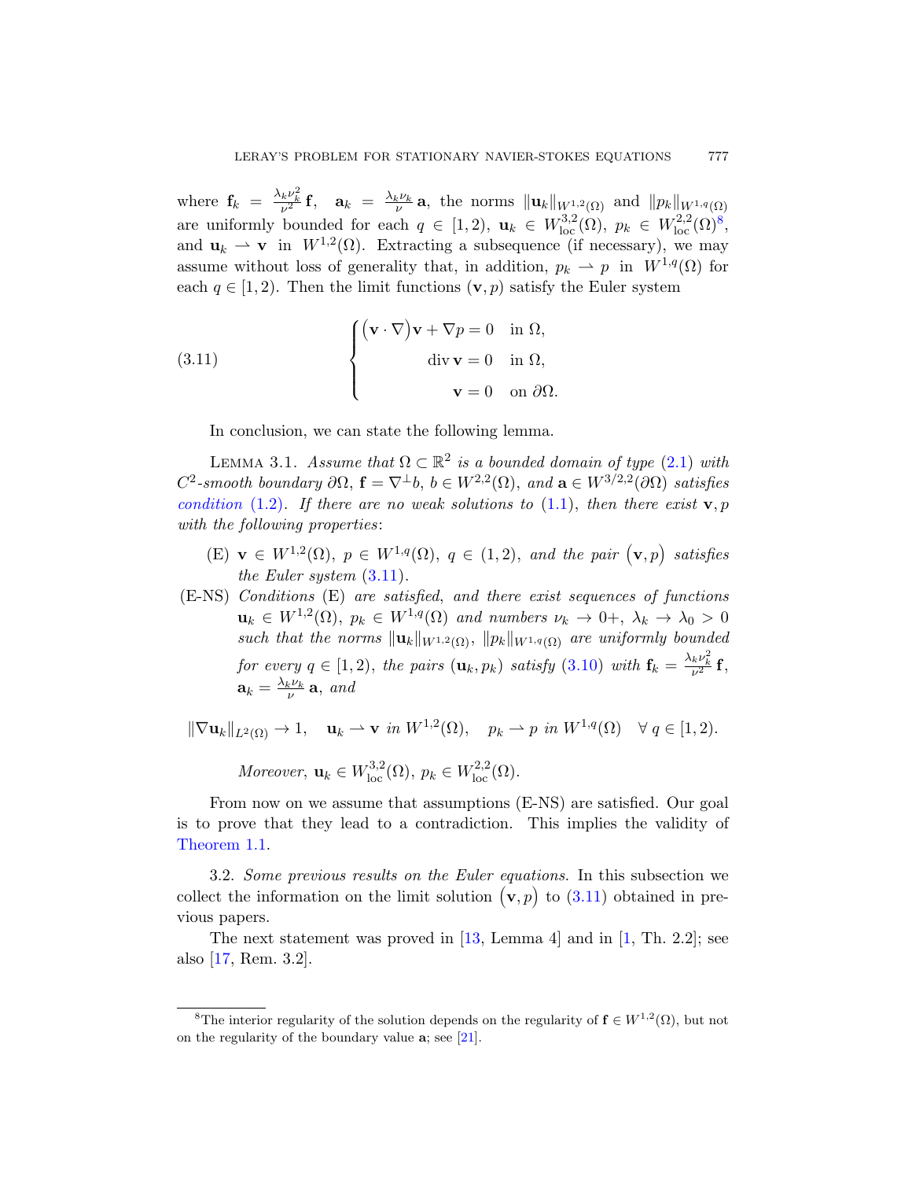where $\mathbf{f}_k = \frac{\lambda_k \nu_k^2}{\nu^2}\mathbf{f}$, $\mathbf{a}_k = \frac{\lambda_k \nu_k}{\nu}\mathbf{a}$, the norms $\|\mathbf{u}_k\|_{W^{1,2}(\Omega)}$ and $\|p_k\|_{W^{1,q}(\Omega)}$ are uniformly bounded for each $q \in [1,2)$, $\mathbf{u}_k \in W^{3,2}_{\rm loc}(\Omega)$, $p_k \in W^{2,2}_{\rm loc}(\Omega)$[8], and $\mathbf{u}_k \rightharpoonup \mathbf{v}$ in $W^{1,2}(\Omega)$. Extracting a subsequence (if necessary), we may assume without loss of generality that, in addition, $p_k \rightharpoonup p$ in $W^{1,q}(\Omega)$ for each $q \in [1,2)$. Then the limit functions $(\mathbf{v}, p)$ satisfy the Euler system

$$
\left\{
\begin{aligned}
\big(\mathbf{v}\cdot\nabla\big)\mathbf{v} + \nabla p &= 0 \quad \text{in } \Omega,\\
\operatorname{div}\mathbf{v} &= 0 \quad \text{in } \Omega,\\
\mathbf{v} &= 0 \quad \text{on } \partial\Omega.
\end{aligned}
\right. \tag{3.11}
$$

In conclusion, we can state the following lemma.

LEMMA 3.1. *Assume that $\Omega \subset \mathbb{R}^2$ is a bounded domain of type (2.1) with $C^2$-smooth boundary $\partial\Omega$, $\mathbf{f} = \nabla^\perp b$, $b \in W^{2,2}(\Omega)$, and $\mathbf{a} \in W^{3/2,2}(\partial\Omega)$ satisfies condition (1.2). If there are no weak solutions to (1.1), then there exist $\mathbf{v}, p$ with the following properties*:

(E) *$\mathbf{v} \in W^{1,2}(\Omega)$, $p \in W^{1,q}(\Omega)$, $q \in (1,2)$, and the pair $(\mathbf{v}, p)$ satisfies the Euler system (3.11).*

(E-NS) *Conditions (E) are satisfied, and there exist sequences of functions $\mathbf{u}_k \in W^{1,2}(\Omega)$, $p_k \in W^{1,q}(\Omega)$ and numbers $\nu_k \to 0+$, $\lambda_k \to \lambda_0 > 0$ such that the norms $\|\mathbf{u}_k\|_{W^{1,2}(\Omega)}$, $\|p_k\|_{W^{1,q}(\Omega)}$ are uniformly bounded for every $q \in [1,2)$, the pairs $(\mathbf{u}_k, p_k)$ satisfy (3.10) with $\mathbf{f}_k = \frac{\lambda_k \nu_k^2}{\nu^2}\mathbf{f}$, $\mathbf{a}_k = \frac{\lambda_k \nu_k}{\nu}\mathbf{a}$, and*

$$
\|\nabla \mathbf{u}_k\|_{L^2(\Omega)} \to 1, \quad \mathbf{u}_k \rightharpoonup \mathbf{v} \text{ in } W^{1,2}(\Omega), \quad p_k \rightharpoonup p \text{ in } W^{1,q}(\Omega) \quad \forall\, q \in [1,2).
$$

*Moreover, $\mathbf{u}_k \in W^{3,2}_{\rm loc}(\Omega)$, $p_k \in W^{2,2}_{\rm loc}(\Omega)$.*

From now on we assume that assumptions (E-NS) are satisfied. Our goal is to prove that they lead to a contradiction. This implies the validity of Theorem 1.1.

3.2. *Some previous results on the Euler equations.* In this subsection we collect the information on the limit solution $(\mathbf{v}, p)$ to (3.11) obtained in previous papers.

The next statement was proved in [13, Lemma 4] and in [1, Th. 2.2]; see also [17, Rem. 3.2].

[8] The interior regularity of the solution depends on the regularity of $\mathbf{f} \in W^{1,2}(\Omega)$, but not on the regularity of the boundary value $\mathbf{a}$; see [21].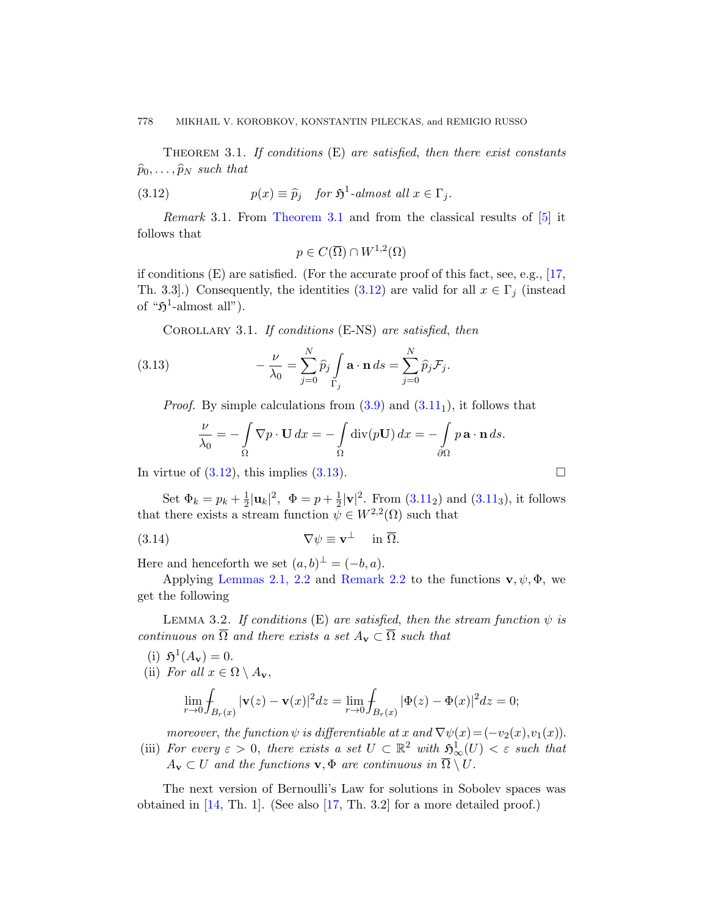**Theorem 3.1.** *If conditions* (E) *are satisfied, then there exist constants* $\widehat{p}_0, \dots, \widehat{p}_N$ *such that*

$$p(x) \equiv \widehat{p}_j \quad \text{for } \mathfrak{H}^1\text{-almost all } x \in \Gamma_j. \tag{3.12}$$

*Remark* 3.1. From Theorem 3.1 and from the classical results of [5] it follows that

$$p \in C(\overline{\Omega}) \cap W^{1,2}(\Omega)$$

if conditions (E) are satisfied. (For the accurate proof of this fact, see, e.g., [17, Th. 3.3].) Consequently, the identities (3.12) are valid for all $x \in \Gamma_j$ (instead of "$\mathfrak{H}^1$-almost all").

**Corollary 3.1.** *If conditions* (E-NS) *are satisfied, then*

$$-\frac{\nu}{\lambda_0} = \sum_{j=0}^{N} \widehat{p}_j \int\limits_{\Gamma_j} \mathbf{a} \cdot \mathbf{n} \, ds = \sum_{j=0}^{N} \widehat{p}_j \mathcal{F}_j. \tag{3.13}$$

*Proof.* By simple calculations from (3.9) and ($3.11_1$), it follows that

$$\frac{\nu}{\lambda_0} = -\int\limits_{\Omega} \nabla p \cdot \mathbf{U} \, dx = -\int\limits_{\Omega} \operatorname{div}(p\mathbf{U}) \, dx = -\int\limits_{\partial\Omega} p \, \mathbf{a} \cdot \mathbf{n} \, ds.$$

In virtue of (3.12), this implies (3.13). □

Set $\Phi_k = p_k + \frac{1}{2}|\mathbf{u}_k|^2$, $\Phi = p + \frac{1}{2}|\mathbf{v}|^2$. From ($3.11_2$) and ($3.11_3$), it follows that there exists a stream function $\psi \in W^{2,2}(\Omega)$ such that

$$\nabla \psi \equiv \mathbf{v}^{\perp} \quad \text{in } \overline{\Omega}. \tag{3.14}$$

Here and henceforth we set $(a, b)^{\perp} = (-b, a)$.

Applying Lemmas 2.1, 2.2 and Remark 2.2 to the functions $\mathbf{v}, \psi, \Phi$, we get the following

**Lemma 3.2.** *If conditions* (E) *are satisfied, then the stream function $\psi$ is continuous on $\overline{\Omega}$ and there exists a set $A_{\mathbf{v}} \subset \overline{\Omega}$ such that*

- (i) $\mathfrak{H}^1(A_{\mathbf{v}}) = 0$.
- (ii) *For all $x \in \Omega \setminus A_{\mathbf{v}}$,*

$$\lim_{r \to 0} \fint_{B_r(x)} |\mathbf{v}(z) - \mathbf{v}(x)|^2 dz = \lim_{r \to 0} \fint_{B_r(x)} |\Phi(z) - \Phi(x)|^2 dz = 0;$$

  *moreover, the function $\psi$ is differentiable at $x$ and $\nabla\psi(x) = (-v_2(x), v_1(x))$.*
- (iii) *For every $\varepsilon > 0$, there exists a set $U \subset \mathbb{R}^2$ with $\mathfrak{H}^1_\infty(U) < \varepsilon$ such that $A_{\mathbf{v}} \subset U$ and the functions $\mathbf{v}, \Phi$ are continuous in $\overline{\Omega} \setminus U$.*

The next version of Bernoulli's Law for solutions in Sobolev spaces was obtained in [14, Th. 1]. (See also [17, Th. 3.2] for a more detailed proof.)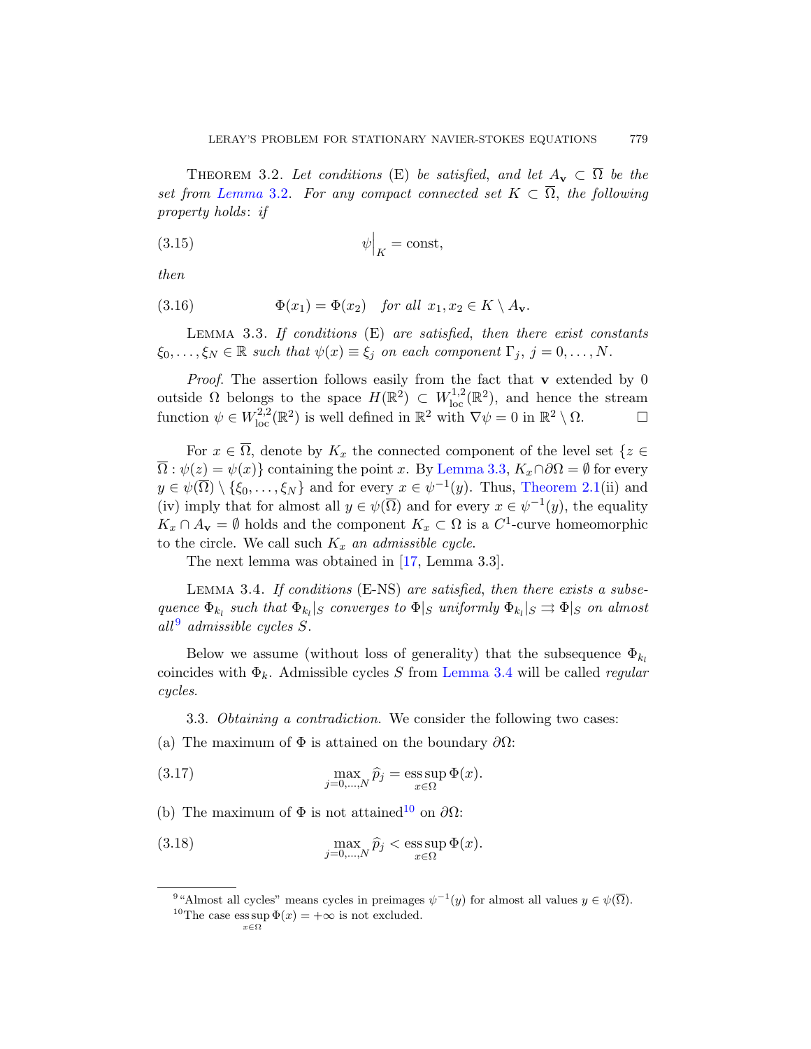THEOREM 3.2. *Let conditions* (E) *be satisfied, and let $A_{\mathbf{v}} \subset \overline{\Omega}$ be the set from Lemma 3.2. For any compact connected set $K \subset \overline{\Omega}$, the following property holds*: *if*

$$\psi\Big|_K = \text{const}, \tag{3.15}$$

*then*

$$\Phi(x_1) = \Phi(x_2) \quad \textit{for all } x_1, x_2 \in K \setminus A_{\mathbf{v}}. \tag{3.16}$$

LEMMA 3.3. *If conditions* (E) *are satisfied, then there exist constants $\xi_0, \ldots, \xi_N \in \mathbb{R}$ such that $\psi(x) \equiv \xi_j$ on each component $\Gamma_j$, $j = 0, \ldots, N$.*

*Proof.* The assertion follows easily from the fact that $\mathbf{v}$ extended by 0 outside $\Omega$ belongs to the space $H(\mathbb{R}^2) \subset W^{1,2}_{\text{loc}}(\mathbb{R}^2)$, and hence the stream function $\psi \in W^{2,2}_{\text{loc}}(\mathbb{R}^2)$ is well defined in $\mathbb{R}^2$ with $\nabla\psi = 0$ in $\mathbb{R}^2 \setminus \Omega$. □

For $x \in \overline{\Omega}$, denote by $K_x$ the connected component of the level set $\{z \in \overline{\Omega} : \psi(z) = \psi(x)\}$ containing the point $x$. By Lemma 3.3, $K_x \cap \partial\Omega = \emptyset$ for every $y \in \psi(\overline{\Omega}) \setminus \{\xi_0, \ldots, \xi_N\}$ and for every $x \in \psi^{-1}(y)$. Thus, Theorem 2.1(ii) and (iv) imply that for almost all $y \in \psi(\overline{\Omega})$ and for every $x \in \psi^{-1}(y)$, the equality $K_x \cap A_{\mathbf{v}} = \emptyset$ holds and the component $K_x \subset \Omega$ is a $C^1$-curve homeomorphic to the circle. We call such $K_x$ *an admissible cycle*.

The next lemma was obtained in [17, Lemma 3.3].

LEMMA 3.4. *If conditions* (E-NS) *are satisfied, then there exists a subsequence $\Phi_{k_l}$ such that $\Phi_{k_l}|_S$ converges to $\Phi|_S$ uniformly $\Phi_{k_l}|_S \rightrightarrows \Phi|_S$ on almost all*[9] *admissible cycles $S$.*

Below we assume (without loss of generality) that the subsequence $\Phi_{k_l}$ coincides with $\Phi_k$. Admissible cycles $S$ from Lemma 3.4 will be called *regular cycles*.

3.3. *Obtaining a contradiction.* We consider the following two cases:

(a) The maximum of $\Phi$ is attained on the boundary $\partial\Omega$:

$$\max_{j=0,\ldots,N} \widehat{p}_j = \operatorname*{ess\,sup}_{x\in\Omega} \Phi(x). \tag{3.17}$$

(b) The maximum of $\Phi$ is not attained[10] on $\partial\Omega$:

$$\max_{j=0,\ldots,N} \widehat{p}_j < \operatorname*{ess\,sup}_{x\in\Omega} \Phi(x). \tag{3.18}$$

[9] "Almost all cycles" means cycles in preimages $\psi^{-1}(y)$ for almost all values $y \in \psi(\overline{\Omega})$.

[10] The case $\operatorname*{ess\,sup}_{x\in\Omega} \Phi(x) = +\infty$ is not excluded.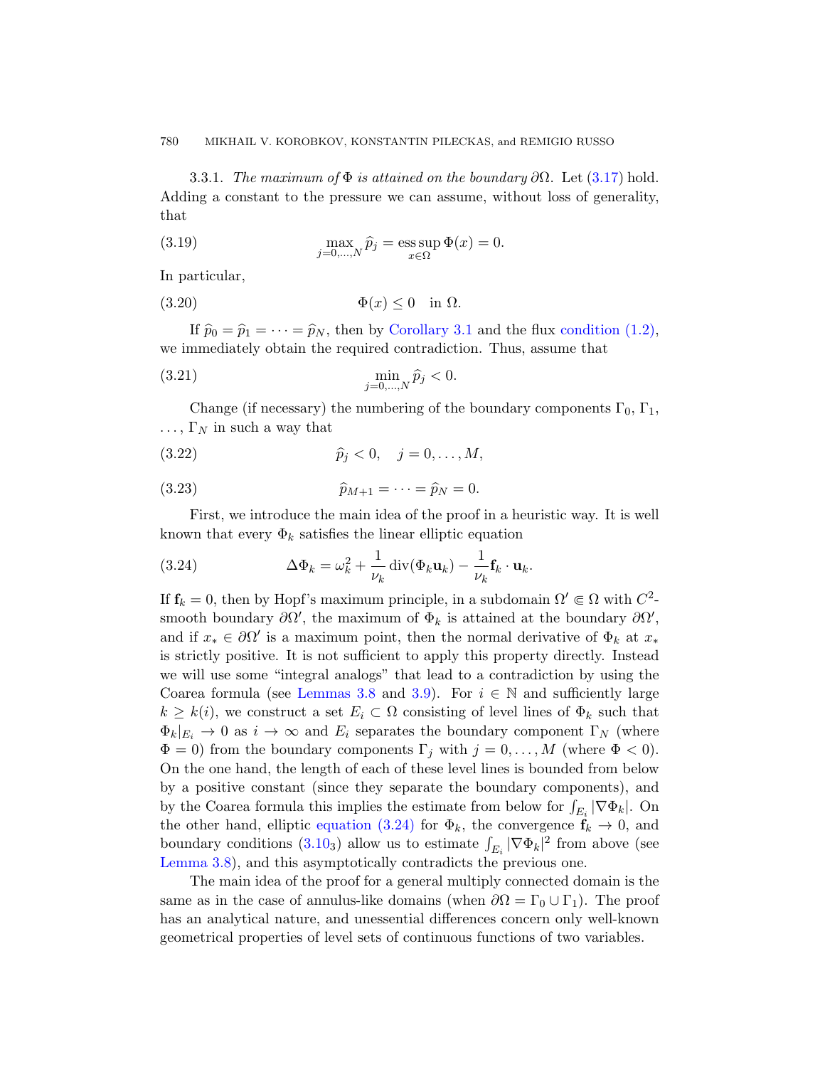3.3.1. *The maximum of $\Phi$ is attained on the boundary $\partial\Omega$.* Let (3.17) hold. Adding a constant to the pressure we can assume, without loss of generality, that

$$\max_{j=0,\dots,N} \widehat{p}_j = \operatorname*{ess\,sup}_{x\in\Omega} \Phi(x) = 0. \tag{3.19}$$

In particular,

$$\Phi(x) \le 0 \quad \text{in } \Omega. \tag{3.20}$$

If $\widehat{p}_0 = \widehat{p}_1 = \dots = \widehat{p}_N$, then by Corollary 3.1 and the flux condition (1.2), we immediately obtain the required contradiction. Thus, assume that

$$\min_{j=0,\dots,N} \widehat{p}_j < 0. \tag{3.21}$$

Change (if necessary) the numbering of the boundary components $\Gamma_0, \Gamma_1, \dots, \Gamma_N$ in such a way that

$$\widehat{p}_j < 0, \quad j = 0, \dots, M, \tag{3.22}$$

$$\widehat{p}_{M+1} = \dots = \widehat{p}_N = 0. \tag{3.23}$$

First, we introduce the main idea of the proof in a heuristic way. It is well known that every $\Phi_k$ satisfies the linear elliptic equation

$$\Delta\Phi_k = \omega_k^2 + \frac{1}{\nu_k}\operatorname{div}(\Phi_k \mathbf{u}_k) - \frac{1}{\nu_k}\mathbf{f}_k \cdot \mathbf{u}_k. \tag{3.24}$$

If $\mathbf{f}_k = 0$, then by Hopf's maximum principle, in a subdomain $\Omega' \Subset \Omega$ with $C^2$-smooth boundary $\partial\Omega'$, the maximum of $\Phi_k$ is attained at the boundary $\partial\Omega'$, and if $x_* \in \partial\Omega'$ is a maximum point, then the normal derivative of $\Phi_k$ at $x_*$ is strictly positive. It is not sufficient to apply this property directly. Instead we will use some "integral analogs" that lead to a contradiction by using the Coarea formula (see Lemmas 3.8 and 3.9). For $i \in \mathbb{N}$ and sufficiently large $k \ge k(i)$, we construct a set $E_i \subset \Omega$ consisting of level lines of $\Phi_k$ such that $\Phi_k|_{E_i} \to 0$ as $i \to \infty$ and $E_i$ separates the boundary component $\Gamma_N$ (where $\Phi = 0$) from the boundary components $\Gamma_j$ with $j = 0, \dots, M$ (where $\Phi < 0$). On the one hand, the length of each of these level lines is bounded from below by a positive constant (since they separate the boundary components), and by the Coarea formula this implies the estimate from below for $\int_{E_i} |\nabla\Phi_k|$. On the other hand, elliptic equation (3.24) for $\Phi_k$, the convergence $\mathbf{f}_k \to 0$, and boundary conditions ($3.10_3$) allow us to estimate $\int_{E_i} |\nabla\Phi_k|^2$ from above (see Lemma 3.8), and this asymptotically contradicts the previous one.

The main idea of the proof for a general multiply connected domain is the same as in the case of annulus-like domains (when $\partial\Omega = \Gamma_0 \cup \Gamma_1$). The proof has an analytical nature, and unessential differences concern only well-known geometrical properties of level sets of continuous functions of two variables.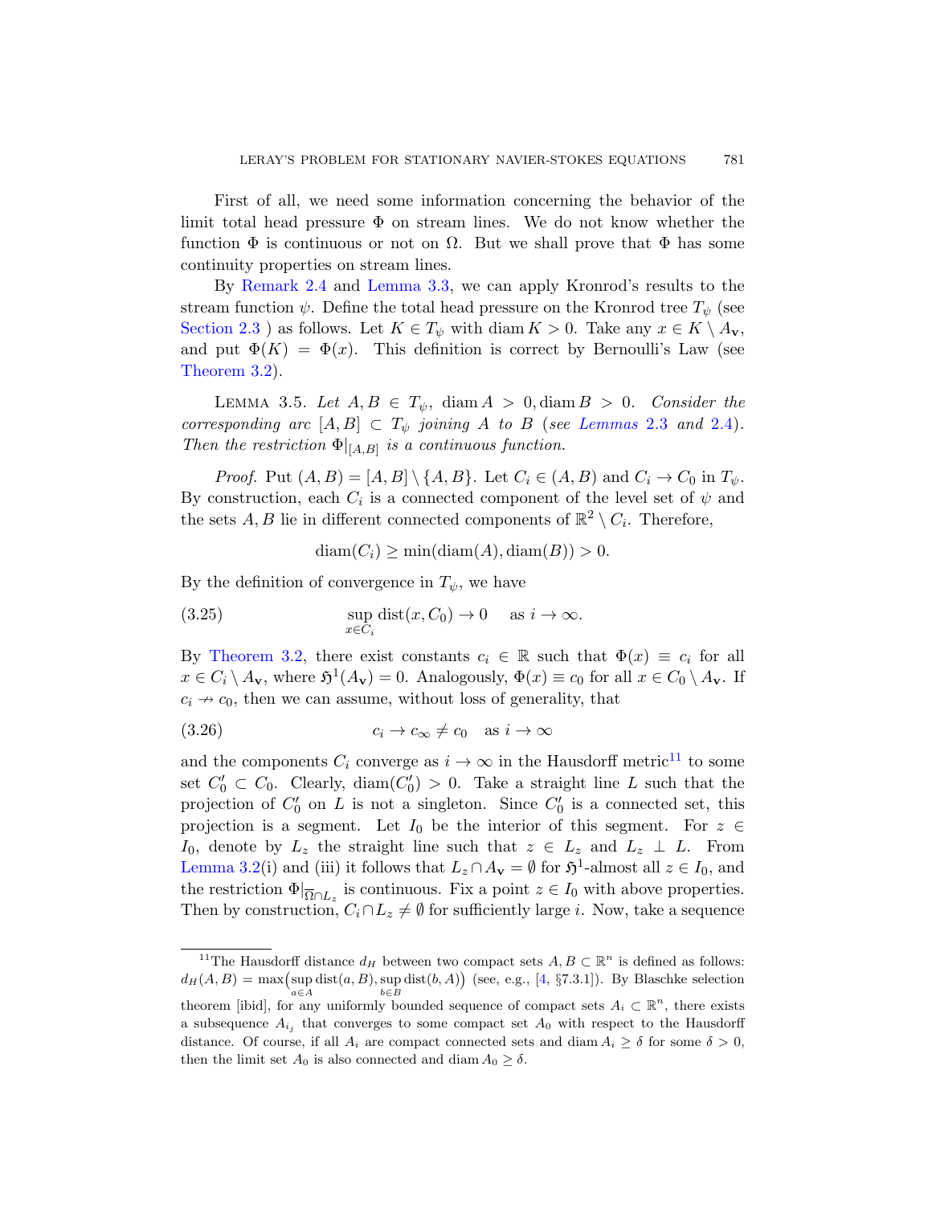First of all, we need some information concerning the behavior of the limit total head pressure $\Phi$ on stream lines. We do not know whether the function $\Phi$ is continuous or not on $\Omega$. But we shall prove that $\Phi$ has some continuity properties on stream lines.

By Remark 2.4 and Lemma 3.3, we can apply Kronrod's results to the stream function $\psi$. Define the total head pressure on the Kronrod tree $T_\psi$ (see Section 2.3 ) as follows. Let $K \in T_\psi$ with $\operatorname{diam} K > 0$. Take any $x \in K \setminus A_{\mathbf{v}}$, and put $\Phi(K) = \Phi(x)$. This definition is correct by Bernoulli's Law (see Theorem 3.2).

Lemma 3.5. *Let $A, B \in T_\psi$, $\operatorname{diam} A > 0, \operatorname{diam} B > 0$. Consider the corresponding arc $[A, B] \subset T_\psi$ joining $A$ to $B$ (see Lemmas 2.3 and 2.4). Then the restriction $\Phi|_{[A,B]}$ is a continuous function.*

*Proof.* Put $(A, B) = [A, B] \setminus \{A, B\}$. Let $C_i \in (A, B)$ and $C_i \to C_0$ in $T_\psi$. By construction, each $C_i$ is a connected component of the level set of $\psi$ and the sets $A, B$ lie in different connected components of $\mathbb{R}^2 \setminus C_i$. Therefore,

$$\operatorname{diam}(C_i) \geq \min(\operatorname{diam}(A), \operatorname{diam}(B)) > 0.$$

By the definition of convergence in $T_\psi$, we have

$$\sup_{x \in C_i} \operatorname{dist}(x, C_0) \to 0 \quad \text{as } i \to \infty. \tag{3.25}$$

By Theorem 3.2, there exist constants $c_i \in \mathbb{R}$ such that $\Phi(x) \equiv c_i$ for all $x \in C_i \setminus A_{\mathbf{v}}$, where $\mathfrak{H}^1(A_{\mathbf{v}}) = 0$. Analogously, $\Phi(x) \equiv c_0$ for all $x \in C_0 \setminus A_{\mathbf{v}}$. If $c_i \nrightarrow c_0$, then we can assume, without loss of generality, that

$$c_i \to c_\infty \neq c_0 \quad \text{as } i \to \infty \tag{3.26}$$

and the components $C_i$ converge as $i \to \infty$ in the Hausdorff metric[11] to some set $C_0' \subset C_0$. Clearly, $\operatorname{diam}(C_0') > 0$. Take a straight line $L$ such that the projection of $C_0'$ on $L$ is not a singleton. Since $C_0'$ is a connected set, this projection is a segment. Let $I_0$ be the interior of this segment. For $z \in I_0$, denote by $L_z$ the straight line such that $z \in L_z$ and $L_z \perp L$. From Lemma 3.2(i) and (iii) it follows that $L_z \cap A_{\mathbf{v}} = \emptyset$ for $\mathfrak{H}^1$-almost all $z \in I_0$, and the restriction $\Phi|_{\overline{\Omega} \cap L_z}$ is continuous. Fix a point $z \in I_0$ with above properties. Then by construction, $C_i \cap L_z \neq \emptyset$ for sufficiently large $i$. Now, take a sequence

---

[11] The Hausdorff distance $d_H$ between two compact sets $A, B \subset \mathbb{R}^n$ is defined as follows: $d_H(A, B) = \max\big(\sup\limits_{a \in A} \operatorname{dist}(a, B), \sup\limits_{b \in B} \operatorname{dist}(b, A)\big)$ (see, e.g., [4, §7.3.1]). By Blaschke selection theorem [ibid], for any uniformly bounded sequence of compact sets $A_i \subset \mathbb{R}^n$, there exists a subsequence $A_{i_j}$ that converges to some compact set $A_0$ with respect to the Hausdorff distance. Of course, if all $A_i$ are compact connected sets and $\operatorname{diam} A_i \geq \delta$ for some $\delta > 0$, then the limit set $A_0$ is also connected and $\operatorname{diam} A_0 \geq \delta$.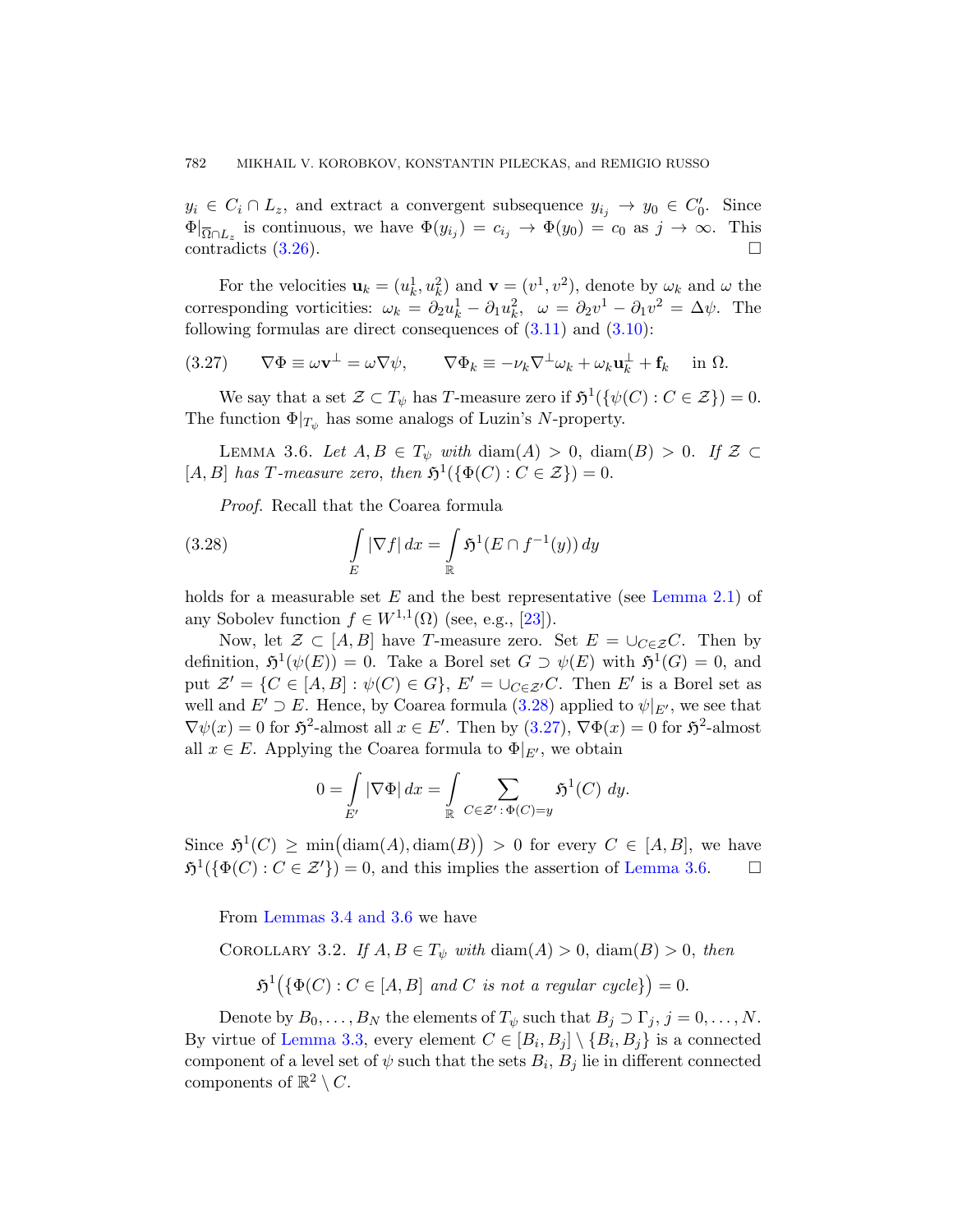$y_i \in C_i \cap L_z$, and extract a convergent subsequence $y_{i_j} \to y_0 \in C'_0$. Since $\Phi|_{\overline{\Omega} \cap L_z}$ is continuous, we have $\Phi(y_{i_j}) = c_{i_j} \to \Phi(y_0) = c_0$ as $j \to \infty$. This contradicts (3.26). $\square$

For the velocities $\mathbf{u}_k = (u_k^1, u_k^2)$ and $\mathbf{v} = (v^1, v^2)$, denote by $\omega_k$ and $\omega$ the corresponding vorticities: $\omega_k = \partial_2 u_k^1 - \partial_1 u_k^2$, $\omega = \partial_2 v^1 - \partial_1 v^2 = \Delta\psi$. The following formulas are direct consequences of (3.11) and (3.10):

$$\nabla\Phi \equiv \omega \mathbf{v}^\perp = \omega \nabla\psi, \qquad \nabla\Phi_k \equiv -\nu_k \nabla^\perp \omega_k + \omega_k \mathbf{u}_k^\perp + \mathbf{f}_k \quad \text{in } \Omega. \tag{3.27}$$

We say that a set $\mathcal{Z} \subset T_\psi$ has $T$-measure zero if $\mathfrak{H}^1(\{\psi(C) : C \in \mathcal{Z}\}) = 0$. The function $\Phi|_{T_\psi}$ has some analogs of Luzin's $N$-property.

Lemma 3.6. *Let $A, B \in T_\psi$ with $\operatorname{diam}(A) > 0$, $\operatorname{diam}(B) > 0$. If $\mathcal{Z} \subset [A, B]$ has $T$-measure zero, then $\mathfrak{H}^1(\{\Phi(C) : C \in \mathcal{Z}\}) = 0$.*

*Proof.* Recall that the Coarea formula

$$\int_E |\nabla f|\,dx = \int_{\mathbb{R}} \mathfrak{H}^1(E \cap f^{-1}(y))\,dy \tag{3.28}$$

holds for a measurable set $E$ and the best representative (see Lemma 2.1) of any Sobolev function $f \in W^{1,1}(\Omega)$ (see, e.g., [23]).

Now, let $\mathcal{Z} \subset [A, B]$ have $T$-measure zero. Set $E = \cup_{C \in \mathcal{Z}} C$. Then by definition, $\mathfrak{H}^1(\psi(E)) = 0$. Take a Borel set $G \supset \psi(E)$ with $\mathfrak{H}^1(G) = 0$, and put $\mathcal{Z}' = \{C \in [A, B] : \psi(C) \in G\}$, $E' = \cup_{C \in \mathcal{Z}'} C$. Then $E'$ is a Borel set as well and $E' \supset E$. Hence, by Coarea formula (3.28) applied to $\psi|_{E'}$, we see that $\nabla\psi(x) = 0$ for $\mathfrak{H}^2$-almost all $x \in E'$. Then by (3.27), $\nabla\Phi(x) = 0$ for $\mathfrak{H}^2$-almost all $x \in E$. Applying the Coarea formula to $\Phi|_{E'}$, we obtain

$$0 = \int_{E'} |\nabla\Phi|\,dx = \int_{\mathbb{R}} \sum_{C \in \mathcal{Z}' : \Phi(C) = y} \mathfrak{H}^1(C)\,dy.$$

Since $\mathfrak{H}^1(C) \geq \min\big(\operatorname{diam}(A), \operatorname{diam}(B)\big) > 0$ for every $C \in [A, B]$, we have $\mathfrak{H}^1(\{\Phi(C) : C \in \mathcal{Z}'\}) = 0$, and this implies the assertion of Lemma 3.6. $\square$

From Lemmas 3.4 and 3.6 we have

Corollary 3.2. *If $A, B \in T_\psi$ with $\operatorname{diam}(A) > 0$, $\operatorname{diam}(B) > 0$, then*

$$\mathfrak{H}^1\big(\{\Phi(C) : C \in [A, B] \text{ and } C \text{ is not a regular cycle}\}\big) = 0.$$

Denote by $B_0, \dots, B_N$ the elements of $T_\psi$ such that $B_j \supset \Gamma_j$, $j = 0, \dots, N$. By virtue of Lemma 3.3, every element $C \in [B_i, B_j] \setminus \{B_i, B_j\}$ is a connected component of a level set of $\psi$ such that the sets $B_i$, $B_j$ lie in different connected components of $\mathbb{R}^2 \setminus C$.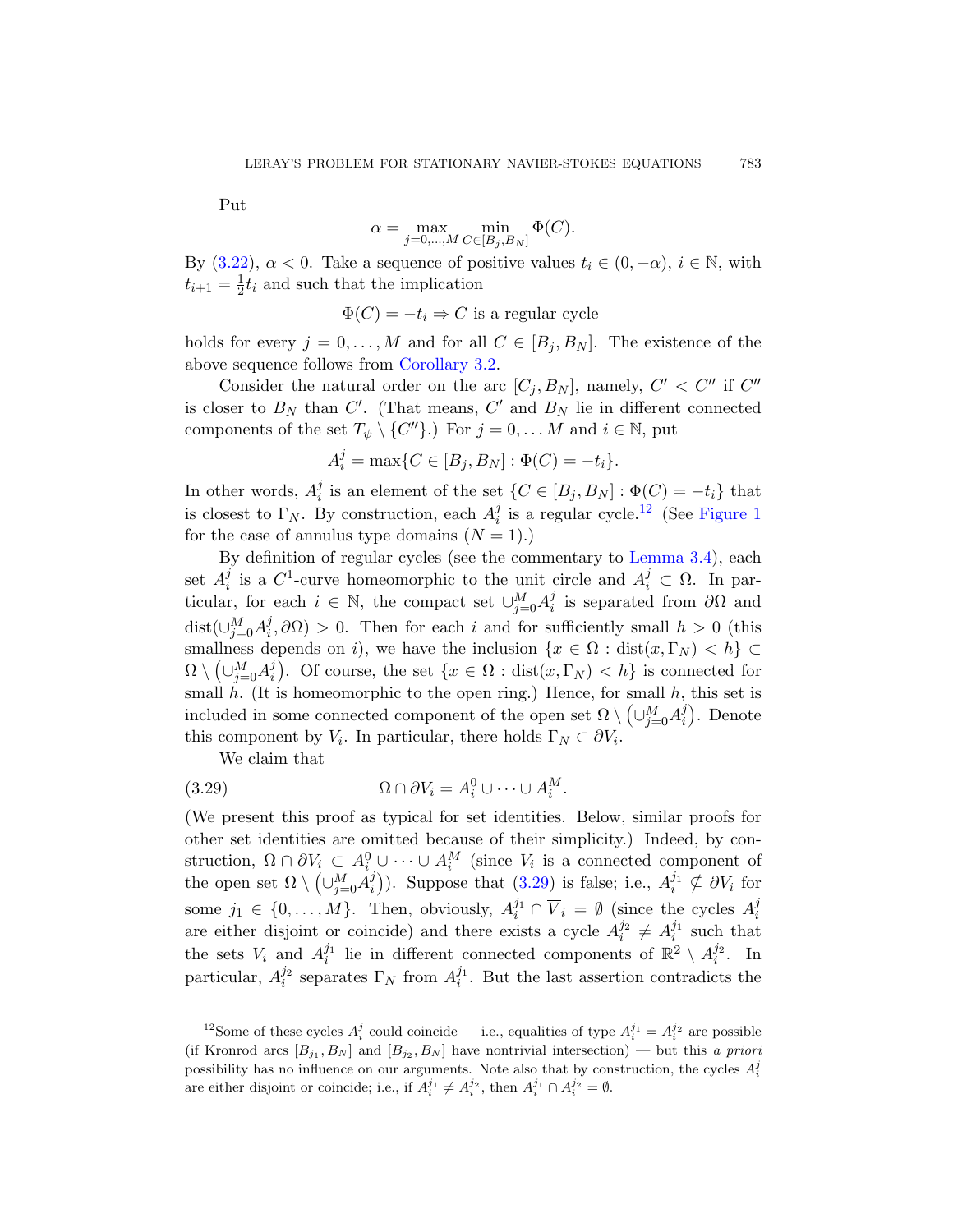Put

$$\alpha = \max_{j=0,\dots,M} \min_{C\in[B_j,B_N]} \Phi(C).$$

By (3.22), $\alpha < 0$. Take a sequence of positive values $t_i \in (0, -\alpha)$, $i \in \mathbb{N}$, with $t_{i+1} = \frac{1}{2}t_i$ and such that the implication

$$\Phi(C) = -t_i \Rightarrow C \text{ is a regular cycle}$$

holds for every $j = 0, \dots, M$ and for all $C \in [B_j, B_N]$. The existence of the above sequence follows from Corollary 3.2.

Consider the natural order on the arc $[C_j, B_N]$, namely, $C' < C''$ if $C''$ is closer to $B_N$ than $C'$. (That means, $C'$ and $B_N$ lie in different connected components of the set $T_\psi \setminus \{C''\}$.) For $j = 0, \dots M$ and $i \in \mathbb{N}$, put

$$A_i^j = \max\{C \in [B_j, B_N] : \Phi(C) = -t_i\}.$$

In other words, $A_i^j$ is an element of the set $\{C \in [B_j, B_N] : \Phi(C) = -t_i\}$ that is closest to $\Gamma_N$. By construction, each $A_i^j$ is a regular cycle.[12] (See Figure 1 for the case of annulus type domains ($N = 1$).)

By definition of regular cycles (see the commentary to Lemma 3.4), each set $A_i^j$ is a $C^1$-curve homeomorphic to the unit circle and $A_i^j \subset \Omega$. In particular, for each $i \in \mathbb{N}$, the compact set $\cup_{j=0}^M A_i^j$ is separated from $\partial\Omega$ and $\operatorname{dist}(\cup_{j=0}^M A_i^j, \partial\Omega) > 0$. Then for each $i$ and for sufficiently small $h > 0$ (this smallness depends on $i$), we have the inclusion $\{x \in \Omega : \operatorname{dist}(x, \Gamma_N) < h\} \subset \Omega \setminus \left(\cup_{j=0}^M A_i^j\right)$. Of course, the set $\{x \in \Omega : \operatorname{dist}(x, \Gamma_N) < h\}$ is connected for small $h$. (It is homeomorphic to the open ring.) Hence, for small $h$, this set is included in some connected component of the open set $\Omega \setminus \left(\cup_{j=0}^M A_i^j\right)$. Denote this component by $V_i$. In particular, there holds $\Gamma_N \subset \partial V_i$.

We claim that

$$\Omega \cap \partial V_i = A_i^0 \cup \dots \cup A_i^M. \tag{3.29}$$

(We present this proof as typical for set identities. Below, similar proofs for other set identities are omitted because of their simplicity.) Indeed, by construction, $\Omega \cap \partial V_i \subset A_i^0 \cup \dots \cup A_i^M$ (since $V_i$ is a connected component of the open set $\Omega \setminus \left(\cup_{j=0}^M A_i^j\right)$). Suppose that (3.29) is false; i.e., $A_i^{j_1} \not\subseteq \partial V_i$ for some $j_1 \in \{0, \dots, M\}$. Then, obviously, $A_i^{j_1} \cap \overline{V}_i = \emptyset$ (since the cycles $A_i^j$ are either disjoint or coincide) and there exists a cycle $A_i^{j_2} \neq A_i^{j_1}$ such that the sets $V_i$ and $A_i^{j_1}$ lie in different connected components of $\mathbb{R}^2 \setminus A_i^{j_2}$. In particular, $A_i^{j_2}$ separates $\Gamma_N$ from $A_i^{j_1}$. But the last assertion contradicts the

[12] Some of these cycles $A_i^j$ could coincide — i.e., equalities of type $A_i^{j_1} = A_i^{j_2}$ are possible (if Kronrod arcs $[B_{j_1}, B_N]$ and $[B_{j_2}, B_N]$ have nontrivial intersection) — but this *a priori* possibility has no influence on our arguments. Note also that by construction, the cycles $A_i^j$ are either disjoint or coincide; i.e., if $A_i^{j_1} \neq A_i^{j_2}$, then $A_i^{j_1} \cap A_i^{j_2} = \emptyset$.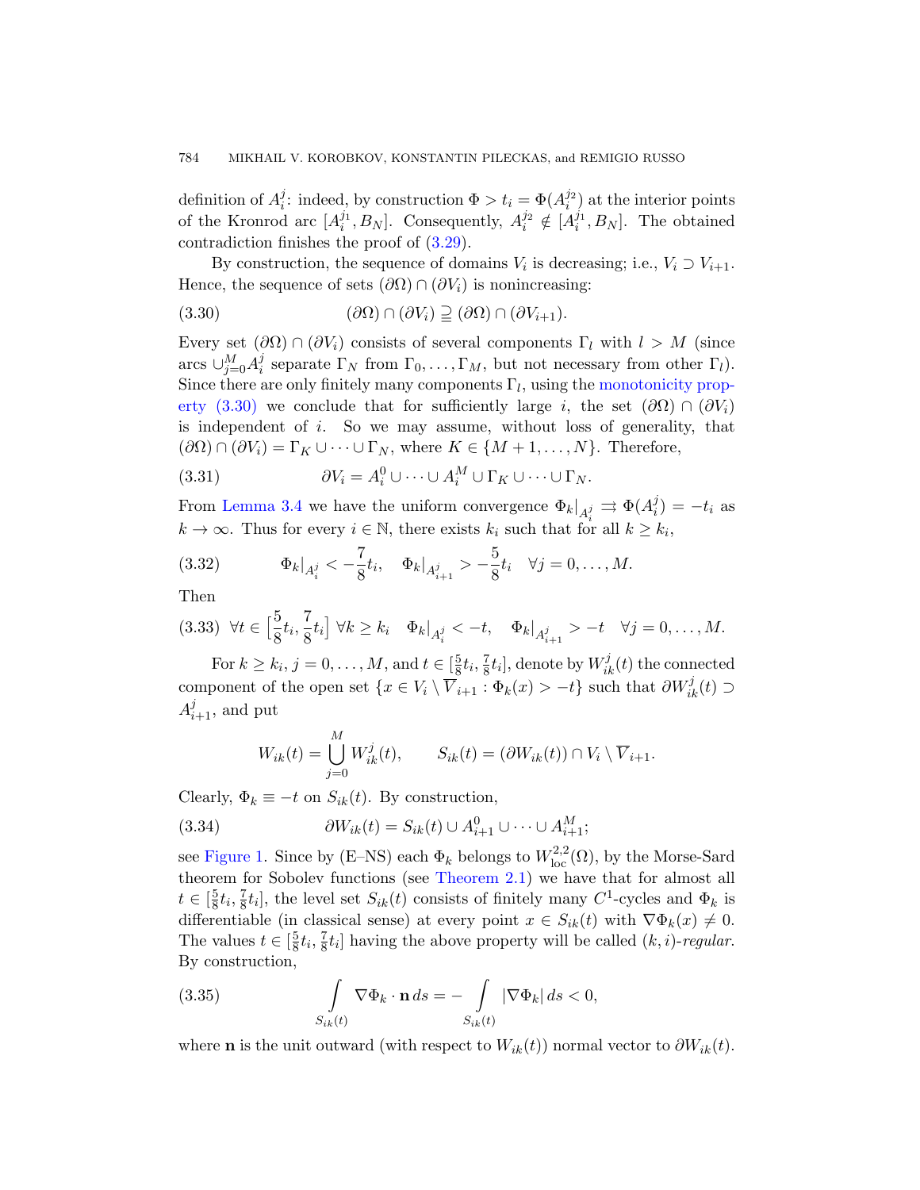definition of $A_i^j$: indeed, by construction $\Phi > t_i = \Phi(A_i^{j_2})$ at the interior points of the Kronrod arc $[A_i^{j_1}, B_N]$. Consequently, $A_i^{j_2} \notin [A_i^{j_1}, B_N]$. The obtained contradiction finishes the proof of (3.29).

By construction, the sequence of domains $V_i$ is decreasing; i.e., $V_i \supset V_{i+1}$. Hence, the sequence of sets $(\partial\Omega) \cap (\partial V_i)$ is nonincreasing:

$$(\partial\Omega) \cap (\partial V_i) \supseteqq (\partial\Omega) \cap (\partial V_{i+1}). \tag{3.30}$$

Every set $(\partial\Omega) \cap (\partial V_i)$ consists of several components $\Gamma_l$ with $l > M$ (since arcs $\cup_{j=0}^M A_i^j$ separate $\Gamma_N$ from $\Gamma_0, \dots, \Gamma_M$, but not necessary from other $\Gamma_l$). Since there are only finitely many components $\Gamma_l$, using the monotonicity property (3.30) we conclude that for sufficiently large $i$, the set $(\partial\Omega) \cap (\partial V_i)$ is independent of $i$. So we may assume, without loss of generality, that $(\partial\Omega) \cap (\partial V_i) = \Gamma_K \cup \dots \cup \Gamma_N$, where $K \in \{M+1, \dots, N\}$. Therefore,

$$\partial V_i = A_i^0 \cup \dots \cup A_i^M \cup \Gamma_K \cup \dots \cup \Gamma_N. \tag{3.31}$$

From Lemma 3.4 we have the uniform convergence $\Phi_k|_{A_i^j} \rightrightarrows \Phi(A_i^j) = -t_i$ as $k \to \infty$. Thus for every $i \in \mathbb{N}$, there exists $k_i$ such that for all $k \geq k_i$,

$$\Phi_k|_{A_i^j} < -\frac{7}{8}t_i, \quad \Phi_k|_{A_{i+1}^j} > -\frac{5}{8}t_i \quad \forall j = 0, \dots, M. \tag{3.32}$$

Then

$$\forall t \in \Big[\frac{5}{8}t_i, \frac{7}{8}t_i\Big] \ \forall k \geq k_i \quad \Phi_k|_{A_i^j} < -t, \quad \Phi_k|_{A_{i+1}^j} > -t \quad \forall j = 0, \dots, M. \tag{3.33}$$

For $k \geq k_i$, $j = 0, \dots, M$, and $t \in [\frac{5}{8}t_i, \frac{7}{8}t_i]$, denote by $W_{ik}^j(t)$ the connected component of the open set $\{x \in V_i \setminus \overline{V}_{i+1} : \Phi_k(x) > -t\}$ such that $\partial W_{ik}^j(t) \supset A_{i+1}^j$, and put

$$W_{ik}(t) = \bigcup_{j=0}^M W_{ik}^j(t), \qquad S_{ik}(t) = (\partial W_{ik}(t)) \cap V_i \setminus \overline{V}_{i+1}.$$

Clearly, $\Phi_k \equiv -t$ on $S_{ik}(t)$. By construction,

$$\partial W_{ik}(t) = S_{ik}(t) \cup A_{i+1}^0 \cup \dots \cup A_{i+1}^M; \tag{3.34}$$

see Figure 1. Since by (E–NS) each $\Phi_k$ belongs to $W^{2,2}_{\mathrm{loc}}(\Omega)$, by the Morse-Sard theorem for Sobolev functions (see Theorem 2.1) we have that for almost all $t \in [\frac{5}{8}t_i, \frac{7}{8}t_i]$, the level set $S_{ik}(t)$ consists of finitely many $C^1$-cycles and $\Phi_k$ is differentiable (in classical sense) at every point $x \in S_{ik}(t)$ with $\nabla\Phi_k(x) \neq 0$. The values $t \in [\frac{5}{8}t_i, \frac{7}{8}t_i]$ having the above property will be called *$(k,i)$-regular*. By construction,

$$\int\limits_{S_{ik}(t)} \nabla\Phi_k \cdot \mathbf{n}\, ds = -\int\limits_{S_{ik}(t)} |\nabla\Phi_k|\, ds < 0, \tag{3.35}$$

where $\mathbf{n}$ is the unit outward (with respect to $W_{ik}(t)$) normal vector to $\partial W_{ik}(t)$.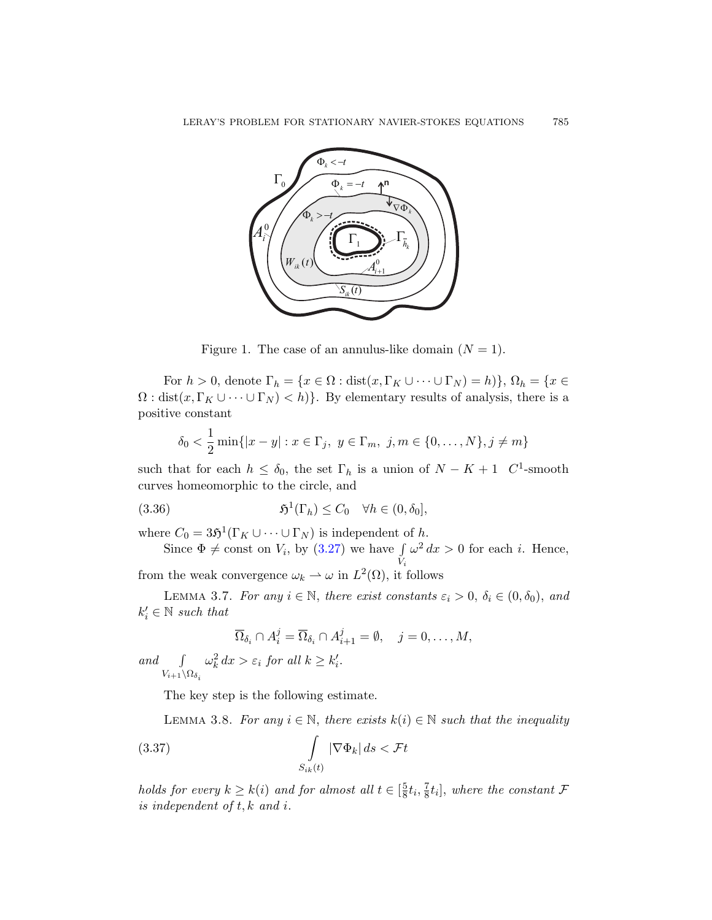Figure 1. The case of an annulus-like domain ($N = 1$).

For $h > 0$, denote $\Gamma_h = \{x \in \Omega : \operatorname{dist}(x, \Gamma_K \cup \cdots \cup \Gamma_N) = h\}$, $\Omega_h = \{x \in \Omega : \operatorname{dist}(x, \Gamma_K \cup \cdots \cup \Gamma_N) < h\}$. By elementary results of analysis, there is a positive constant

$$\delta_0 < \frac{1}{2} \min\{|x - y| : x \in \Gamma_j,\ y \in \Gamma_m,\ j, m \in \{0, \ldots, N\}, j \neq m\}$$

such that for each $h \leq \delta_0$, the set $\Gamma_h$ is a union of $N - K + 1$ $C^1$-smooth curves homeomorphic to the circle, and

$$\mathfrak{H}^1(\Gamma_h) \leq C_0 \quad \forall h \in (0, \delta_0], \tag{3.36}$$

where $C_0 = 3\mathfrak{H}^1(\Gamma_K \cup \cdots \cup \Gamma_N)$ is independent of $h$.

Since $\Phi \neq \text{const}$ on $V_i$, by (3.27) we have $\int\limits_{V_i} \omega^2\, dx > 0$ for each $i$. Hence, from the weak convergence $\omega_k \rightharpoonup \omega$ in $L^2(\Omega)$, it follows

Lemma 3.7. *For any $i \in \mathbb{N}$, there exist constants $\varepsilon_i > 0$, $\delta_i \in (0, \delta_0)$, and $k_i' \in \mathbb{N}$ such that*

$$\overline{\Omega}_{\delta_i} \cap A_i^j = \overline{\Omega}_{\delta_i} \cap A_{i+1}^j = \emptyset, \quad j = 0, \ldots, M,$$

*and* $\int\limits_{V_{i+1} \setminus \Omega_{\delta_i}} \omega_k^2\, dx > \varepsilon_i$ *for all $k \geq k_i'$.*

The key step is the following estimate.

Lemma 3.8. *For any $i \in \mathbb{N}$, there exists $k(i) \in \mathbb{N}$ such that the inequality*

$$\int\limits_{S_{ik}(t)} |\nabla \Phi_k|\, ds < \mathcal{F} t \tag{3.37}$$

*holds for every $k \geq k(i)$ and for almost all $t \in [\frac{5}{8}t_i, \frac{7}{8}t_i]$, where the constant $\mathcal{F}$ is independent of $t, k$ and $i$.*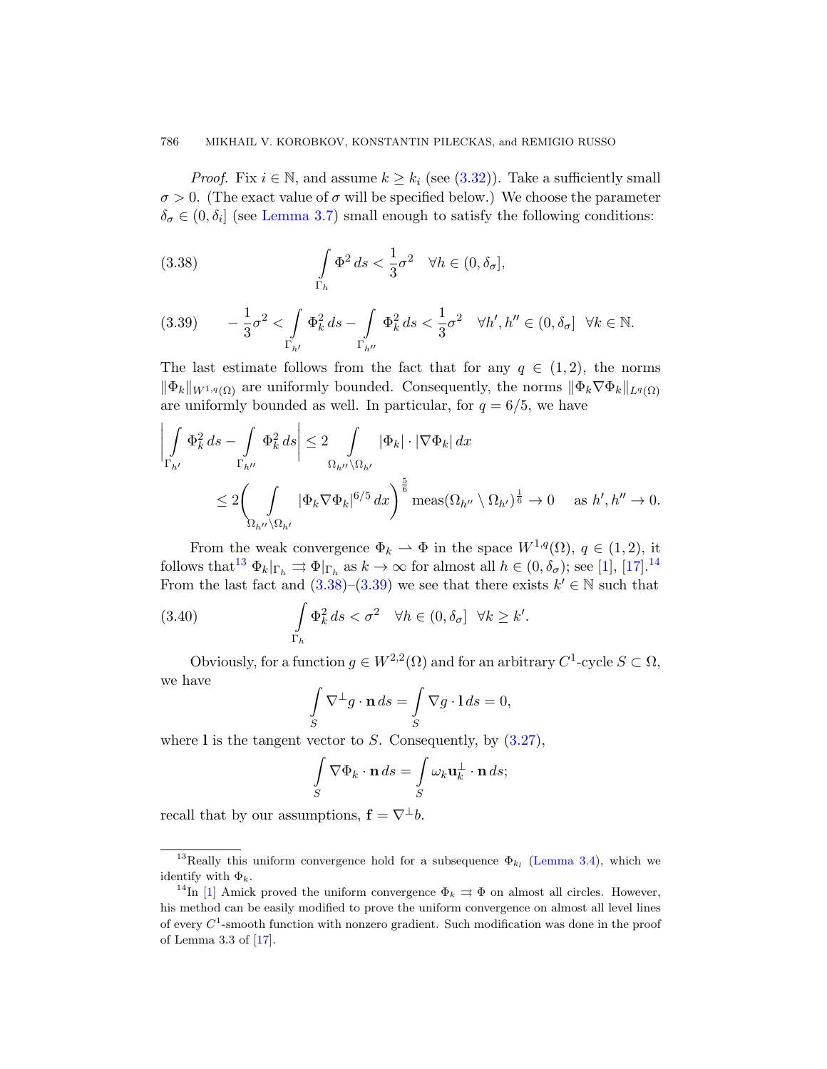*Proof.* Fix $i \in \mathbb{N}$, and assume $k \geq k_i$ (see (3.32)). Take a sufficiently small $\sigma > 0$. (The exact value of $\sigma$ will be specified below.) We choose the parameter $\delta_\sigma \in (0, \delta_i]$ (see Lemma 3.7) small enough to satisfy the following conditions:

$$\int\limits_{\Gamma_h} \Phi^2\, ds < \frac{1}{3}\sigma^2 \quad \forall h \in (0, \delta_\sigma], \tag{3.38}$$

$$-\frac{1}{3}\sigma^2 < \int\limits_{\Gamma_{h'}} \Phi_k^2\, ds - \int\limits_{\Gamma_{h''}} \Phi_k^2\, ds < \frac{1}{3}\sigma^2 \quad \forall h', h'' \in (0, \delta_\sigma] \quad \forall k \in \mathbb{N}. \tag{3.39}$$

The last estimate follows from the fact that for any $q \in (1, 2)$, the norms $\|\Phi_k\|_{W^{1,q}(\Omega)}$ are uniformly bounded. Consequently, the norms $\|\Phi_k \nabla \Phi_k\|_{L^q(\Omega)}$ are uniformly bounded as well. In particular, for $q = 6/5$, we have

$$\left| \int\limits_{\Gamma_{h'}} \Phi_k^2\, ds - \int\limits_{\Gamma_{h''}} \Phi_k^2\, ds \right| \leq 2 \int\limits_{\Omega_{h''} \setminus \Omega_{h'}} |\Phi_k| \cdot |\nabla \Phi_k|\, dx$$

$$\leq 2 \Bigg( \int\limits_{\Omega_{h''} \setminus \Omega_{h'}} |\Phi_k \nabla \Phi_k|^{6/5}\, dx \Bigg)^{\frac{5}{6}} \operatorname{meas}(\Omega_{h''} \setminus \Omega_{h'})^{\frac{1}{6}} \to 0 \quad \text{ as } h', h'' \to 0.$$

From the weak convergence $\Phi_k \rightharpoonup \Phi$ in the space $W^{1,q}(\Omega)$, $q \in (1, 2)$, it follows that[13] $\Phi_k|_{\Gamma_h} \rightrightarrows \Phi|_{\Gamma_h}$ as $k \to \infty$ for almost all $h \in (0, \delta_\sigma)$; see [1], [17].[14] From the last fact and (3.38)–(3.39) we see that there exists $k' \in \mathbb{N}$ such that

$$\int\limits_{\Gamma_h} \Phi_k^2\, ds < \sigma^2 \quad \forall h \in (0, \delta_\sigma] \quad \forall k \geq k'. \tag{3.40}$$

Obviously, for a function $g \in W^{2,2}(\Omega)$ and for an arbitrary $C^1$-cycle $S \subset \Omega$, we have

$$\int\limits_S \nabla^\perp g \cdot \mathbf{n}\, ds = \int\limits_S \nabla g \cdot \mathbf{l}\, ds = 0,$$

where $\mathbf{l}$ is the tangent vector to $S$. Consequently, by (3.27),

$$\int\limits_S \nabla \Phi_k \cdot \mathbf{n}\, ds = \int\limits_S \omega_k \mathbf{u}_k^\perp \cdot \mathbf{n}\, ds;$$

recall that by our assumptions, $\mathbf{f} = \nabla^\perp b$.

---

[13] Really this uniform convergence hold for a subsequence $\Phi_{k_l}$ (Lemma 3.4), which we identify with $\Phi_k$.

[14] In [1] Amick proved the uniform convergence $\Phi_k \rightrightarrows \Phi$ on almost all circles. However, his method can be easily modified to prove the uniform convergence on almost all level lines of every $C^1$-smooth function with nonzero gradient. Such modification was done in the proof of Lemma 3.3 of [17].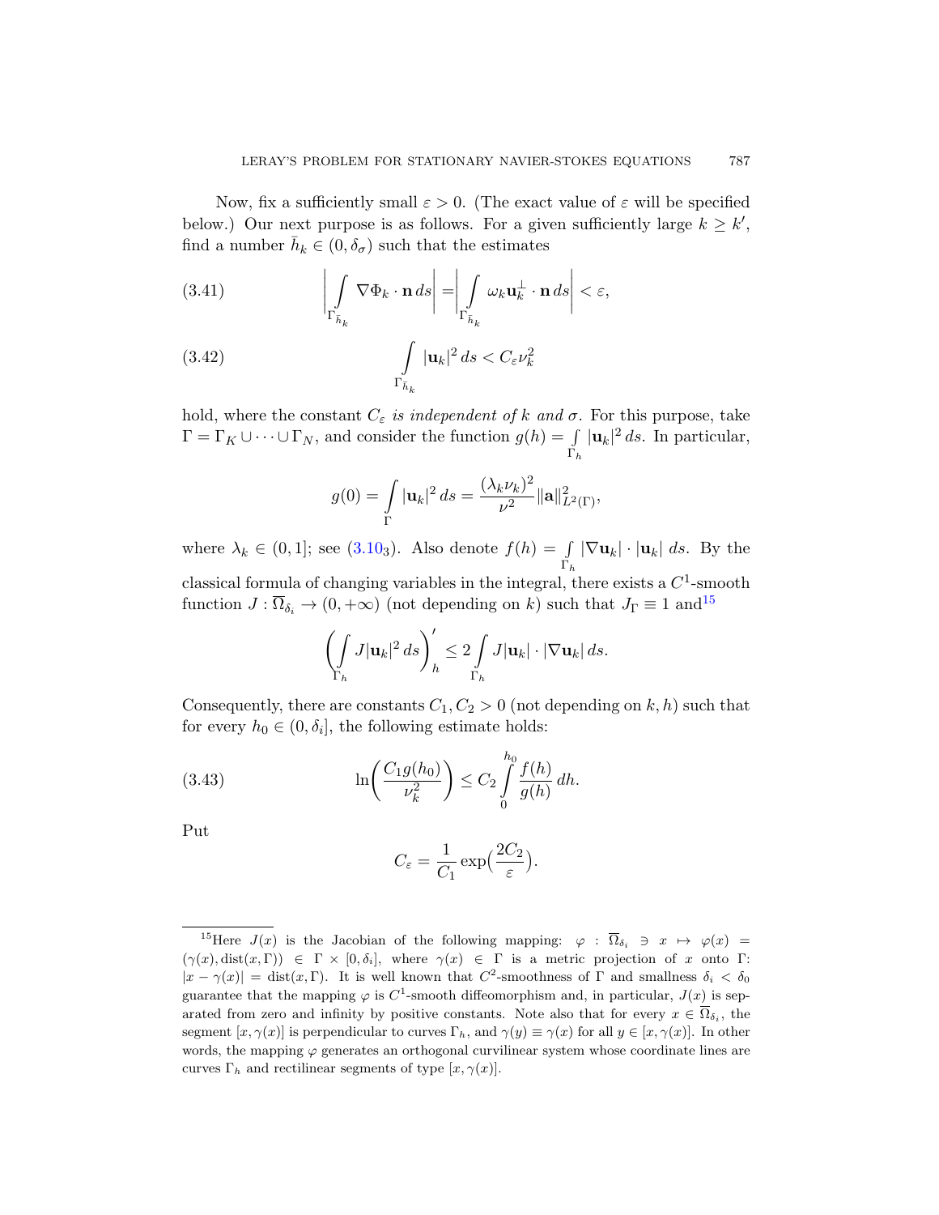Now, fix a sufficiently small $\varepsilon > 0$. (The exact value of $\varepsilon$ will be specified below.) Our next purpose is as follows. For a given sufficiently large $k \geq k'$, find a number $\bar{h}_k \in (0, \delta_\sigma)$ such that the estimates

$$
\left| \int\limits_{\Gamma_{\bar{h}_k}} \nabla \Phi_k \cdot \mathbf{n}\, ds \right| = \left| \int\limits_{\Gamma_{\bar{h}_k}} \omega_k \mathbf{u}_k^{\perp} \cdot \mathbf{n}\, ds \right| < \varepsilon, \tag{3.41}
$$

$$
\int\limits_{\Gamma_{\bar{h}_k}} |\mathbf{u}_k|^2\, ds < C_\varepsilon \nu_k^2 \tag{3.42}
$$

hold, where the constant $C_\varepsilon$ *is independent of* $k$ *and* $\sigma$. For this purpose, take $\Gamma = \Gamma_K \cup \dots \cup \Gamma_N$, and consider the function $g(h) = \int\limits_{\Gamma_h} |\mathbf{u}_k|^2\, ds$. In particular,

$$
g(0) = \int\limits_{\Gamma} |\mathbf{u}_k|^2\, ds = \frac{(\lambda_k \nu_k)^2}{\nu^2} \|\mathbf{a}\|^2_{L^2(\Gamma)},
$$

where $\lambda_k \in (0,1]$; see ($3.10_3$). Also denote $f(h) = \int\limits_{\Gamma_h} |\nabla \mathbf{u}_k| \cdot |\mathbf{u}_k|\, ds$. By the classical formula of changing variables in the integral, there exists a $C^1$-smooth function $J : \overline{\Omega}_{\delta_i} \to (0, +\infty)$ (not depending on $k$) such that $J_\Gamma \equiv 1$ and[15]

$$
\Bigg( \int\limits_{\Gamma_h} J |\mathbf{u}_k|^2\, ds \Bigg)'_h \leq 2 \int\limits_{\Gamma_h} J |\mathbf{u}_k| \cdot |\nabla \mathbf{u}_k|\, ds.
$$

Consequently, there are constants $C_1, C_2 > 0$ (not depending on $k, h$) such that for every $h_0 \in (0, \delta_i]$, the following estimate holds:

$$
\ln\!\left( \frac{C_1 g(h_0)}{\nu_k^2} \right) \leq C_2 \int\limits_0^{h_0} \frac{f(h)}{g(h)}\, dh. \tag{3.43}
$$

Put

$$
C_\varepsilon = \frac{1}{C_1} \exp\!\big( \frac{2C_2}{\varepsilon} \big).
$$

---

[15] Here $J(x)$ is the Jacobian of the following mapping: $\varphi : \overline{\Omega}_{\delta_i} \ni x \mapsto \varphi(x) = (\gamma(x), \operatorname{dist}(x, \Gamma)) \in \Gamma \times [0, \delta_i]$, where $\gamma(x) \in \Gamma$ is a metric projection of $x$ onto $\Gamma$: $|x - \gamma(x)| = \operatorname{dist}(x, \Gamma)$. It is well known that $C^2$-smoothness of $\Gamma$ and smallness $\delta_i < \delta_0$ guarantee that the mapping $\varphi$ is $C^1$-smooth diffeomorphism and, in particular, $J(x)$ is separated from zero and infinity by positive constants. Note also that for every $x \in \overline{\Omega}_{\delta_i}$, the segment $[x, \gamma(x)]$ is perpendicular to curves $\Gamma_h$, and $\gamma(y) \equiv \gamma(x)$ for all $y \in [x, \gamma(x)]$. In other words, the mapping $\varphi$ generates an orthogonal curvilinear system whose coordinate lines are curves $\Gamma_h$ and rectilinear segments of type $[x, \gamma(x)]$.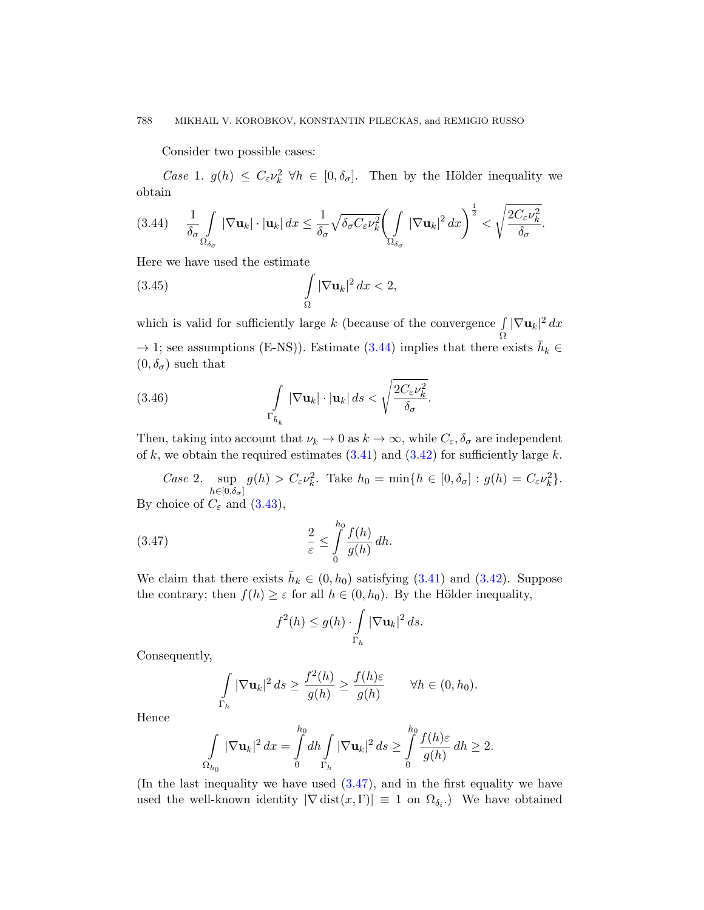Consider two possible cases:

*Case* 1. $g(h) \le C_\varepsilon \nu_k^2 \ \forall h \in [0, \delta_\sigma]$. Then by the Hölder inequality we obtain

$$
(3.44) \qquad \frac{1}{\delta_\sigma} \int\limits_{\Omega_{\delta_\sigma}} |\nabla \mathbf{u}_k| \cdot |\mathbf{u}_k| \, dx \le \frac{1}{\delta_\sigma} \sqrt{\delta_\sigma C_\varepsilon \nu_k^2} \bigg( \int\limits_{\Omega_{\delta_\sigma}} |\nabla \mathbf{u}_k|^2 \, dx \bigg)^{\frac{1}{2}} < \sqrt{\frac{2 C_\varepsilon \nu_k^2}{\delta_\sigma}}.
$$

Here we have used the estimate

$$
(3.45) \qquad \int\limits_\Omega |\nabla \mathbf{u}_k|^2 \, dx < 2,
$$

which is valid for sufficiently large $k$ (because of the convergence $\int\limits_\Omega |\nabla \mathbf{u}_k|^2 \, dx \to 1$; see assumptions (E-NS)). Estimate (3.44) implies that there exists $\bar h_k \in (0, \delta_\sigma)$ such that

$$
(3.46) \qquad \int\limits_{\Gamma_{\bar h_k}} |\nabla \mathbf{u}_k| \cdot |\mathbf{u}_k| \, ds < \sqrt{\frac{2 C_\varepsilon \nu_k^2}{\delta_\sigma}}.
$$

Then, taking into account that $\nu_k \to 0$ as $k \to \infty$, while $C_\varepsilon, \delta_\sigma$ are independent of $k$, we obtain the required estimates (3.41) and (3.42) for sufficiently large $k$.

*Case* 2. $\sup\limits_{h \in [0, \delta_\sigma]} g(h) > C_\varepsilon \nu_k^2$. Take $h_0 = \min\{h \in [0, \delta_\sigma] : g(h) = C_\varepsilon \nu_k^2\}$. By choice of $C_\varepsilon$ and (3.43),

$$
(3.47) \qquad \frac{2}{\varepsilon} \le \int\limits_0^{h_0} \frac{f(h)}{g(h)} \, dh.
$$

We claim that there exists $\bar h_k \in (0, h_0)$ satisfying (3.41) and (3.42). Suppose the contrary; then $f(h) \ge \varepsilon$ for all $h \in (0, h_0)$. By the Hölder inequality,

$$
f^2(h) \le g(h) \cdot \int\limits_{\Gamma_h} |\nabla \mathbf{u}_k|^2 \, ds.
$$

Consequently,

$$
\int\limits_{\Gamma_h} |\nabla \mathbf{u}_k|^2 \, ds \ge \frac{f^2(h)}{g(h)} \ge \frac{f(h)\varepsilon}{g(h)} \qquad \forall h \in (0, h_0).
$$

Hence

$$
\int\limits_{\Omega_{h_0}} |\nabla \mathbf{u}_k|^2 \, dx = \int\limits_0^{h_0} dh \int\limits_{\Gamma_h} |\nabla \mathbf{u}_k|^2 \, ds \ge \int\limits_0^{h_0} \frac{f(h)\varepsilon}{g(h)} \, dh \ge 2.
$$

(In the last inequality we have used (3.47), and in the first equality we have used the well-known identity $|\nabla \operatorname{dist}(x, \Gamma)| \equiv 1$ on $\Omega_{\delta_i}$.) We have obtained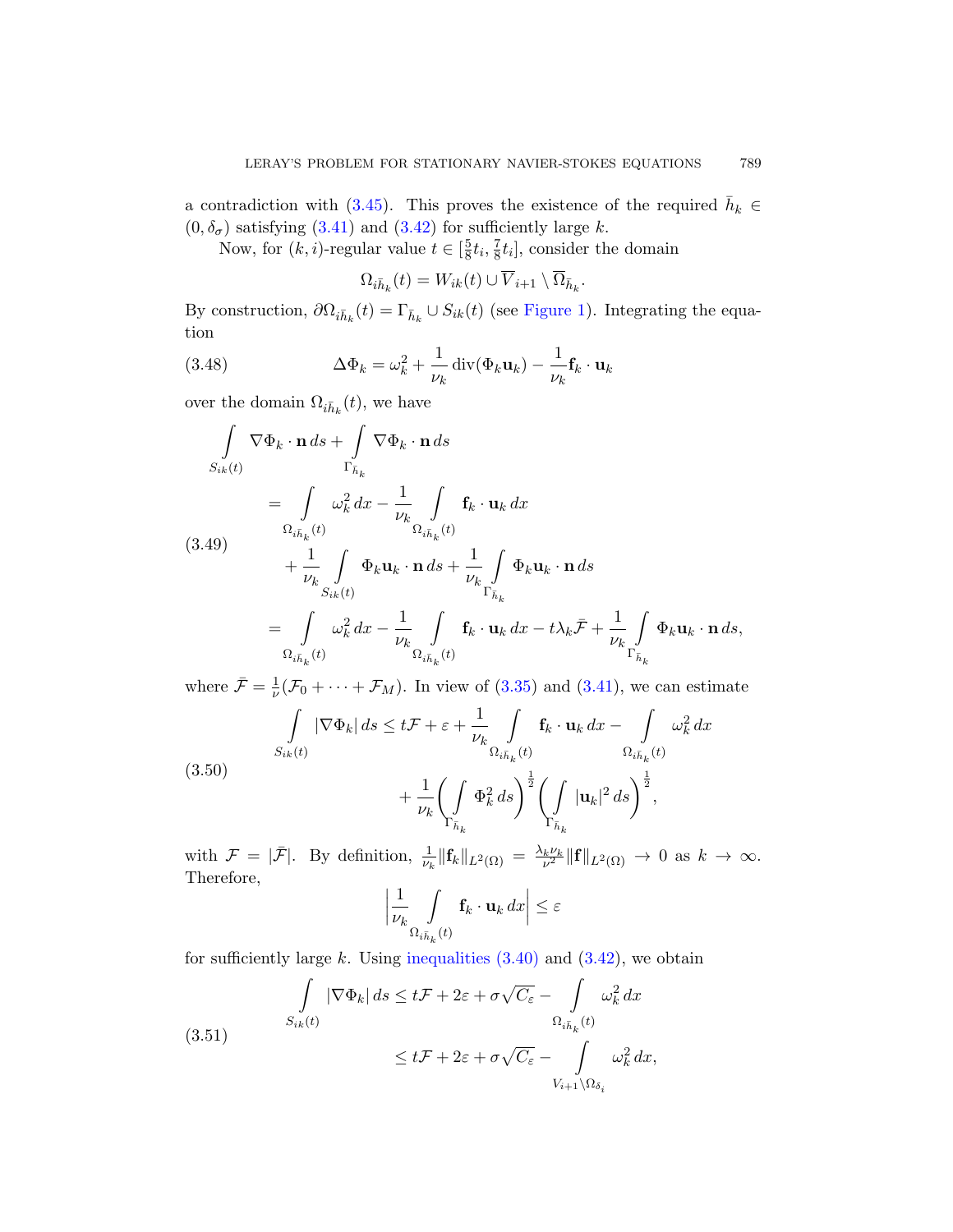a contradiction with (3.45). This proves the existence of the required $\bar{h}_k \in (0, \delta_\sigma)$ satisfying (3.41) and (3.42) for sufficiently large $k$.

Now, for $(k,i)$-regular value $t \in [\frac{5}{8}t_i, \frac{7}{8}t_i]$, consider the domain

$$\Omega_{i\bar{h}_k}(t) = W_{ik}(t) \cup \overline{V}_{i+1} \setminus \overline{\Omega}_{\bar{h}_k}.$$

By construction, $\partial\Omega_{i\bar{h}_k}(t) = \Gamma_{\bar{h}_k} \cup S_{ik}(t)$ (see Figure 1). Integrating the equation

$$\Delta \Phi_k = \omega_k^2 + \frac{1}{\nu_k}\operatorname{div}(\Phi_k \mathbf{u}_k) - \frac{1}{\nu_k}\mathbf{f}_k \cdot \mathbf{u}_k \tag{3.48}$$

over the domain $\Omega_{i\bar{h}_k}(t)$, we have

$$\begin{aligned}
\int\limits_{S_{ik}(t)} \nabla\Phi_k \cdot \mathbf{n}\, ds &+ \int\limits_{\Gamma_{\bar{h}_k}} \nabla\Phi_k \cdot \mathbf{n}\, ds \\
&= \int\limits_{\Omega_{i\bar{h}_k}(t)} \omega_k^2\, dx - \frac{1}{\nu_k}\int\limits_{\Omega_{i\bar{h}_k}(t)} \mathbf{f}_k \cdot \mathbf{u}_k\, dx \\
&\quad + \frac{1}{\nu_k}\int\limits_{S_{ik}(t)} \Phi_k \mathbf{u}_k \cdot \mathbf{n}\, ds + \frac{1}{\nu_k}\int\limits_{\Gamma_{\bar{h}_k}} \Phi_k \mathbf{u}_k \cdot \mathbf{n}\, ds \\
&= \int\limits_{\Omega_{i\bar{h}_k}(t)} \omega_k^2\, dx - \frac{1}{\nu_k}\int\limits_{\Omega_{i\bar{h}_k}(t)} \mathbf{f}_k \cdot \mathbf{u}_k\, dx - t\lambda_k \bar{\mathcal{F}} + \frac{1}{\nu_k}\int\limits_{\Gamma_{\bar{h}_k}} \Phi_k \mathbf{u}_k \cdot \mathbf{n}\, ds,
\end{aligned} \tag{3.49}$$

where $\bar{\mathcal{F}} = \frac{1}{\nu}(\mathcal{F}_0 + \cdots + \mathcal{F}_M)$. In view of (3.35) and (3.41), we can estimate

$$\begin{aligned}
\int\limits_{S_{ik}(t)} |\nabla\Phi_k|\, ds \le t\mathcal{F} + \varepsilon &+ \frac{1}{\nu_k}\int\limits_{\Omega_{i\bar{h}_k}(t)} \mathbf{f}_k \cdot \mathbf{u}_k\, dx - \int\limits_{\Omega_{i\bar{h}_k}(t)} \omega_k^2\, dx \\
&+ \frac{1}{\nu_k}\Bigg(\int\limits_{\Gamma_{\bar{h}_k}} \Phi_k^2\, ds\Bigg)^{\frac{1}{2}}\Bigg(\int\limits_{\Gamma_{\bar{h}_k}} |\mathbf{u}_k|^2\, ds\Bigg)^{\frac{1}{2}},
\end{aligned} \tag{3.50}$$

with $\mathcal{F} = |\bar{\mathcal{F}}|$. By definition, $\frac{1}{\nu_k}\|\mathbf{f}_k\|_{L^2(\Omega)} = \frac{\lambda_k \nu_k}{\nu^2}\|\mathbf{f}\|_{L^2(\Omega)} \to 0$ as $k \to \infty$. Therefore,

$$\Bigg|\frac{1}{\nu_k}\int\limits_{\Omega_{i\bar{h}_k}(t)} \mathbf{f}_k \cdot \mathbf{u}_k\, dx\Bigg| \le \varepsilon$$

for sufficiently large $k$. Using inequalities (3.40) and (3.42), we obtain

$$\begin{aligned}
\int\limits_{S_{ik}(t)} |\nabla\Phi_k|\, ds &\le t\mathcal{F} + 2\varepsilon + \sigma\sqrt{C_\varepsilon} - \int\limits_{\Omega_{i\bar{h}_k}(t)} \omega_k^2\, dx \\
&\le t\mathcal{F} + 2\varepsilon + \sigma\sqrt{C_\varepsilon} - \int\limits_{V_{i+1}\setminus\Omega_{\delta_i}} \omega_k^2\, dx,
\end{aligned} \tag{3.51}$$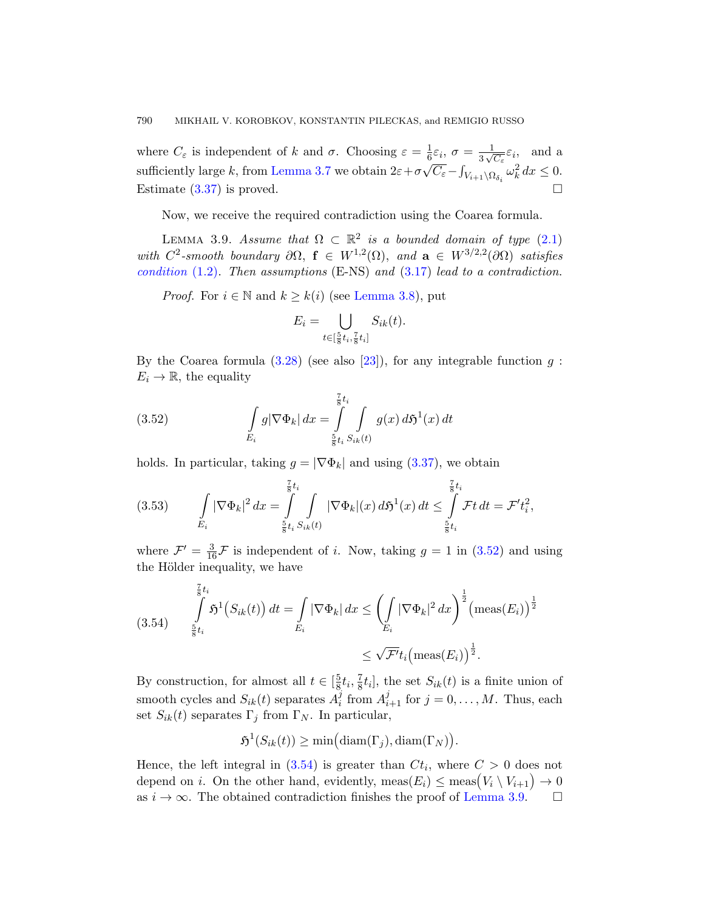where $C_\varepsilon$ is independent of $k$ and $\sigma$. Choosing $\varepsilon = \frac{1}{6}\varepsilon_i$, $\sigma = \frac{1}{3\sqrt{C_\varepsilon}}\varepsilon_i$, and a sufficiently large $k$, from Lemma 3.7 we obtain $2\varepsilon + \sigma\sqrt{C_\varepsilon} - \int_{V_{i+1}\setminus\Omega_{\delta_i}} \omega_k^2\,dx \le 0$. Estimate (3.37) is proved. $\square$

Now, we receive the required contradiction using the Coarea formula.

LEMMA 3.9. *Assume that $\Omega \subset \mathbb{R}^2$ is a bounded domain of type (2.1) with $C^2$-smooth boundary $\partial\Omega$, $\mathbf{f} \in W^{1,2}(\Omega)$, and $\mathbf{a} \in W^{3/2,2}(\partial\Omega)$ satisfies condition (1.2). Then assumptions* (E-NS) *and* (3.17) *lead to a contradiction.*

*Proof.* For $i \in \mathbb{N}$ and $k \ge k(i)$ (see Lemma 3.8), put

$$E_i = \bigcup_{t\in[\frac{5}{8}t_i,\frac{7}{8}t_i]} S_{ik}(t).$$

By the Coarea formula (3.28) (see also [23]), for any integrable function $g : E_i \to \mathbb{R}$, the equality

$$\int_{E_i} g|\nabla\Phi_k|\,dx = \int_{\frac{5}{8}t_i}^{\frac{7}{8}t_i} \int_{S_{ik}(t)} g(x)\,d\mathfrak{H}^1(x)\,dt \tag{3.52}$$

holds. In particular, taking $g = |\nabla\Phi_k|$ and using (3.37), we obtain

$$\int_{E_i} |\nabla\Phi_k|^2\,dx = \int_{\frac{5}{8}t_i}^{\frac{7}{8}t_i} \int_{S_{ik}(t)} |\nabla\Phi_k|(x)\,d\mathfrak{H}^1(x)\,dt \le \int_{\frac{5}{8}t_i}^{\frac{7}{8}t_i} \mathcal{F}t\,dt = \mathcal{F}'t_i^2, \tag{3.53}$$

where $\mathcal{F}' = \frac{3}{16}\mathcal{F}$ is independent of $i$. Now, taking $g = 1$ in (3.52) and using the Hölder inequality, we have

$$\begin{aligned}\int_{\frac{5}{8}t_i}^{\frac{7}{8}t_i} \mathfrak{H}^1\big(S_{ik}(t)\big)\,dt = \int_{E_i} |\nabla\Phi_k|\,dx &\le \bigg(\int_{E_i} |\nabla\Phi_k|^2\,dx\bigg)^{\frac{1}{2}}\big(\operatorname{meas}(E_i)\big)^{\frac{1}{2}} \\ &\le \sqrt{\mathcal{F}'}t_i\big(\operatorname{meas}(E_i)\big)^{\frac{1}{2}}.\end{aligned} \tag{3.54}$$

By construction, for almost all $t \in [\frac{5}{8}t_i, \frac{7}{8}t_i]$, the set $S_{ik}(t)$ is a finite union of smooth cycles and $S_{ik}(t)$ separates $A_i^j$ from $A_{i+1}^j$ for $j = 0, \dots, M$. Thus, each set $S_{ik}(t)$ separates $\Gamma_j$ from $\Gamma_N$. In particular,

$$\mathfrak{H}^1(S_{ik}(t)) \ge \min\big(\operatorname{diam}(\Gamma_j), \operatorname{diam}(\Gamma_N)\big).$$

Hence, the left integral in (3.54) is greater than $Ct_i$, where $C > 0$ does not depend on $i$. On the other hand, evidently, $\operatorname{meas}(E_i) \le \operatorname{meas}\big(V_i \setminus V_{i+1}\big) \to 0$ as $i \to \infty$. The obtained contradiction finishes the proof of Lemma 3.9. $\square$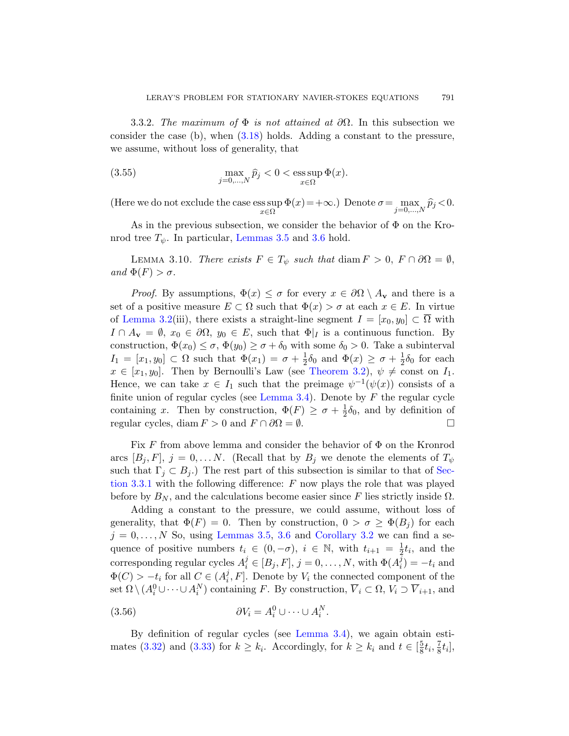3.3.2. *The maximum of $\Phi$ is not attained at $\partial\Omega$.* In this subsection we consider the case (b), when (3.18) holds. Adding a constant to the pressure, we assume, without loss of generality, that

$$\max_{j=0,\dots,N} \widehat{p}_j < 0 < \operatorname*{ess\,sup}_{x\in\Omega} \Phi(x). \tag{3.55}$$

(Here we do not exclude the case $\operatorname*{ess\,sup}_{x\in\Omega} \Phi(x)=+\infty$.) Denote $\sigma = \max_{j=0,\dots,N} \widehat{p}_j < 0$.

As in the previous subsection, we consider the behavior of $\Phi$ on the Kronrod tree $T_\psi$. In particular, Lemmas 3.5 and 3.6 hold.

Lemma 3.10. *There exists $F \in T_\psi$ such that* $\operatorname{diam} F > 0$, $F \cap \partial\Omega = \emptyset$, *and* $\Phi(F) > \sigma$.

*Proof.* By assumptions, $\Phi(x) \le \sigma$ for every $x \in \partial\Omega \setminus A_{\mathbf{v}}$ and there is a set of a positive measure $E \subset \Omega$ such that $\Phi(x) > \sigma$ at each $x \in E$. In virtue of Lemma 3.2(iii), there exists a straight-line segment $I = [x_0, y_0] \subset \overline{\Omega}$ with $I \cap A_{\mathbf{v}} = \emptyset$, $x_0 \in \partial\Omega$, $y_0 \in E$, such that $\Phi|_I$ is a continuous function. By construction, $\Phi(x_0) \le \sigma$, $\Phi(y_0) \ge \sigma + \delta_0$ with some $\delta_0 > 0$. Take a subinterval $I_1 = [x_1, y_0] \subset \Omega$ such that $\Phi(x_1) = \sigma + \frac{1}{2}\delta_0$ and $\Phi(x) \ge \sigma + \frac{1}{2}\delta_0$ for each $x \in [x_1, y_0]$. Then by Bernoulli's Law (see Theorem 3.2), $\psi \ne \text{const}$ on $I_1$. Hence, we can take $x \in I_1$ such that the preimage $\psi^{-1}(\psi(x))$ consists of a finite union of regular cycles (see Lemma 3.4). Denote by $F$ the regular cycle containing $x$. Then by construction, $\Phi(F) \ge \sigma + \frac{1}{2}\delta_0$, and by definition of regular cycles, $\operatorname{diam} F > 0$ and $F \cap \partial\Omega = \emptyset$. $\square$

Fix $F$ from above lemma and consider the behavior of $\Phi$ on the Kronrod arcs $[B_j, F]$, $j = 0, \dots N$. (Recall that by $B_j$ we denote the elements of $T_\psi$ such that $\Gamma_j \subset B_j$.) The rest part of this subsection is similar to that of Section 3.3.1 with the following difference: $F$ now plays the role that was played before by $B_N$, and the calculations become easier since $F$ lies strictly inside $\Omega$.

Adding a constant to the pressure, we could assume, without loss of generality, that $\Phi(F) = 0$. Then by construction, $0 > \sigma \ge \Phi(B_j)$ for each $j = 0, \dots, N$ So, using Lemmas 3.5, 3.6 and Corollary 3.2 we can find a sequence of positive numbers $t_i \in (0, -\sigma)$, $i \in \mathbb{N}$, with $t_{i+1} = \frac{1}{2}t_i$, and the corresponding regular cycles $A_i^j \in [B_j, F]$, $j = 0, \dots, N$, with $\Phi(A_i^j) = -t_i$ and $\Phi(C) > -t_i$ for all $C \in (A_i^j, F]$. Denote by $V_i$ the connected component of the set $\Omega \setminus (A_i^0 \cup \dots \cup A_i^N)$ containing $F$. By construction, $\overline{V}_i \subset \Omega$, $V_i \supset \overline{V}_{i+1}$, and

$$\partial V_i = A_i^0 \cup \dots \cup A_i^N. \tag{3.56}$$

By definition of regular cycles (see Lemma 3.4), we again obtain estimates (3.32) and (3.33) for $k \ge k_i$. Accordingly, for $k \ge k_i$ and $t \in [\frac{5}{8}t_i, \frac{7}{8}t_i]$,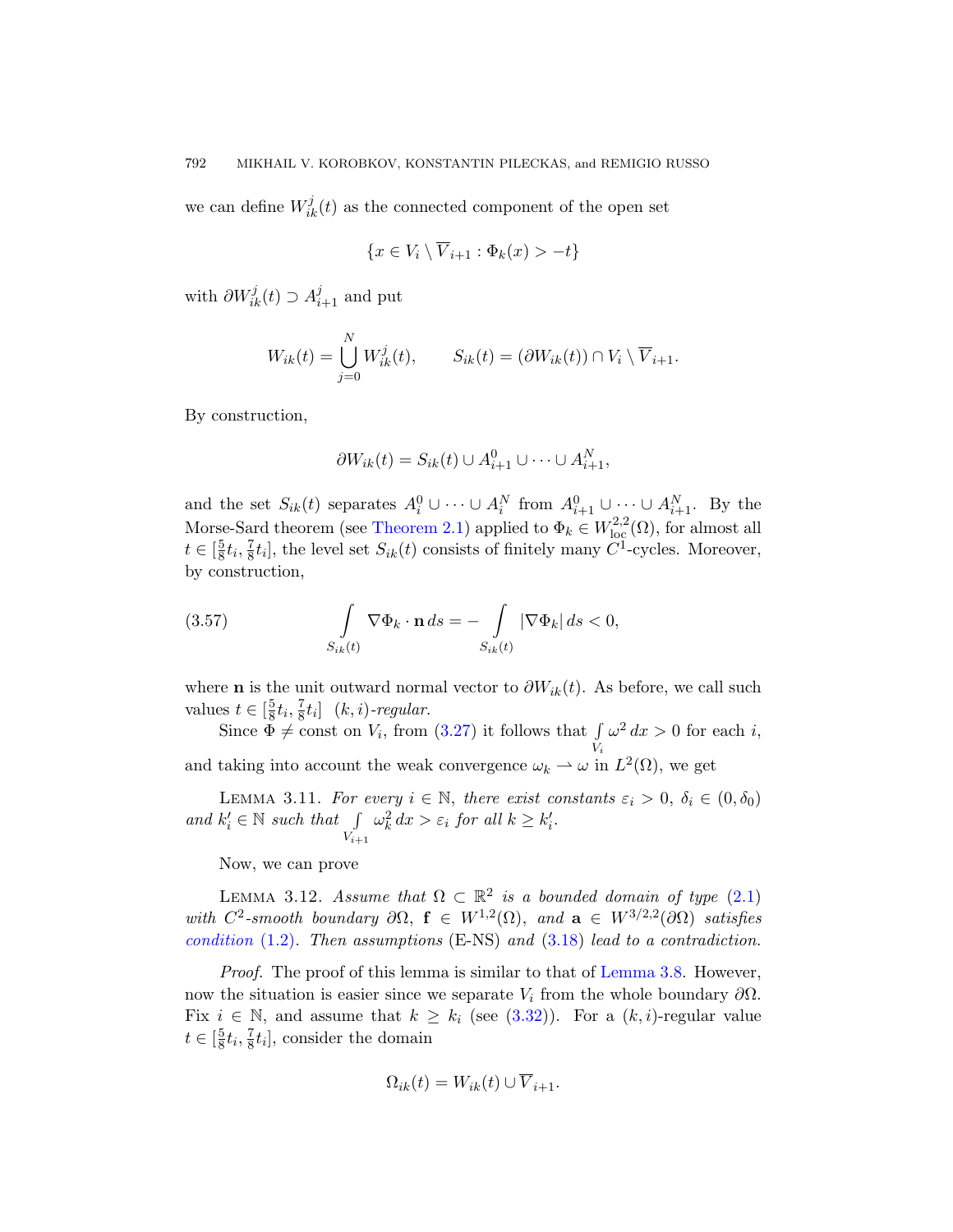we can define $W^j_{ik}(t)$ as the connected component of the open set

$$\{x \in V_i \setminus \overline{V}_{i+1} : \Phi_k(x) > -t\}$$

with $\partial W^j_{ik}(t) \supset A^j_{i+1}$ and put

$$W_{ik}(t) = \bigcup_{j=0}^{N} W^j_{ik}(t), \qquad S_{ik}(t) = (\partial W_{ik}(t)) \cap V_i \setminus \overline{V}_{i+1}.$$

By construction,

$$\partial W_{ik}(t) = S_{ik}(t) \cup A^0_{i+1} \cup \cdots \cup A^N_{i+1},$$

and the set $S_{ik}(t)$ separates $A^0_i \cup \cdots \cup A^N_i$ from $A^0_{i+1} \cup \cdots \cup A^N_{i+1}$. By the Morse-Sard theorem (see Theorem 2.1) applied to $\Phi_k \in W^{2,2}_{\mathrm{loc}}(\Omega)$, for almost all $t \in [\frac{5}{8}t_i, \frac{7}{8}t_i]$, the level set $S_{ik}(t)$ consists of finitely many $C^1$-cycles. Moreover, by construction,

$$\int\limits_{S_{ik}(t)} \nabla\Phi_k \cdot \mathbf{n}\, ds = -\int\limits_{S_{ik}(t)} |\nabla\Phi_k|\, ds < 0, \tag{3.57}$$

where $\mathbf{n}$ is the unit outward normal vector to $\partial W_{ik}(t)$. As before, we call such values $t \in [\frac{5}{8}t_i, \frac{7}{8}t_i]$ *$(k,i)$-regular*.

Since $\Phi \neq \text{const}$ on $V_i$, from (3.27) it follows that $\int\limits_{V_i} \omega^2\, dx > 0$ for each $i$, and taking into account the weak convergence $\omega_k \rightharpoonup \omega$ in $L^2(\Omega)$, we get

Lemma 3.11. *For every $i \in \mathbb{N}$, there exist constants $\varepsilon_i > 0$, $\delta_i \in (0, \delta_0)$ and $k'_i \in \mathbb{N}$ such that $\int\limits_{V_{i+1}} \omega_k^2\, dx > \varepsilon_i$ for all $k \geq k'_i$.*

Now, we can prove

Lemma 3.12. *Assume that $\Omega \subset \mathbb{R}^2$ is a bounded domain of type (2.1) with $C^2$-smooth boundary $\partial\Omega$, $\mathbf{f} \in W^{1,2}(\Omega)$, and $\mathbf{a} \in W^{3/2,2}(\partial\Omega)$ satisfies condition (1.2). Then assumptions* (E-NS) *and (3.18) lead to a contradiction.*

*Proof.* The proof of this lemma is similar to that of Lemma 3.8. However, now the situation is easier since we separate $V_i$ from the whole boundary $\partial\Omega$. Fix $i \in \mathbb{N}$, and assume that $k \geq k_i$ (see (3.32)). For a $(k,i)$-regular value $t \in [\frac{5}{8}t_i, \frac{7}{8}t_i]$, consider the domain

$$\Omega_{ik}(t) = W_{ik}(t) \cup \overline{V}_{i+1}.$$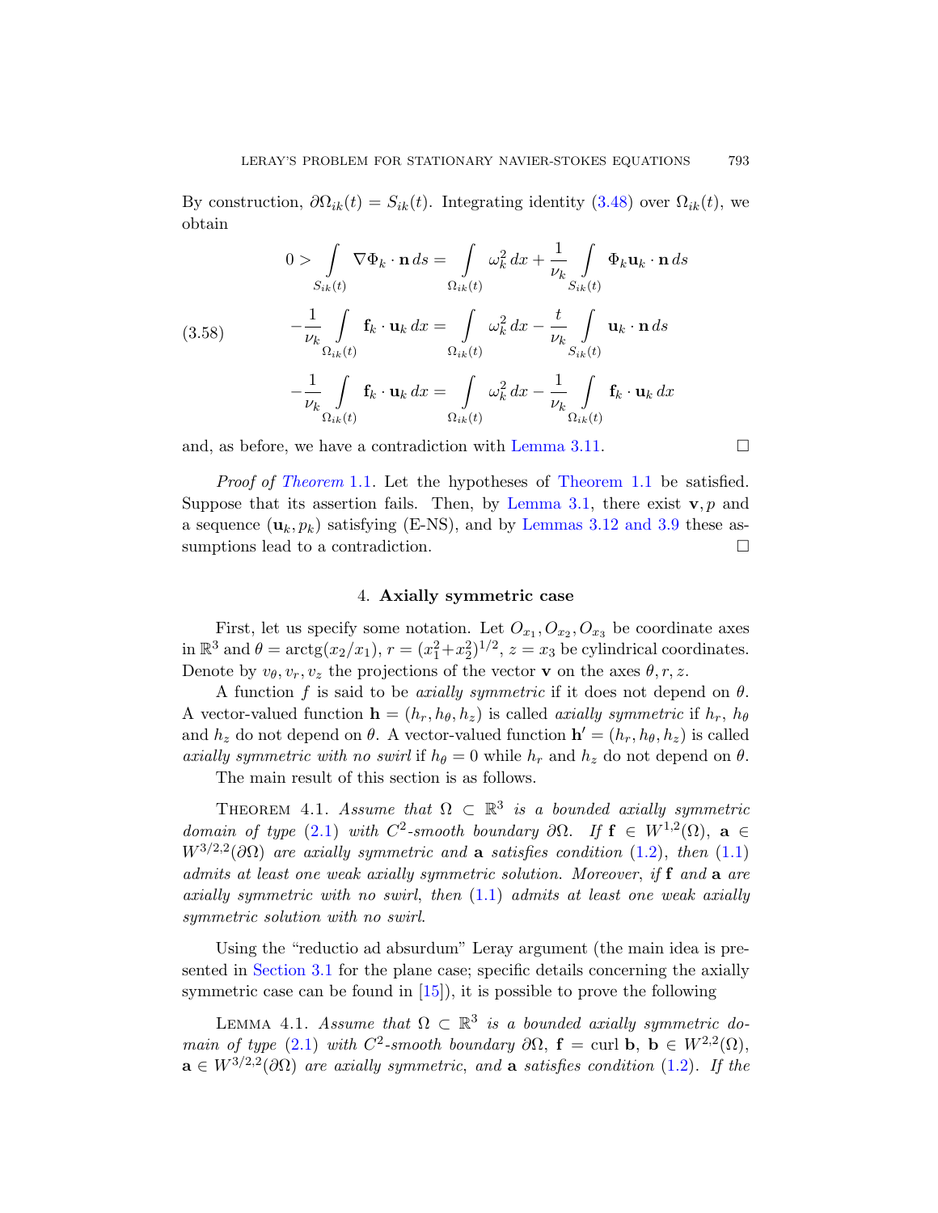By construction, $\partial\Omega_{ik}(t) = S_{ik}(t)$. Integrating identity (3.48) over $\Omega_{ik}(t)$, we obtain

$$
\begin{aligned}
0 > \int\limits_{S_{ik}(t)} \nabla\Phi_k \cdot \mathbf{n}\, ds &= \int\limits_{\Omega_{ik}(t)} \omega_k^2\, dx + \frac{1}{\nu_k} \int\limits_{S_{ik}(t)} \Phi_k \mathbf{u}_k \cdot \mathbf{n}\, ds \\
-\frac{1}{\nu_k} \int\limits_{\Omega_{ik}(t)} \mathbf{f}_k \cdot \mathbf{u}_k\, dx &= \int\limits_{\Omega_{ik}(t)} \omega_k^2\, dx - \frac{t}{\nu_k} \int\limits_{S_{ik}(t)} \mathbf{u}_k \cdot \mathbf{n}\, ds \\
-\frac{1}{\nu_k} \int\limits_{\Omega_{ik}(t)} \mathbf{f}_k \cdot \mathbf{u}_k\, dx &= \int\limits_{\Omega_{ik}(t)} \omega_k^2\, dx - \frac{1}{\nu_k} \int\limits_{\Omega_{ik}(t)} \mathbf{f}_k \cdot \mathbf{u}_k\, dx
\end{aligned}
\tag{3.58}
$$

and, as before, we have a contradiction with Lemma 3.11. □

*Proof of Theorem* 1.1. Let the hypotheses of Theorem 1.1 be satisfied. Suppose that its assertion fails. Then, by Lemma 3.1, there exist $\mathbf{v}, p$ and a sequence $(\mathbf{u}_k, p_k)$ satisfying (E-NS), and by Lemmas 3.12 and 3.9 these assumptions lead to a contradiction. □

## 4. Axially symmetric case

First, let us specify some notation. Let $O_{x_1}, O_{x_2}, O_{x_3}$ be coordinate axes in $\mathbb{R}^3$ and $\theta = \mathrm{arctg}(x_2/x_1)$, $r = (x_1^2+x_2^2)^{1/2}$, $z = x_3$ be cylindrical coordinates. Denote by $v_\theta, v_r, v_z$ the projections of the vector $\mathbf{v}$ on the axes $\theta, r, z$.

A function $f$ is said to be *axially symmetric* if it does not depend on $\theta$. A vector-valued function $\mathbf{h} = (h_r, h_\theta, h_z)$ is called *axially symmetric* if $h_r$, $h_\theta$ and $h_z$ do not depend on $\theta$. A vector-valued function $\mathbf{h}' = (h_r, h_\theta, h_z)$ is called *axially symmetric with no swirl* if $h_\theta = 0$ while $h_r$ and $h_z$ do not depend on $\theta$.

The main result of this section is as follows.

Theorem 4.1. *Assume that $\Omega \subset \mathbb{R}^3$ is a bounded axially symmetric domain of type* (2.1) *with $C^2$-smooth boundary $\partial\Omega$. If $\mathbf{f} \in W^{1,2}(\Omega)$, $\mathbf{a} \in W^{3/2,2}(\partial\Omega)$ are axially symmetric and $\mathbf{a}$ satisfies condition* (1.2), *then* (1.1) *admits at least one weak axially symmetric solution. Moreover, if $\mathbf{f}$ and $\mathbf{a}$ are axially symmetric with no swirl, then* (1.1) *admits at least one weak axially symmetric solution with no swirl.*

Using the "reductio ad absurdum" Leray argument (the main idea is presented in Section 3.1 for the plane case; specific details concerning the axially symmetric case can be found in [15]), it is possible to prove the following

Lemma 4.1. *Assume that $\Omega \subset \mathbb{R}^3$ is a bounded axially symmetric domain of type* (2.1) *with $C^2$-smooth boundary $\partial\Omega$, $\mathbf{f} = \mathrm{curl}\, \mathbf{b}$, $\mathbf{b} \in W^{2,2}(\Omega)$, $\mathbf{a} \in W^{3/2,2}(\partial\Omega)$ are axially symmetric, and $\mathbf{a}$ satisfies condition* (1.2). *If the*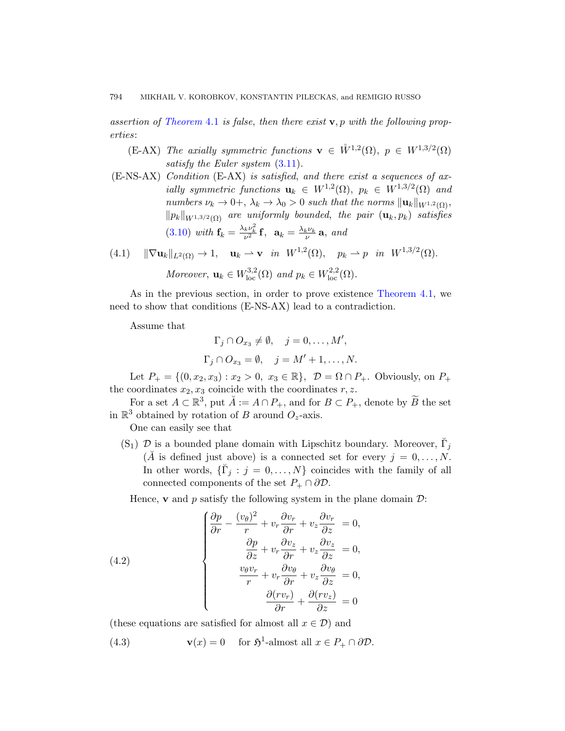*assertion of Theorem 4.1 is false, then there exist* $\mathbf{v}, p$ *with the following properties*:

(E-AX) *The axially symmetric functions* $\mathbf{v} \in \mathring{W}^{1,2}(\Omega)$, $p \in W^{1,3/2}(\Omega)$ *satisfy the Euler system* (3.11).

(E-NS-AX) *Condition* (E-AX) *is satisfied, and there exist a sequences of axially symmetric functions* $\mathbf{u}_k \in W^{1,2}(\Omega)$, $p_k \in W^{1,3/2}(\Omega)$ *and numbers* $\nu_k \to 0+$, $\lambda_k \to \lambda_0 > 0$ *such that the norms* $\|\mathbf{u}_k\|_{W^{1,2}(\Omega)}$, $\|p_k\|_{W^{1,3/2}(\Omega)}$ *are uniformly bounded, the pair* $(\mathbf{u}_k, p_k)$ *satisfies* (3.10) *with* $\mathbf{f}_k = \frac{\lambda_k \nu_k^2}{\nu^2}\mathbf{f}$, $\mathbf{a}_k = \frac{\lambda_k \nu_k}{\nu}\mathbf{a}$, *and*

$$
\|\nabla \mathbf{u}_k\|_{L^2(\Omega)} \to 1, \quad \mathbf{u}_k \rightharpoonup \mathbf{v} \;\; \text{in} \;\; W^{1,2}(\Omega), \quad p_k \rightharpoonup p \;\; \text{in} \;\; W^{1,3/2}(\Omega). \tag{4.1}
$$

*Moreover*, $\mathbf{u}_k \in W^{3,2}_{\mathrm{loc}}(\Omega)$ *and* $p_k \in W^{2,2}_{\mathrm{loc}}(\Omega)$.

As in the previous section, in order to prove existence Theorem 4.1, we need to show that conditions (E-NS-AX) lead to a contradiction.

Assume that

$$
\Gamma_j \cap O_{x_3} \neq \emptyset, \quad j = 0, \dots, M',
$$

$$
\Gamma_j \cap O_{x_3} = \emptyset, \quad j = M'+1, \dots, N.
$$

Let $P_+ = \{(0, x_2, x_3) : x_2 > 0,\ x_3 \in \mathbb{R}\}$, $\mathcal{D} = \Omega \cap P_+$. Obviously, on $P_+$ the coordinates $x_2, x_3$ coincide with the coordinates $r, z$.

For a set $A \subset \mathbb{R}^3$, put $\breve{A} := A \cap P_+$, and for $B \subset P_+$, denote by $\widetilde{B}$ the set in $\mathbb{R}^3$ obtained by rotation of $B$ around $O_z$-axis.

One can easily see that

(S$_1$) $\mathcal{D}$ is a bounded plane domain with Lipschitz boundary. Moreover, $\breve{\Gamma}_j$ ($\breve{A}$ is defined just above) is a connected set for every $j = 0, \dots, N$. In other words, $\{\breve{\Gamma}_j : j = 0, \dots, N\}$ coincides with the family of all connected components of the set $P_+ \cap \partial\mathcal{D}$.

Hence, $\mathbf{v}$ and $p$ satisfy the following system in the plane domain $\mathcal{D}$:

$$
\left\{
\begin{aligned}
\frac{\partial p}{\partial r} - \frac{(v_\theta)^2}{r} + v_r \frac{\partial v_r}{\partial r} + v_z \frac{\partial v_r}{\partial z} &= 0, \\
\frac{\partial p}{\partial z} + v_r \frac{\partial v_z}{\partial r} + v_z \frac{\partial v_z}{\partial z} &= 0, \\
\frac{v_\theta v_r}{r} + v_r \frac{\partial v_\theta}{\partial r} + v_z \frac{\partial v_\theta}{\partial z} &= 0, \\
\frac{\partial (r v_r)}{\partial r} + \frac{\partial (r v_z)}{\partial z} &= 0
\end{aligned}
\right. \tag{4.2}
$$

(these equations are satisfied for almost all $x \in \mathcal{D}$) and

$$
\mathbf{v}(x) = 0 \quad \text{for } \mathfrak{H}^1\text{-almost all } x \in P_+ \cap \partial\mathcal{D}. \tag{4.3}
$$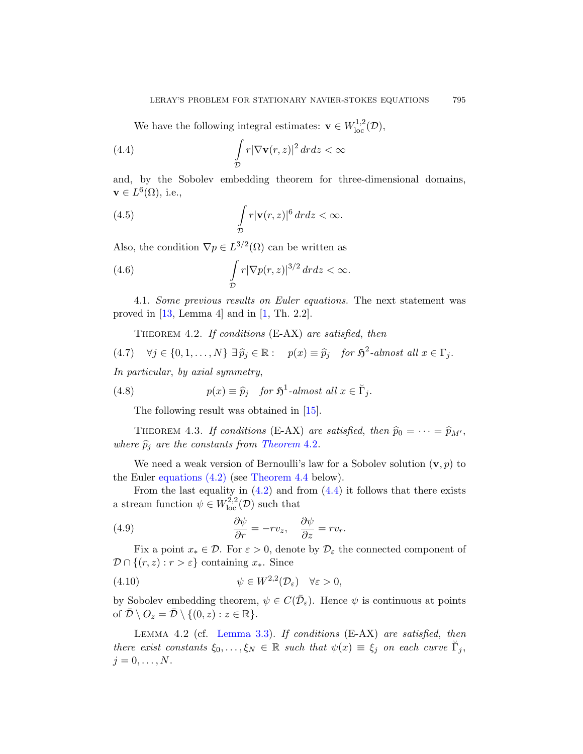We have the following integral estimates: $\mathbf{v} \in W^{1,2}_{\mathrm{loc}}(\mathcal{D})$,

$$\int_{\mathcal{D}} r|\nabla \mathbf{v}(r,z)|^2\,drdz < \infty \tag{4.4}$$

and, by the Sobolev embedding theorem for three-dimensional domains, $\mathbf{v} \in L^6(\Omega)$, i.e.,

$$\int_{\mathcal{D}} r|\mathbf{v}(r,z)|^6\,drdz < \infty. \tag{4.5}$$

Also, the condition $\nabla p \in L^{3/2}(\Omega)$ can be written as

$$\int_{\mathcal{D}} r|\nabla p(r,z)|^{3/2}\,drdz < \infty. \tag{4.6}$$

4.1. *Some previous results on Euler equations.* The next statement was proved in [13, Lemma 4] and in [1, Th. 2.2].

Theorem 4.2. *If conditions* (E-AX) *are satisfied, then*

$$\forall j \in \{0,1,\dots,N\}\ \exists \widehat{p}_j \in \mathbb{R}: \quad p(x) \equiv \widehat{p}_j \quad \textit{for } \mathfrak{H}^2\textit{-almost all } x \in \Gamma_j. \tag{4.7}$$

*In particular, by axial symmetry,*

$$p(x) \equiv \widehat{p}_j \quad \textit{for } \mathfrak{H}^1\textit{-almost all } x \in \breve{\Gamma}_j. \tag{4.8}$$

The following result was obtained in [15].

Theorem 4.3. *If conditions* (E-AX) *are satisfied, then* $\widehat{p}_0 = \dots = \widehat{p}_{M'}$, *where* $\widehat{p}_j$ *are the constants from Theorem* 4.2.

We need a weak version of Bernoulli's law for a Sobolev solution $(\mathbf{v}, p)$ to the Euler equations (4.2) (see Theorem 4.4 below).

From the last equality in (4.2) and from (4.4) it follows that there exists a stream function $\psi \in W^{2,2}_{\mathrm{loc}}(\mathcal{D})$ such that

$$\frac{\partial \psi}{\partial r} = -r v_z, \quad \frac{\partial \psi}{\partial z} = r v_r. \tag{4.9}$$

Fix a point $x_* \in \mathcal{D}$. For $\varepsilon > 0$, denote by $\mathcal{D}_\varepsilon$ the connected component of $\mathcal{D} \cap \{(r,z) : r > \varepsilon\}$ containing $x_*$. Since

$$\psi \in W^{2,2}(\mathcal{D}_\varepsilon) \quad \forall \varepsilon > 0, \tag{4.10}$$

by Sobolev embedding theorem, $\psi \in C(\bar{\mathcal{D}}_\varepsilon)$. Hence $\psi$ is continuous at points of $\bar{\mathcal{D}} \setminus O_z = \bar{\mathcal{D}} \setminus \{(0,z) : z \in \mathbb{R}\}$.

Lemma 4.2 (cf. Lemma 3.3). *If conditions* (E-AX) *are satisfied, then there exist constants* $\xi_0, \dots, \xi_N \in \mathbb{R}$ *such that* $\psi(x) \equiv \xi_j$ *on each curve* $\breve{\Gamma}_j$, $j = 0, \dots, N$.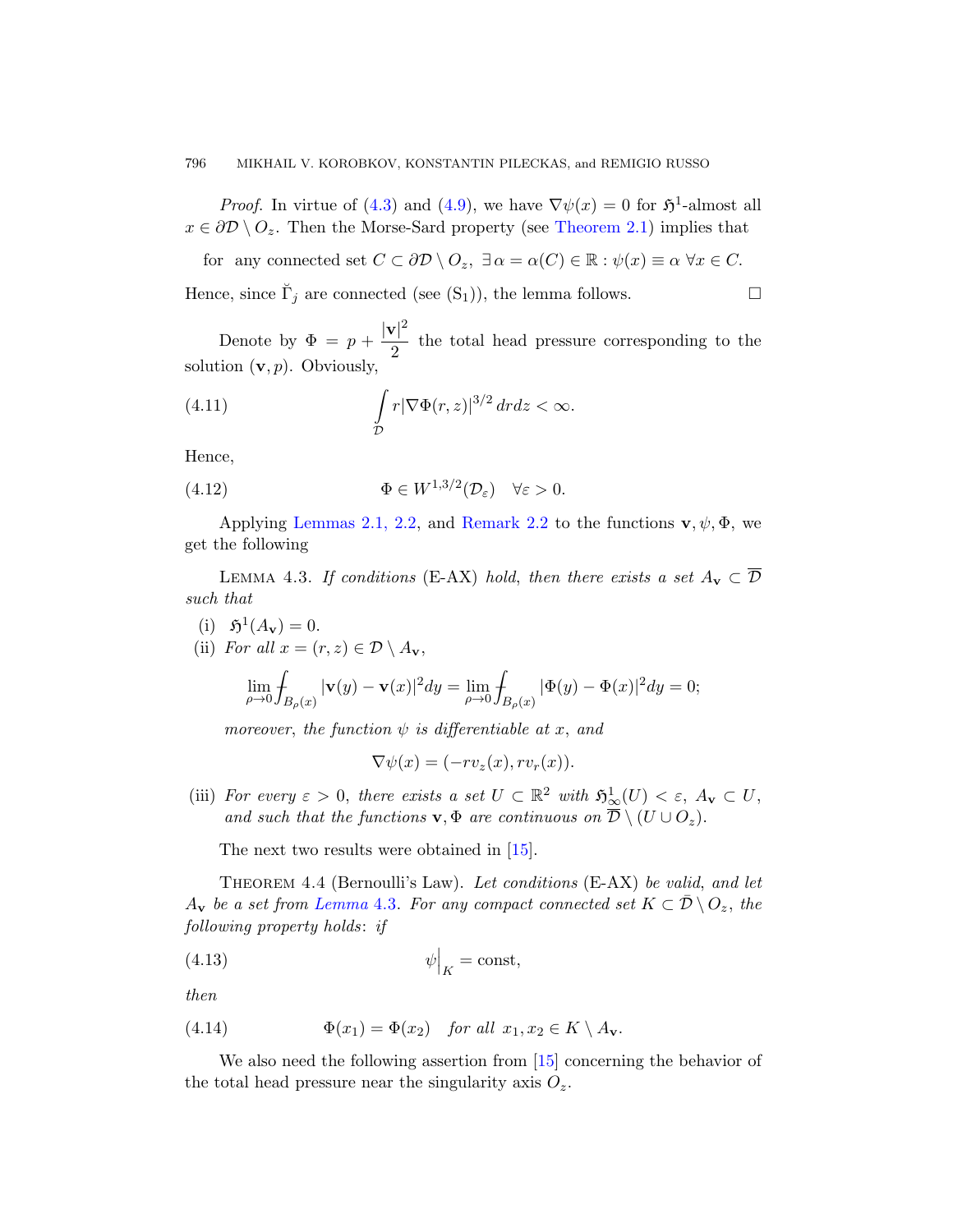*Proof.* In virtue of (4.3) and (4.9), we have $\nabla\psi(x) = 0$ for $\mathfrak{H}^1$-almost all $x \in \partial\mathcal{D} \setminus O_z$. Then the Morse-Sard property (see Theorem 2.1) implies that

$$\text{for any connected set } C \subset \partial\mathcal{D} \setminus O_z,\ \exists\, \alpha = \alpha(C) \in \mathbb{R} : \psi(x) \equiv \alpha\ \forall x \in C.$$

Hence, since $\breve{\Gamma}_j$ are connected (see (S$_1$)), the lemma follows. $\square$

Denote by $\Phi = p + \dfrac{|\mathbf{v}|^2}{2}$ the total head pressure corresponding to the solution $(\mathbf{v}, p)$. Obviously,

$$\int\limits_{\mathcal{D}} r|\nabla\Phi(r,z)|^{3/2}\,drdz < \infty. \tag{4.11}$$

Hence,

$$\Phi \in W^{1,3/2}(\mathcal{D}_\varepsilon) \quad \forall \varepsilon > 0. \tag{4.12}$$

Applying Lemmas 2.1, 2.2, and Remark 2.2 to the functions $\mathbf{v}, \psi, \Phi$, we get the following

Lemma 4.3. *If conditions* (E-AX) *hold, then there exists a set $A_{\mathbf{v}} \subset \overline{\mathcal{D}}$ such that*

(i) $\mathfrak{H}^1(A_{\mathbf{v}}) = 0$.

(ii) *For all $x = (r,z) \in \mathcal{D} \setminus A_{\mathbf{v}}$,*

$$\lim_{\rho\to 0} \fint_{B_\rho(x)} |\mathbf{v}(y) - \mathbf{v}(x)|^2 dy = \lim_{\rho\to 0} \fint_{B_\rho(x)} |\Phi(y) - \Phi(x)|^2 dy = 0;$$

*moreover, the function $\psi$ is differentiable at $x$, and*

$$\nabla\psi(x) = (-rv_z(x), rv_r(x)).$$

(iii) *For every $\varepsilon > 0$, there exists a set $U \subset \mathbb{R}^2$ with $\mathfrak{H}^1_\infty(U) < \varepsilon$, $A_{\mathbf{v}} \subset U$, and such that the functions $\mathbf{v}, \Phi$ are continuous on $\overline{\mathcal{D}} \setminus (U \cup O_z)$.*

The next two results were obtained in [15].

Theorem 4.4 (Bernoulli's Law). *Let conditions* (E-AX) *be valid, and let $A_{\mathbf{v}}$ be a set from Lemma 4.3. For any compact connected set $K \subset \bar{\mathcal{D}} \setminus O_z$, the following property holds: if*

$$\psi\Big|_K = \text{const}, \tag{4.13}$$

*then*

$$\Phi(x_1) = \Phi(x_2) \quad \textit{for all } x_1, x_2 \in K \setminus A_{\mathbf{v}}. \tag{4.14}$$

We also need the following assertion from [15] concerning the behavior of the total head pressure near the singularity axis $O_z$.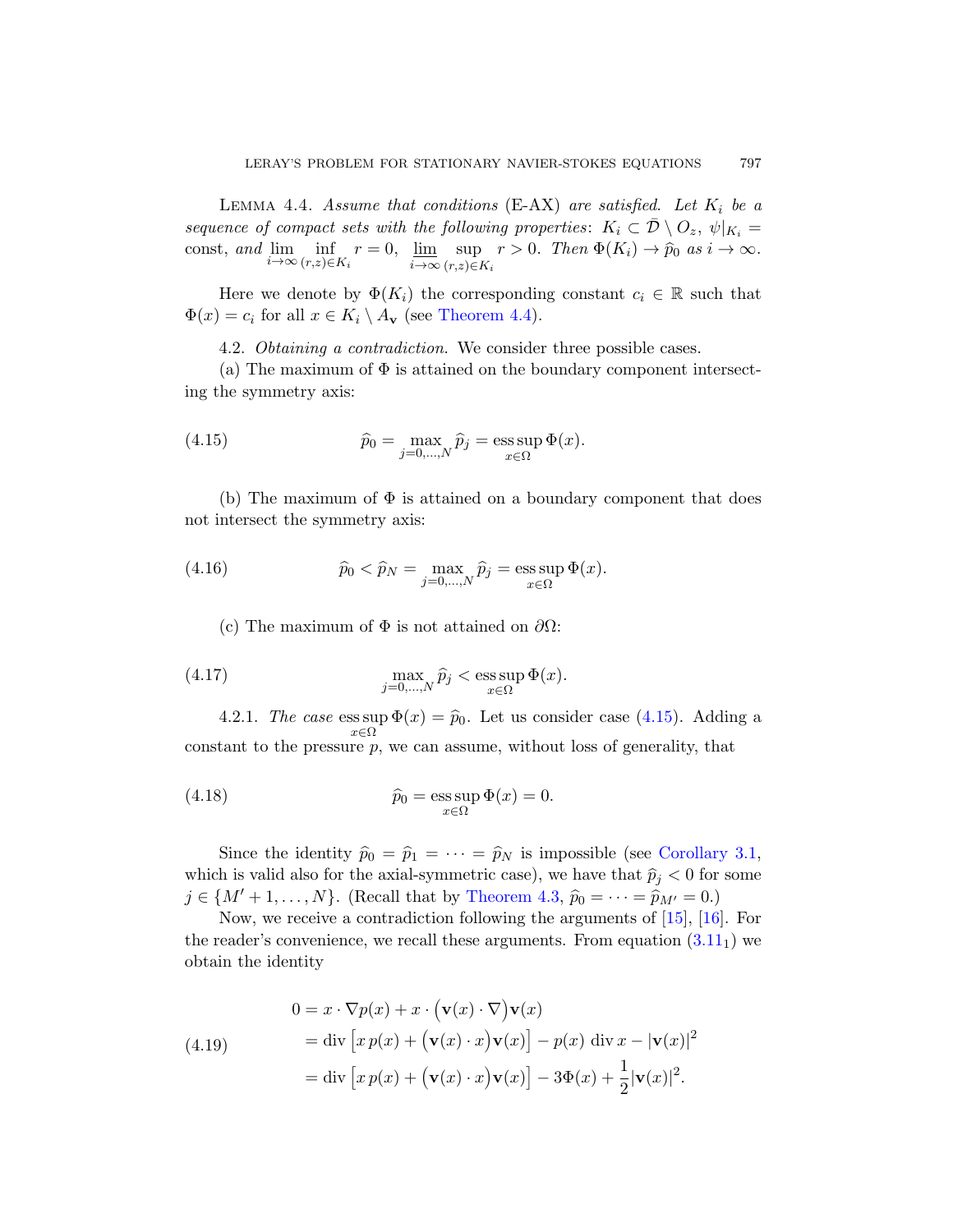**Lemma 4.4.** *Assume that conditions* (E-AX) *are satisfied. Let $K_i$ be a sequence of compact sets with the following properties*: $K_i \subset \bar{\mathcal{D}} \setminus O_z$, $\psi|_{K_i} = \text{const}$, *and* $\lim\limits_{i\to\infty} \inf\limits_{(r,z)\in K_i} r = 0$, $\varliminf\limits_{i\to\infty} \sup\limits_{(r,z)\in K_i} r > 0$. *Then* $\Phi(K_i) \to \widehat{p}_0$ *as* $i \to \infty$.

Here we denote by $\Phi(K_i)$ the corresponding constant $c_i \in \mathbb{R}$ such that $\Phi(x) = c_i$ for all $x \in K_i \setminus A_{\mathbf{v}}$ (see Theorem 4.4).

4.2. *Obtaining a contradiction.* We consider three possible cases.

(a) The maximum of $\Phi$ is attained on the boundary component intersecting the symmetry axis:

$$\widehat{p}_0 = \max_{j=0,\dots,N} \widehat{p}_j = \operatorname*{ess\,sup}_{x\in\Omega} \Phi(x). \tag{4.15}$$

(b) The maximum of $\Phi$ is attained on a boundary component that does not intersect the symmetry axis:

$$\widehat{p}_0 < \widehat{p}_N = \max_{j=0,\dots,N} \widehat{p}_j = \operatorname*{ess\,sup}_{x\in\Omega} \Phi(x). \tag{4.16}$$

(c) The maximum of $\Phi$ is not attained on $\partial\Omega$:

$$\max_{j=0,\dots,N} \widehat{p}_j < \operatorname*{ess\,sup}_{x\in\Omega} \Phi(x). \tag{4.17}$$

4.2.1. *The case* $\operatorname*{ess\,sup}\limits_{x\in\Omega} \Phi(x) = \widehat{p}_0$. Let us consider case (4.15). Adding a constant to the pressure $p$, we can assume, without loss of generality, that

$$\widehat{p}_0 = \operatorname*{ess\,sup}_{x\in\Omega} \Phi(x) = 0. \tag{4.18}$$

Since the identity $\widehat{p}_0 = \widehat{p}_1 = \cdots = \widehat{p}_N$ is impossible (see Corollary 3.1, which is valid also for the axial-symmetric case), we have that $\widehat{p}_j < 0$ for some $j \in \{M'+1, \dots, N\}$. (Recall that by Theorem 4.3, $\widehat{p}_0 = \cdots = \widehat{p}_{M'} = 0$.)

Now, we receive a contradiction following the arguments of [15], [16]. For the reader's convenience, we recall these arguments. From equation ($3.11_1$) we obtain the identity

$$\begin{aligned}
0 &= x \cdot \nabla p(x) + x \cdot \big(\mathbf{v}(x) \cdot \nabla\big)\mathbf{v}(x) \\
&= \operatorname{div}\big[x\, p(x) + \big(\mathbf{v}(x)\cdot x\big)\mathbf{v}(x)\big] - p(x)\, \operatorname{div} x - |\mathbf{v}(x)|^2 \\
&= \operatorname{div}\big[x\, p(x) + \big(\mathbf{v}(x)\cdot x\big)\mathbf{v}(x)\big] - 3\Phi(x) + \frac{1}{2}|\mathbf{v}(x)|^2.
\end{aligned} \tag{4.19}$$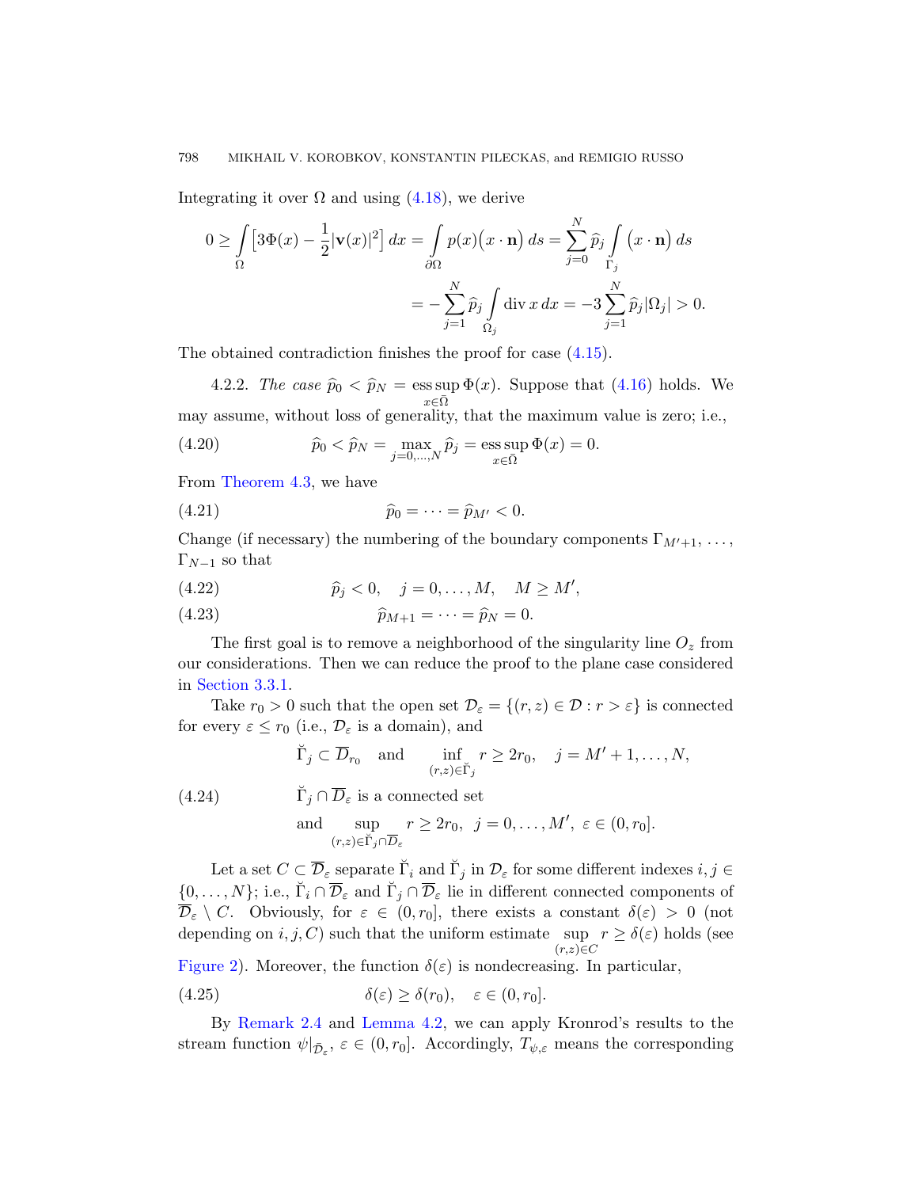Integrating it over $\Omega$ and using (4.18), we derive

$$
\begin{aligned}
0 \geq \int\limits_{\Omega} \Big[3\Phi(x) - \frac{1}{2}|\mathbf{v}(x)|^2\Big]\,dx &= \int\limits_{\partial\Omega} p(x)\big(x\cdot\mathbf{n}\big)\,ds = \sum_{j=0}^{N} \widehat{p}_j \int\limits_{\Gamma_j} \big(x\cdot\mathbf{n}\big)\,ds \\
&= -\sum_{j=1}^{N} \widehat{p}_j \int\limits_{\Omega_j} \operatorname{div} x\,dx = -3\sum_{j=1}^{N} \widehat{p}_j |\Omega_j| > 0.
\end{aligned}
$$

The obtained contradiction finishes the proof for case (4.15).

4.2.2. *The case* $\widehat{p}_0 < \widehat{p}_N = \operatorname*{ess\,sup}_{x\in\bar\Omega} \Phi(x)$. Suppose that (4.16) holds. We may assume, without loss of generality, that the maximum value is zero; i.e.,

$$
\widehat{p}_0 < \widehat{p}_N = \max_{j=0,\dots,N} \widehat{p}_j = \operatorname*{ess\,sup}_{x\in\bar\Omega} \Phi(x) = 0. \tag{4.20}
$$

From Theorem 4.3, we have

$$
\widehat{p}_0 = \cdots = \widehat{p}_{M'} < 0. \tag{4.21}
$$

Change (if necessary) the numbering of the boundary components $\Gamma_{M'+1}, \dots, \Gamma_{N-1}$ so that

$$
\widehat{p}_j < 0, \quad j = 0,\dots,M, \quad M \geq M', \tag{4.22}
$$

$$
\widehat{p}_{M+1} = \cdots = \widehat{p}_N = 0. \tag{4.23}
$$

The first goal is to remove a neighborhood of the singularity line $O_z$ from our considerations. Then we can reduce the proof to the plane case considered in Section 3.3.1.

Take $r_0 > 0$ such that the open set $\mathcal{D}_\varepsilon = \{(r,z)\in\mathcal{D} : r > \varepsilon\}$ is connected for every $\varepsilon \leq r_0$ (i.e., $\mathcal{D}_\varepsilon$ is a domain), and

$$
\begin{aligned}
&\breve\Gamma_j \subset \overline{\mathcal{D}}_{r_0} \quad \text{and} \quad \inf_{(r,z)\in\breve\Gamma_j} r \geq 2r_0, \quad j = M'+1,\dots,N, \\
&\breve\Gamma_j \cap \overline{\mathcal{D}}_\varepsilon \text{ is a connected set} \\
&\text{and} \sup_{(r,z)\in\breve\Gamma_j\cap\overline{\mathcal{D}}_\varepsilon} r \geq 2r_0, \;\; j = 0,\dots,M', \;\varepsilon\in(0,r_0].
\end{aligned} \tag{4.24}
$$

Let a set $C \subset \overline{\mathcal{D}}_\varepsilon$ separate $\breve\Gamma_i$ and $\breve\Gamma_j$ in $\mathcal{D}_\varepsilon$ for some different indexes $i,j \in \{0,\dots,N\}$; i.e., $\breve\Gamma_i \cap \overline{\mathcal{D}}_\varepsilon$ and $\breve\Gamma_j \cap \overline{\mathcal{D}}_\varepsilon$ lie in different connected components of $\overline{\mathcal{D}}_\varepsilon \setminus C$. Obviously, for $\varepsilon \in (0,r_0]$, there exists a constant $\delta(\varepsilon) > 0$ (not depending on $i,j,C$) such that the uniform estimate $\sup_{(r,z)\in C} r \geq \delta(\varepsilon)$ holds (see Figure 2). Moreover, the function $\delta(\varepsilon)$ is nondecreasing. In particular,

$$
\delta(\varepsilon) \geq \delta(r_0), \quad \varepsilon \in (0,r_0]. \tag{4.25}
$$

By Remark 2.4 and Lemma 4.2, we can apply Kronrod's results to the stream function $\psi|_{\bar{\mathcal{D}}_\varepsilon}$, $\varepsilon \in (0,r_0]$. Accordingly, $T_{\psi,\varepsilon}$ means the corresponding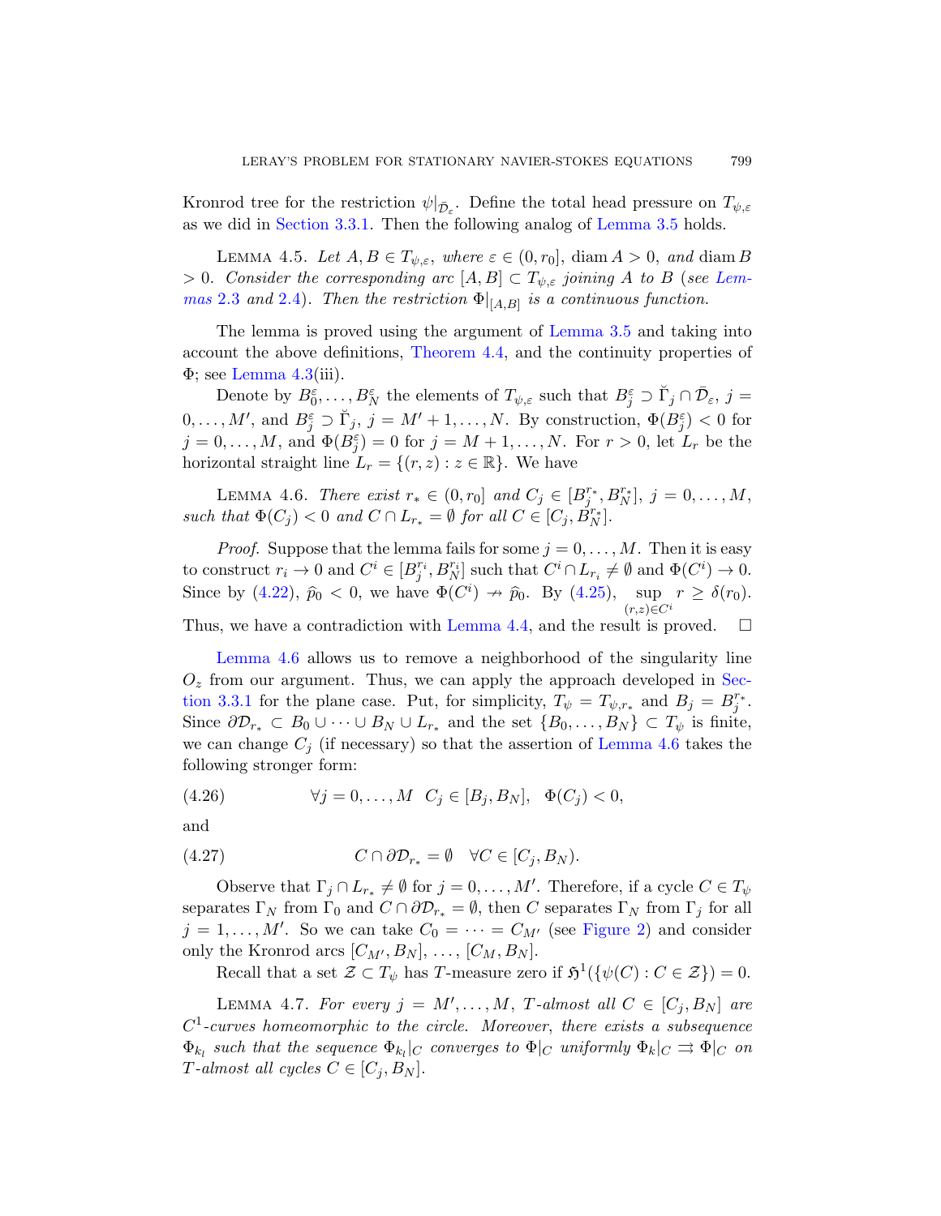Kronrod tree for the restriction $\psi|_{\bar{\mathcal{D}}_\varepsilon}$. Define the total head pressure on $T_{\psi,\varepsilon}$ as we did in Section 3.3.1. Then the following analog of Lemma 3.5 holds.

LEMMA 4.5. *Let $A, B \in T_{\psi,\varepsilon}$, where $\varepsilon \in (0, r_0]$, $\operatorname{diam} A > 0$, and $\operatorname{diam} B > 0$. Consider the corresponding arc $[A, B] \subset T_{\psi,\varepsilon}$ joining $A$ to $B$ (see Lemmas 2.3 and 2.4). Then the restriction $\Phi|_{[A,B]}$ is a continuous function.*

The lemma is proved using the argument of Lemma 3.5 and taking into account the above definitions, Theorem 4.4, and the continuity properties of $\Phi$; see Lemma 4.3(iii).

Denote by $B^\varepsilon_0, \dots, B^\varepsilon_N$ the elements of $T_{\psi,\varepsilon}$ such that $B^\varepsilon_j \supset \breve{\Gamma}_j \cap \bar{\mathcal{D}}_\varepsilon$, $j = 0, \dots, M'$, and $B^\varepsilon_j \supset \breve{\Gamma}_j$, $j = M'+1, \dots, N$. By construction, $\Phi(B^\varepsilon_j) < 0$ for $j = 0, \dots, M$, and $\Phi(B^\varepsilon_j) = 0$ for $j = M+1, \dots, N$. For $r > 0$, let $L_r$ be the horizontal straight line $L_r = \{(r, z) : z \in \mathbb{R}\}$. We have

LEMMA 4.6. *There exist $r_* \in (0, r_0]$ and $C_j \in [B^{r_*}_j, B^{r_*}_N]$, $j = 0, \dots, M$, such that $\Phi(C_j) < 0$ and $C \cap L_{r_*} = \emptyset$ for all $C \in [C_j, B^{r_*}_N]$.*

*Proof.* Suppose that the lemma fails for some $j = 0, \dots, M$. Then it is easy to construct $r_i \to 0$ and $C^i \in [B^{r_i}_j, B^{r_i}_N]$ such that $C^i \cap L_{r_i} \neq \emptyset$ and $\Phi(C^i) \to 0$. Since by (4.22), $\widehat{p}_0 < 0$, we have $\Phi(C^i) \nrightarrow \widehat{p}_0$. By (4.25), $\sup\limits_{(r,z)\in C^i} r \geq \delta(r_0)$. Thus, we have a contradiction with Lemma 4.4, and the result is proved. $\square$

Lemma 4.6 allows us to remove a neighborhood of the singularity line $O_z$ from our argument. Thus, we can apply the approach developed in Section 3.3.1 for the plane case. Put, for simplicity, $T_\psi = T_{\psi,r_*}$ and $B_j = B^{r_*}_j$. Since $\partial\mathcal{D}_{r_*} \subset B_0 \cup \dots \cup B_N \cup L_{r_*}$ and the set $\{B_0, \dots, B_N\} \subset T_\psi$ is finite, we can change $C_j$ (if necessary) so that the assertion of Lemma 4.6 takes the following stronger form:

$$\forall j = 0, \dots, M \quad C_j \in [B_j, B_N], \quad \Phi(C_j) < 0, \tag{4.26}$$

and

$$C \cap \partial\mathcal{D}_{r_*} = \emptyset \quad \forall C \in [C_j, B_N). \tag{4.27}$$

Observe that $\Gamma_j \cap L_{r_*} \neq \emptyset$ for $j = 0, \dots, M'$. Therefore, if a cycle $C \in T_\psi$ separates $\Gamma_N$ from $\Gamma_0$ and $C \cap \partial\mathcal{D}_{r_*} = \emptyset$, then $C$ separates $\Gamma_N$ from $\Gamma_j$ for all $j = 1, \dots, M'$. So we can take $C_0 = \dots = C_{M'}$ (see Figure 2) and consider only the Kronrod arcs $[C_{M'}, B_N], \dots, [C_M, B_N]$.

Recall that a set $\mathcal{Z} \subset T_\psi$ has $T$-measure zero if $\mathfrak{H}^1(\{\psi(C) : C \in \mathcal{Z}\}) = 0$.

LEMMA 4.7. *For every $j = M', \dots, M$, $T$-almost all $C \in [C_j, B_N]$ are $C^1$-curves homeomorphic to the circle. Moreover, there exists a subsequence $\Phi_{k_l}$ such that the sequence $\Phi_{k_l}|_C$ converges to $\Phi|_C$ uniformly $\Phi_k|_C \rightrightarrows \Phi|_C$ on $T$-almost all cycles $C \in [C_j, B_N]$.*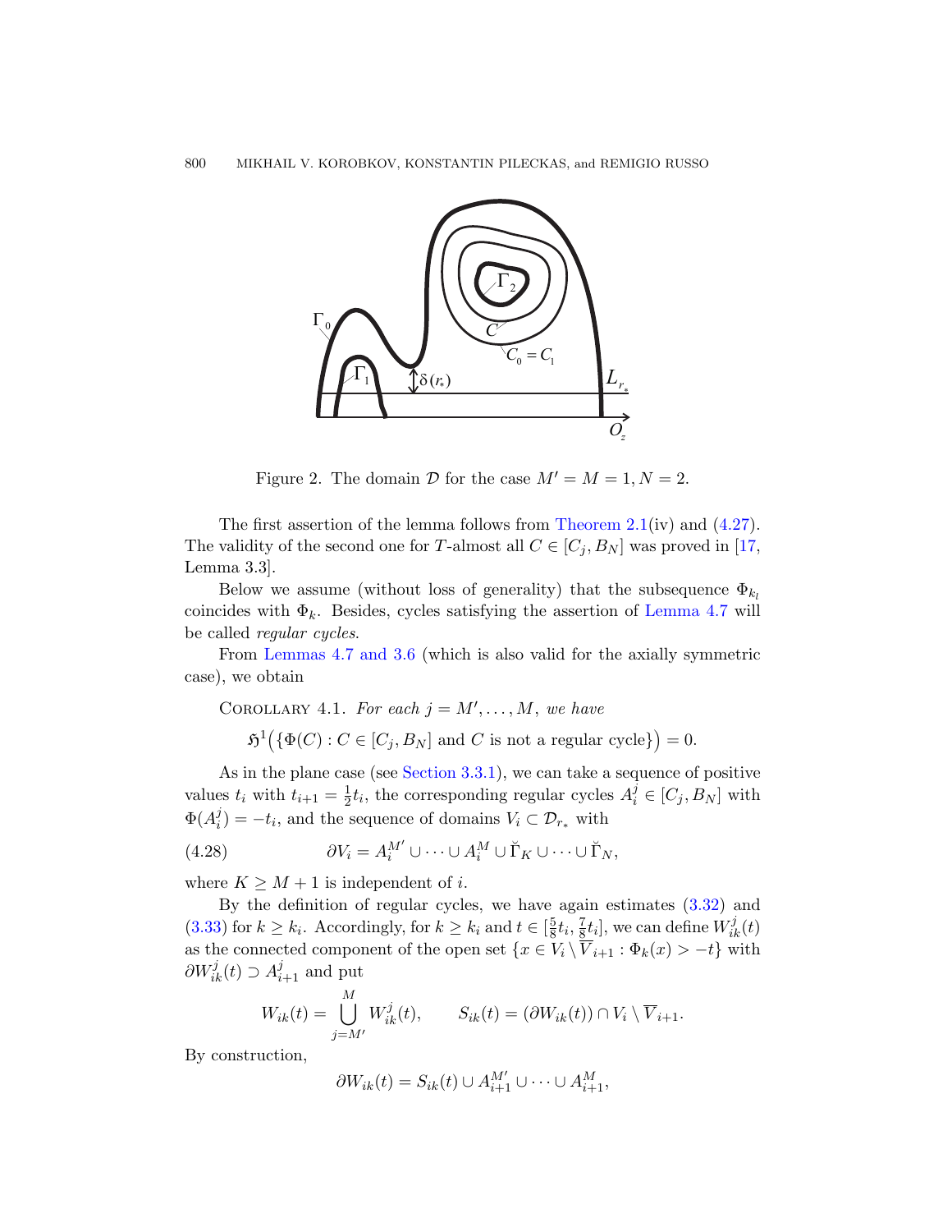Figure 2. The domain $\mathcal{D}$ for the case $M' = M = 1, N = 2$.

The first assertion of the lemma follows from Theorem 2.1(iv) and (4.27). The validity of the second one for $T$-almost all $C \in [C_j, B_N]$ was proved in [17, Lemma 3.3].

Below we assume (without loss of generality) that the subsequence $\Phi_{k_l}$ coincides with $\Phi_k$. Besides, cycles satisfying the assertion of Lemma 4.7 will be called *regular cycles*.

From Lemmas 4.7 and 3.6 (which is also valid for the axially symmetric case), we obtain

COROLLARY 4.1. *For each $j = M', \dots, M$, we have*

$$\mathfrak{H}^1\big(\{\Phi(C) : C \in [C_j, B_N] \text{ and } C \text{ is not a regular cycle}\}\big) = 0.$$

As in the plane case (see Section 3.3.1), we can take a sequence of positive values $t_i$ with $t_{i+1} = \frac{1}{2}t_i$, the corresponding regular cycles $A_i^j \in [C_j, B_N]$ with $\Phi(A_i^j) = -t_i$, and the sequence of domains $V_i \subset \mathcal{D}_{r_*}$ with

$$\partial V_i = A_i^{M'} \cup \dots \cup A_i^M \cup \breve{\Gamma}_K \cup \dots \cup \breve{\Gamma}_N, \tag{4.28}$$

where $K \geq M + 1$ is independent of $i$.

By the definition of regular cycles, we have again estimates (3.32) and (3.33) for $k \geq k_i$. Accordingly, for $k \geq k_i$ and $t \in [\frac{5}{8}t_i, \frac{7}{8}t_i]$, we can define $W_{ik}^j(t)$ as the connected component of the open set $\{x \in V_i \setminus \overline{V}_{i+1} : \Phi_k(x) > -t\}$ with $\partial W_{ik}^j(t) \supset A_{i+1}^j$ and put

$$W_{ik}(t) = \bigcup_{j=M'}^{M} W_{ik}^j(t), \qquad S_{ik}(t) = (\partial W_{ik}(t)) \cap V_i \setminus \overline{V}_{i+1}.$$

By construction,

$$\partial W_{ik}(t) = S_{ik}(t) \cup A_{i+1}^{M'} \cup \dots \cup A_{i+1}^M,$$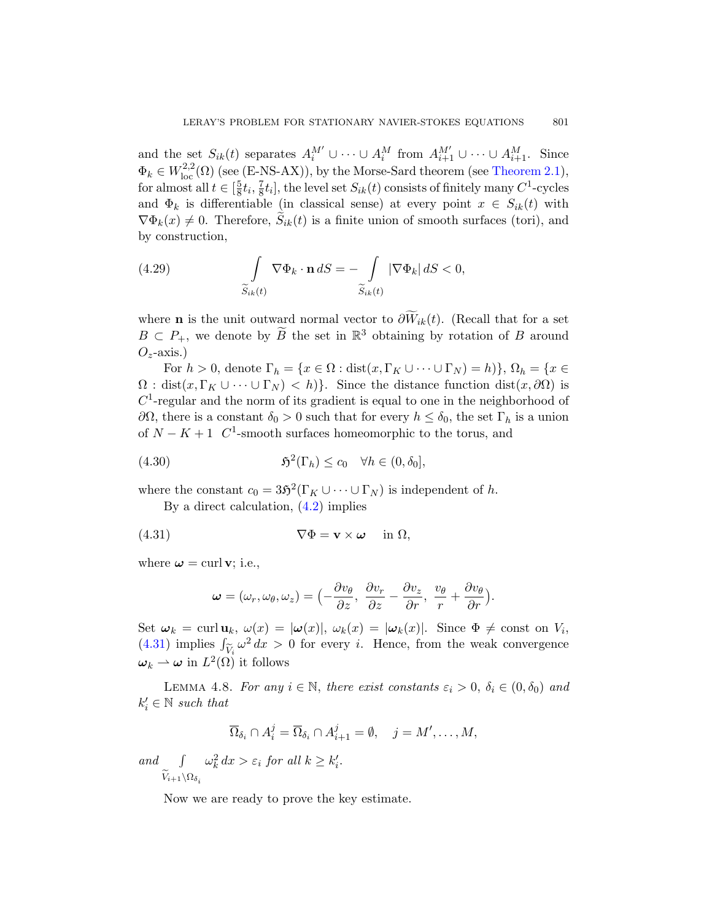and the set $S_{ik}(t)$ separates $A_i^{M'} \cup \cdots \cup A_i^M$ from $A_{i+1}^{M'} \cup \cdots \cup A_{i+1}^M$. Since $\Phi_k \in W^{2,2}_{\rm loc}(\Omega)$ (see (E-NS-AX)), by the Morse-Sard theorem (see Theorem 2.1), for almost all $t \in [\frac{5}{8}t_i, \frac{7}{8}t_i]$, the level set $S_{ik}(t)$ consists of finitely many $C^1$-cycles and $\Phi_k$ is differentiable (in classical sense) at every point $x \in S_{ik}(t)$ with $\nabla\Phi_k(x) \neq 0$. Therefore, $\widetilde{S}_{ik}(t)$ is a finite union of smooth surfaces (tori), and by construction,

$$\int\limits_{\widetilde{S}_{ik}(t)} \nabla\Phi_k \cdot \mathbf{n}\, dS = -\int\limits_{\widetilde{S}_{ik}(t)} |\nabla\Phi_k|\, dS < 0, \tag{4.29}$$

where $\mathbf{n}$ is the unit outward normal vector to $\partial\widetilde{W}_{ik}(t)$. (Recall that for a set $B \subset P_+$, we denote by $\widetilde{B}$ the set in $\mathbb{R}^3$ obtaining by rotation of $B$ around $O_z$-axis.)

For $h > 0$, denote $\Gamma_h = \{x \in \Omega : \operatorname{dist}(x, \Gamma_K \cup \cdots \cup \Gamma_N) = h\}$, $\Omega_h = \{x \in \Omega : \operatorname{dist}(x, \Gamma_K \cup \cdots \cup \Gamma_N) < h\}$. Since the distance function $\operatorname{dist}(x, \partial\Omega)$ is $C^1$-regular and the norm of its gradient is equal to one in the neighborhood of $\partial\Omega$, there is a constant $\delta_0 > 0$ such that for every $h \leq \delta_0$, the set $\Gamma_h$ is a union of $N - K + 1$ $C^1$-smooth surfaces homeomorphic to the torus, and

$$\mathfrak{H}^2(\Gamma_h) \leq c_0 \quad \forall h \in (0, \delta_0], \tag{4.30}$$

where the constant $c_0 = 3\mathfrak{H}^2(\Gamma_K \cup \cdots \cup \Gamma_N)$ is independent of $h$.

By a direct calculation, (4.2) implies

$$\nabla\Phi = \mathbf{v} \times \boldsymbol{\omega} \quad \text{ in } \Omega, \tag{4.31}$$

where $\boldsymbol{\omega} = \operatorname{curl} \mathbf{v}$; i.e.,

$$\boldsymbol{\omega} = (\omega_r, \omega_\theta, \omega_z) = \Big(-\frac{\partial v_\theta}{\partial z},\ \frac{\partial v_r}{\partial z} - \frac{\partial v_z}{\partial r},\ \frac{v_\theta}{r} + \frac{\partial v_\theta}{\partial r}\Big).$$

Set $\boldsymbol{\omega}_k = \operatorname{curl} \mathbf{u}_k$, $\omega(x) = |\boldsymbol{\omega}(x)|$, $\omega_k(x) = |\boldsymbol{\omega}_k(x)|$. Since $\Phi \neq \text{const}$ on $V_i$, (4.31) implies $\int_{\widetilde{V}_i} \omega^2\, dx > 0$ for every $i$. Hence, from the weak convergence $\boldsymbol{\omega}_k \rightharpoonup \boldsymbol{\omega}$ in $L^2(\Omega)$ it follows

Lemma 4.8. *For any $i \in \mathbb{N}$, there exist constants $\varepsilon_i > 0$, $\delta_i \in (0, \delta_0)$ and $k_i' \in \mathbb{N}$ such that*

$$\overline{\Omega}_{\delta_i} \cap A_i^j = \overline{\Omega}_{\delta_i} \cap A_{i+1}^j = \emptyset, \quad j = M', \ldots, M,$$

*and* $\int\limits_{\widetilde{V}_{i+1} \setminus \Omega_{\delta_i}} \omega_k^2\, dx > \varepsilon_i$ *for all* $k \geq k_i'$.

Now we are ready to prove the key estimate.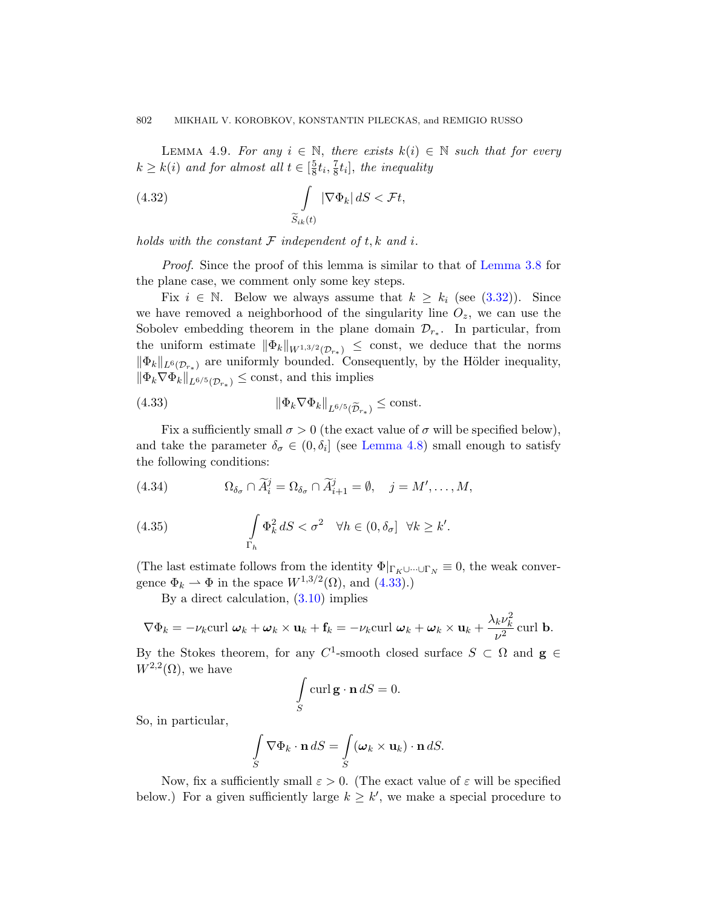LEMMA 4.9. *For any $i \in \mathbb{N}$, there exists $k(i) \in \mathbb{N}$ such that for every $k \geq k(i)$ and for almost all $t \in [\frac{5}{8}t_i, \frac{7}{8}t_i]$, the inequality*

$$
\int\limits_{\widetilde{S}_{ik}(t)} |\nabla \Phi_k| \, dS < \mathcal{F}t, \tag{4.32}
$$

*holds with the constant $\mathcal{F}$ independent of $t, k$ and $i$.*

*Proof.* Since the proof of this lemma is similar to that of Lemma 3.8 for the plane case, we comment only some key steps.

Fix $i \in \mathbb{N}$. Below we always assume that $k \geq k_i$ (see (3.32)). Since we have removed a neighborhood of the singularity line $O_z$, we can use the Sobolev embedding theorem in the plane domain $\mathcal{D}_{r_*}$. In particular, from the uniform estimate $\|\Phi_k\|_{W^{1,3/2}(\mathcal{D}_{r_*})} \leq$ const, we deduce that the norms $\|\Phi_k\|_{L^6(\mathcal{D}_{r_*})}$ are uniformly bounded. Consequently, by the Hölder inequality, $\|\Phi_k \nabla \Phi_k\|_{L^{6/5}(\mathcal{D}_{r_*})} \leq$ const, and this implies

$$
\|\Phi_k \nabla \Phi_k\|_{L^{6/5}(\widetilde{\mathcal{D}}_{r_*})} \leq \text{const}. \tag{4.33}
$$

Fix a sufficiently small $\sigma > 0$ (the exact value of $\sigma$ will be specified below), and take the parameter $\delta_\sigma \in (0, \delta_i]$ (see Lemma 4.8) small enough to satisfy the following conditions:

$$
\Omega_{\delta_\sigma} \cap \widetilde{A}_i^j = \Omega_{\delta_\sigma} \cap \widetilde{A}_{i+1}^j = \emptyset, \quad j = M', \dots, M, \tag{4.34}
$$

$$
\int\limits_{\Gamma_h} \Phi_k^2 \, dS < \sigma^2 \quad \forall h \in (0, \delta_\sigma] \ \ \forall k \geq k'. \tag{4.35}
$$

(The last estimate follows from the identity $\Phi|_{\Gamma_K \cup \dots \cup \Gamma_N} \equiv 0$, the weak convergence $\Phi_k \rightharpoonup \Phi$ in the space $W^{1,3/2}(\Omega)$, and (4.33).)

By a direct calculation, (3.10) implies

$$
\nabla \Phi_k = -\nu_k \text{curl}\, \boldsymbol{\omega}_k + \boldsymbol{\omega}_k \times \mathbf{u}_k + \mathbf{f}_k = -\nu_k \text{curl}\, \boldsymbol{\omega}_k + \boldsymbol{\omega}_k \times \mathbf{u}_k + \frac{\lambda_k \nu_k^2}{\nu^2} \, \text{curl}\, \mathbf{b}.
$$

By the Stokes theorem, for any $C^1$-smooth closed surface $S \subset \Omega$ and $\mathbf{g} \in W^{2,2}(\Omega)$, we have

$$
\int\limits_S \text{curl}\, \mathbf{g} \cdot \mathbf{n} \, dS = 0.
$$

So, in particular,

$$
\int\limits_S \nabla \Phi_k \cdot \mathbf{n} \, dS = \int\limits_S (\boldsymbol{\omega}_k \times \mathbf{u}_k) \cdot \mathbf{n} \, dS.
$$

Now, fix a sufficiently small $\varepsilon > 0$. (The exact value of $\varepsilon$ will be specified below.) For a given sufficiently large $k \geq k'$, we make a special procedure to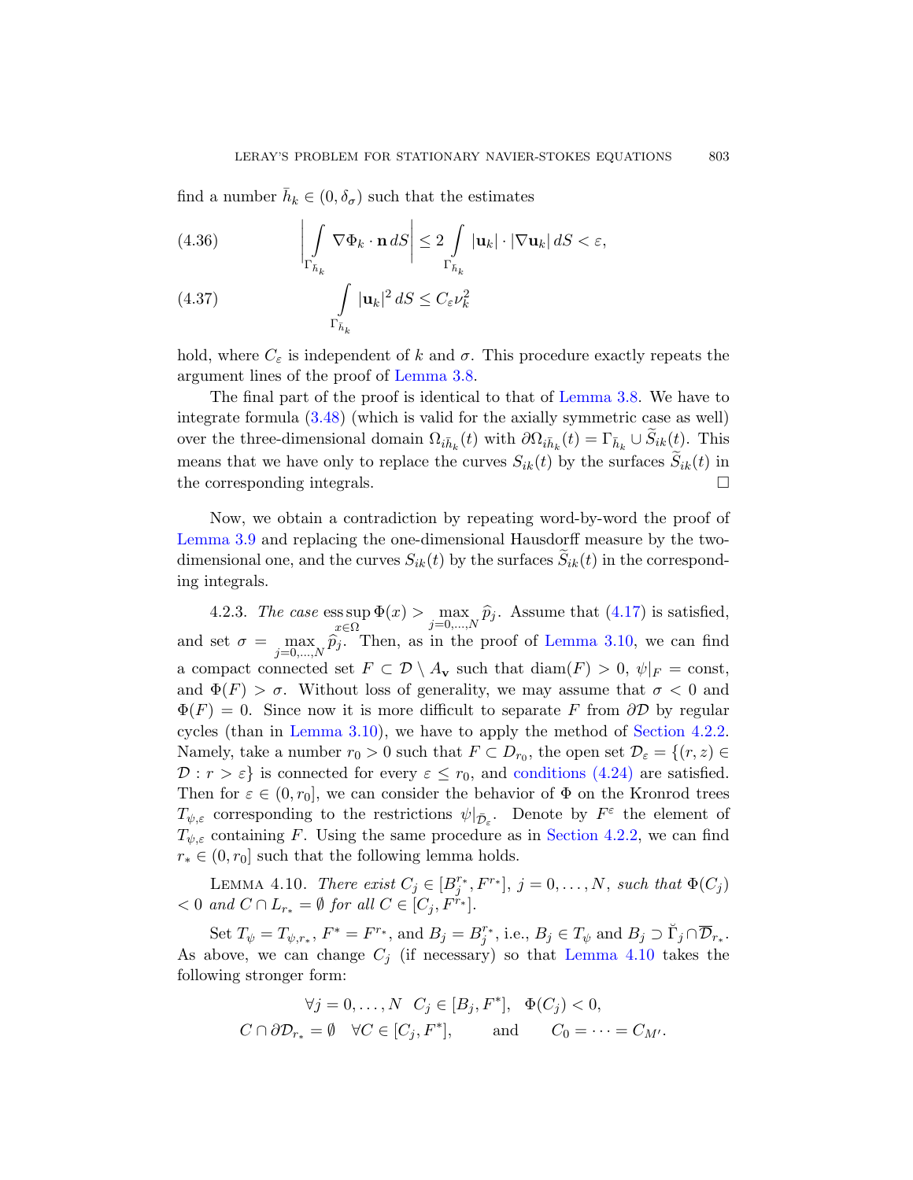find a number $\bar h_k \in (0, \delta_\sigma)$ such that the estimates

$$\left| \int\limits_{\Gamma_{\bar h_k}} \nabla \Phi_k \cdot \mathbf{n}\, dS \right| \le 2 \int\limits_{\Gamma_{\bar h_k}} |\mathbf{u}_k| \cdot |\nabla \mathbf{u}_k|\, dS < \varepsilon, \tag{4.36}$$

$$\int\limits_{\Gamma_{\bar h_k}} |\mathbf{u}_k|^2\, dS \le C_\varepsilon \nu_k^2 \tag{4.37}$$

hold, where $C_\varepsilon$ is independent of $k$ and $\sigma$. This procedure exactly repeats the argument lines of the proof of Lemma 3.8.

The final part of the proof is identical to that of Lemma 3.8. We have to integrate formula (3.48) (which is valid for the axially symmetric case as well) over the three-dimensional domain $\Omega_{i\bar h_k}(t)$ with $\partial \Omega_{i\bar h_k}(t) = \Gamma_{\bar h_k} \cup \widetilde S_{ik}(t)$. This means that we have only to replace the curves $S_{ik}(t)$ by the surfaces $\widetilde S_{ik}(t)$ in the corresponding integrals. $\square$

Now, we obtain a contradiction by repeating word-by-word the proof of Lemma 3.9 and replacing the one-dimensional Hausdorff measure by the two-dimensional one, and the curves $S_{ik}(t)$ by the surfaces $\widetilde S_{ik}(t)$ in the corresponding integrals.

4.2.3. *The case* $\operatorname*{ess\,sup}_{x\in\Omega} \Phi(x) > \max_{j=0,\dots,N} \widehat p_j$. Assume that (4.17) is satisfied, and set $\sigma = \max_{j=0,\dots,N} \widehat p_j$. Then, as in the proof of Lemma 3.10, we can find a compact connected set $F \subset \mathcal{D} \setminus A_{\mathbf{v}}$ such that $\operatorname{diam}(F) > 0$, $\psi|_F = \text{const}$, and $\Phi(F) > \sigma$. Without loss of generality, we may assume that $\sigma < 0$ and $\Phi(F) = 0$. Since now it is more difficult to separate $F$ from $\partial\mathcal{D}$ by regular cycles (than in Lemma 3.10), we have to apply the method of Section 4.2.2. Namely, take a number $r_0 > 0$ such that $F \subset D_{r_0}$, the open set $\mathcal{D}_\varepsilon = \{(r,z) \in \mathcal{D} : r > \varepsilon\}$ is connected for every $\varepsilon \le r_0$, and conditions (4.24) are satisfied. Then for $\varepsilon \in (0, r_0]$, we can consider the behavior of $\Phi$ on the Kronrod trees $T_{\psi,\varepsilon}$ corresponding to the restrictions $\psi|_{\bar{\mathcal{D}}_\varepsilon}$. Denote by $F^\varepsilon$ the element of $T_{\psi,\varepsilon}$ containing $F$. Using the same procedure as in Section 4.2.2, we can find $r_* \in (0, r_0]$ such that the following lemma holds.

LEMMA 4.10. *There exist* $C_j \in [B_j^{r_*}, F^{r_*}]$, $j = 0, \dots, N$, *such that* $\Phi(C_j) < 0$ *and* $C \cap L_{r_*} = \emptyset$ *for all* $C \in [C_j, F^{r_*}]$.

Set $T_\psi = T_{\psi, r_*}$, $F^* = F^{r_*}$, and $B_j = B_j^{r_*}$, i.e., $B_j \in T_\psi$ and $B_j \supset \breve\Gamma_j \cap \overline{\mathcal{D}}_{r_*}$. As above, we can change $C_j$ (if necessary) so that Lemma 4.10 takes the following stronger form:

$$\forall j = 0, \dots, N \quad C_j \in [B_j, F^*], \quad \Phi(C_j) < 0,$$
$$C \cap \partial \mathcal{D}_{r_*} = \emptyset \quad \forall C \in [C_j, F^*], \qquad \text{and} \qquad C_0 = \dots = C_{M'}.$$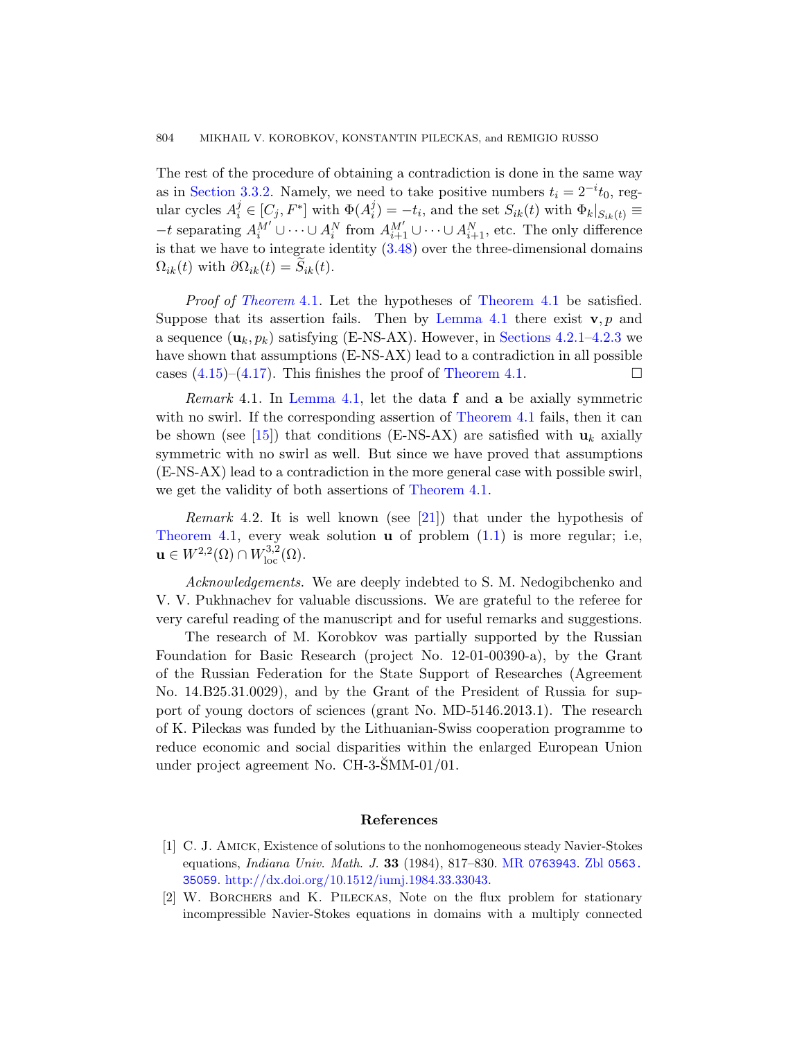The rest of the procedure of obtaining a contradiction is done in the same way as in Section 3.3.2. Namely, we need to take positive numbers $t_i = 2^{-i}t_0$, regular cycles $A_i^j \in [C_j, F^*]$ with $\Phi(A_i^j) = -t_i$, and the set $S_{ik}(t)$ with $\Phi_k|_{S_{ik}(t)} \equiv -t$ separating $A_i^{M'} \cup \cdots \cup A_i^N$ from $A_{i+1}^{M'} \cup \cdots \cup A_{i+1}^N$, etc. The only difference is that we have to integrate identity (3.48) over the three-dimensional domains $\Omega_{ik}(t)$ with $\partial\Omega_{ik}(t) = \widetilde{S}_{ik}(t)$.

*Proof of Theorem* 4.1. Let the hypotheses of Theorem 4.1 be satisfied. Suppose that its assertion fails. Then by Lemma 4.1 there exist $\mathbf{v}, p$ and a sequence $(\mathbf{u}_k, p_k)$ satisfying (E-NS-AX). However, in Sections 4.2.1–4.2.3 we have shown that assumptions (E-NS-AX) lead to a contradiction in all possible cases (4.15)–(4.17). This finishes the proof of Theorem 4.1. $\square$

*Remark* 4.1. In Lemma 4.1, let the data $\mathbf{f}$ and $\mathbf{a}$ be axially symmetric with no swirl. If the corresponding assertion of Theorem 4.1 fails, then it can be shown (see [15]) that conditions (E-NS-AX) are satisfied with $\mathbf{u}_k$ axially symmetric with no swirl as well. But since we have proved that assumptions (E-NS-AX) lead to a contradiction in the more general case with possible swirl, we get the validity of both assertions of Theorem 4.1.

*Remark* 4.2. It is well known (see [21]) that under the hypothesis of Theorem 4.1, every weak solution $\mathbf{u}$ of problem (1.1) is more regular; i.e, $\mathbf{u} \in W^{2,2}(\Omega) \cap W^{3,2}_{\text{loc}}(\Omega)$.

*Acknowledgements.* We are deeply indebted to S. M. Nedogibchenko and V. V. Pukhnachev for valuable discussions. We are grateful to the referee for very careful reading of the manuscript and for useful remarks and suggestions.

The research of M. Korobkov was partially supported by the Russian Foundation for Basic Research (project No. 12-01-00390-a), by the Grant of the Russian Federation for the State Support of Researches (Agreement No. 14.B25.31.0029), and by the Grant of the President of Russia for support of young doctors of sciences (grant No. MD-5146.2013.1). The research of K. Pileckas was funded by the Lithuanian-Swiss cooperation programme to reduce economic and social disparities within the enlarged European Union under project agreement No. CH-3-ŠMM-01/01.

## References

[1] C. J. Amick, Existence of solutions to the nonhomogeneous steady Navier-Stokes equations, *Indiana Univ. Math. J.* **33** (1984), 817–830. MR 0763943. Zbl 0563.35059. http://dx.doi.org/10.1512/iumj.1984.33.33043.

[2] W. Borchers and K. Pileckas, Note on the flux problem for stationary incompressible Navier-Stokes equations in domains with a multiply connected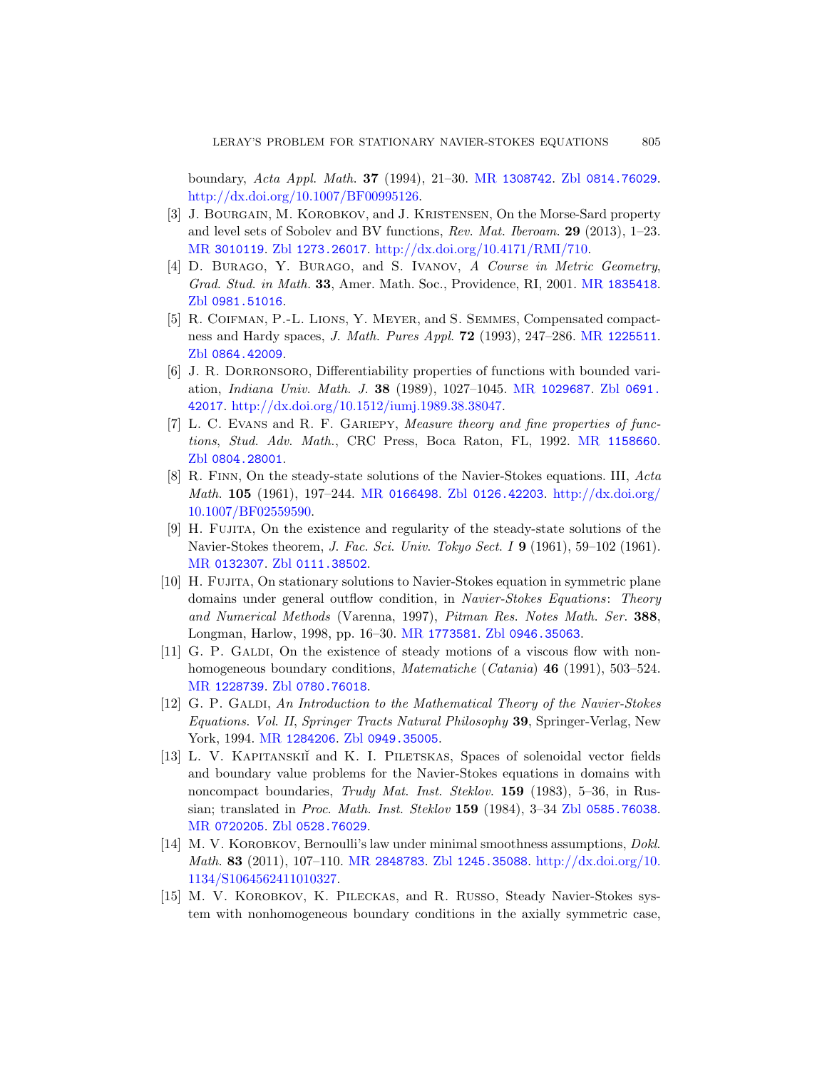boundary, *Acta Appl. Math.* **37** (1994), 21–30. MR 1308742. Zbl 0814.76029. http://dx.doi.org/10.1007/BF00995126.

[3] J. Bourgain, M. Korobkov, and J. Kristensen, On the Morse-Sard property and level sets of Sobolev and BV functions, *Rev. Mat. Iberoam.* **29** (2013), 1–23. MR 3010119. Zbl 1273.26017. http://dx.doi.org/10.4171/RMI/710.

[4] D. Burago, Y. Burago, and S. Ivanov, *A Course in Metric Geometry*, *Grad. Stud. in Math.* **33**, Amer. Math. Soc., Providence, RI, 2001. MR 1835418. Zbl 0981.51016.

[5] R. Coifman, P.-L. Lions, Y. Meyer, and S. Semmes, Compensated compactness and Hardy spaces, *J. Math. Pures Appl.* **72** (1993), 247–286. MR 1225511. Zbl 0864.42009.

[6] J. R. Dorronsoro, Differentiability properties of functions with bounded variation, *Indiana Univ. Math. J.* **38** (1989), 1027–1045. MR 1029687. Zbl 0691.42017. http://dx.doi.org/10.1512/iumj.1989.38.38047.

[7] L. C. Evans and R. F. Gariepy, *Measure theory and fine properties of functions*, *Stud. Adv. Math.*, CRC Press, Boca Raton, FL, 1992. MR 1158660. Zbl 0804.28001.

[8] R. Finn, On the steady-state solutions of the Navier-Stokes equations. III, *Acta Math.* **105** (1961), 197–244. MR 0166498. Zbl 0126.42203. http://dx.doi.org/10.1007/BF02559590.

[9] H. Fujita, On the existence and regularity of the steady-state solutions of the Navier-Stokes theorem, *J. Fac. Sci. Univ. Tokyo Sect. I* **9** (1961), 59–102 (1961). MR 0132307. Zbl 0111.38502.

[10] H. Fujita, On stationary solutions to Navier-Stokes equation in symmetric plane domains under general outflow condition, in *Navier-Stokes Equations: Theory and Numerical Methods* (Varenna, 1997), *Pitman Res. Notes Math. Ser.* **388**, Longman, Harlow, 1998, pp. 16–30. MR 1773581. Zbl 0946.35063.

[11] G. P. Galdi, On the existence of steady motions of a viscous flow with non-homogeneous boundary conditions, *Matematiche (Catania)* **46** (1991), 503–524. MR 1228739. Zbl 0780.76018.

[12] G. P. Galdi, *An Introduction to the Mathematical Theory of the Navier-Stokes Equations. Vol. II*, *Springer Tracts Natural Philosophy* **39**, Springer-Verlag, New York, 1994. MR 1284206. Zbl 0949.35005.

[13] L. V. Kapitanskiĭ and K. I. Piletskas, Spaces of solenoidal vector fields and boundary value problems for the Navier-Stokes equations in domains with noncompact boundaries, *Trudy Mat. Inst. Steklov.* **159** (1983), 5–36, in Russian; translated in *Proc. Math. Inst. Steklov* **159** (1984), 3–34 Zbl 0585.76038. MR 0720205. Zbl 0528.76029.

[14] M. V. Korobkov, Bernoulli's law under minimal smoothness assumptions, *Dokl. Math.* **83** (2011), 107–110. MR 2848783. Zbl 1245.35088. http://dx.doi.org/10.1134/S1064562411010327.

[15] M. V. Korobkov, K. Pileckas, and R. Russo, Steady Navier-Stokes system with nonhomogeneous boundary conditions in the axially symmetric case,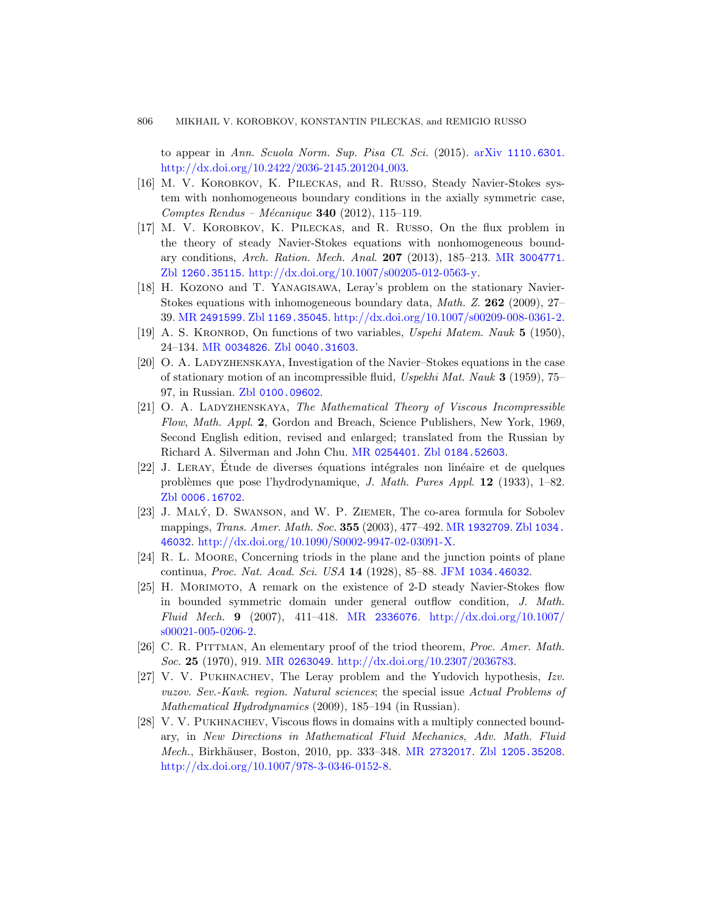to appear in *Ann. Scuola Norm. Sup. Pisa Cl. Sci.* (2015). arXiv 1110.6301. http://dx.doi.org/10.2422/2036-2145.201204_003.

[16] M. V. Korobkov, K. Pileckas, and R. Russo, Steady Navier-Stokes system with nonhomogeneous boundary conditions in the axially symmetric case, *Comptes Rendus – Mécanique* **340** (2012), 115–119.

[17] M. V. Korobkov, K. Pileckas, and R. Russo, On the flux problem in the theory of steady Navier-Stokes equations with nonhomogeneous boundary conditions, *Arch. Ration. Mech. Anal.* **207** (2013), 185–213. MR 3004771. Zbl 1260.35115. http://dx.doi.org/10.1007/s00205-012-0563-y.

[18] H. Kozono and T. Yanagisawa, Leray's problem on the stationary Navier-Stokes equations with inhomogeneous boundary data, *Math. Z.* **262** (2009), 27–39. MR 2491599. Zbl 1169.35045. http://dx.doi.org/10.1007/s00209-008-0361-2.

[19] A. S. Kronrod, On functions of two variables, *Uspehi Matem. Nauk* **5** (1950), 24–134. MR 0034826. Zbl 0040.31603.

[20] O. A. Ladyzhenskaya, Investigation of the Navier–Stokes equations in the case of stationary motion of an incompressible fluid, *Uspekhi Mat. Nauk* **3** (1959), 75–97, in Russian. Zbl 0100.09602.

[21] O. A. Ladyzhenskaya, *The Mathematical Theory of Viscous Incompressible Flow*, *Math. Appl.* **2**, Gordon and Breach, Science Publishers, New York, 1969, Second English edition, revised and enlarged; translated from the Russian by Richard A. Silverman and John Chu. MR 0254401. Zbl 0184.52603.

[22] J. Leray, Étude de diverses équations intégrales non linéaire et de quelques problèmes que pose l'hydrodynamique, *J. Math. Pures Appl.* **12** (1933), 1–82. Zbl 0006.16702.

[23] J. Malý, D. Swanson, and W. P. Ziemer, The co-area formula for Sobolev mappings, *Trans. Amer. Math. Soc.* **355** (2003), 477–492. MR 1932709. Zbl 1034.46032. http://dx.doi.org/10.1090/S0002-9947-02-03091-X.

[24] R. L. Moore, Concerning triods in the plane and the junction points of plane continua, *Proc. Nat. Acad. Sci. USA* **14** (1928), 85–88. JFM 1034.46032.

[25] H. Morimoto, A remark on the existence of 2-D steady Navier-Stokes flow in bounded symmetric domain under general outflow condition, *J. Math. Fluid Mech.* **9** (2007), 411–418. MR 2336076. http://dx.doi.org/10.1007/s00021-005-0206-2.

[26] C. R. Pittman, An elementary proof of the triod theorem, *Proc. Amer. Math. Soc.* **25** (1970), 919. MR 0263049. http://dx.doi.org/10.2307/2036783.

[27] V. V. Pukhnachev, The Leray problem and the Yudovich hypothesis, *Izv. vuzov. Sev.-Kavk. region. Natural sciences*; the special issue *Actual Problems of Mathematical Hydrodynamics* (2009), 185–194 (in Russian).

[28] V. V. Pukhnachev, Viscous flows in domains with a multiply connected boundary, in *New Directions in Mathematical Fluid Mechanics*, *Adv. Math. Fluid Mech.*, Birkhäuser, Boston, 2010, pp. 333–348. MR 2732017. Zbl 1205.35208. http://dx.doi.org/10.1007/978-3-0346-0152-8.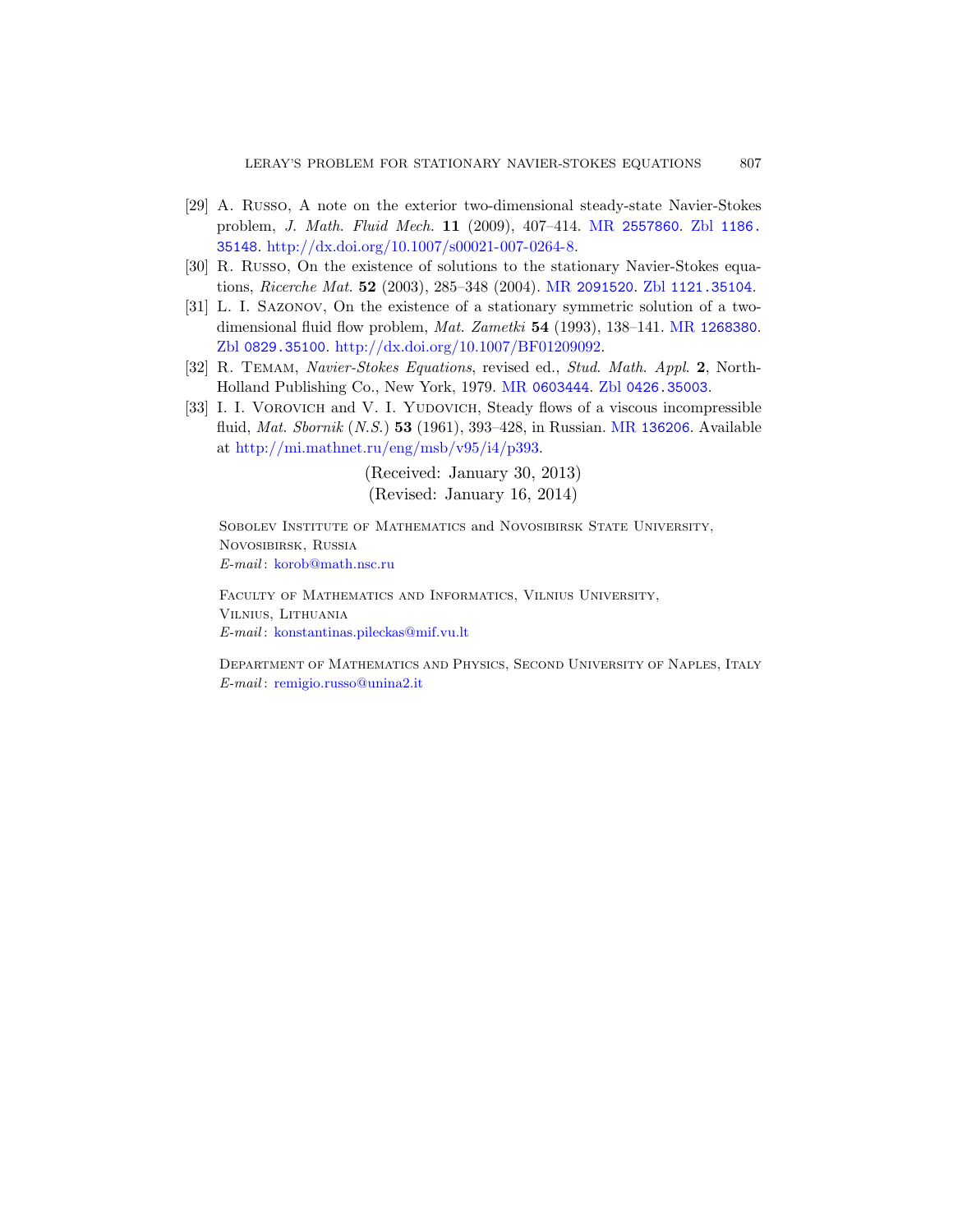[29] A. Russo, A note on the exterior two-dimensional steady-state Navier-Stokes problem, *J. Math. Fluid Mech.* **11** (2009), 407–414. MR 2557860. Zbl 1186.35148. http://dx.doi.org/10.1007/s00021-007-0264-8.

[30] R. Russo, On the existence of solutions to the stationary Navier-Stokes equations, *Ricerche Mat.* **52** (2003), 285–348 (2004). MR 2091520. Zbl 1121.35104.

[31] L. I. Sazonov, On the existence of a stationary symmetric solution of a two-dimensional fluid flow problem, *Mat. Zametki* **54** (1993), 138–141. MR 1268380. Zbl 0829.35100. http://dx.doi.org/10.1007/BF01209092.

[32] R. Temam, *Navier-Stokes Equations*, revised ed., *Stud. Math. Appl.* **2**, North-Holland Publishing Co., New York, 1979. MR 0603444. Zbl 0426.35003.

[33] I. I. Vorovich and V. I. Yudovich, Steady flows of a viscous incompressible fluid, *Mat. Sbornik* (*N.S.*) **53** (1961), 393–428, in Russian. MR 136206. Available at http://mi.mathnet.ru/eng/msb/v95/i4/p393.

(Received: January 30, 2013)
(Revised: January 16, 2014)

Sobolev Institute of Mathematics and Novosibirsk State University,
Novosibirsk, Russia
*E-mail*: korob@math.nsc.ru

Faculty of Mathematics and Informatics, Vilnius University,
Vilnius, Lithuania
*E-mail*: konstantinas.pileckas@mif.vu.lt

Department of Mathematics and Physics, Second University of Naples, Italy
*E-mail*: remigio.russo@unina2.it